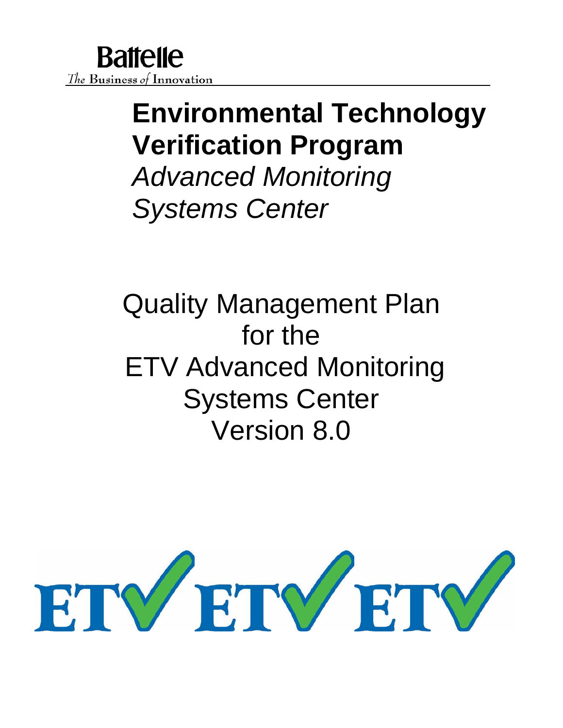Battelle

*The Business of Innovation*

# Environmental Technology Verification Program

*Advanced Monitoring Systems Center*

## Quality Management Plan for the ETV Advanced Monitoring Systems Center Version 8.0

ETV ETV ETV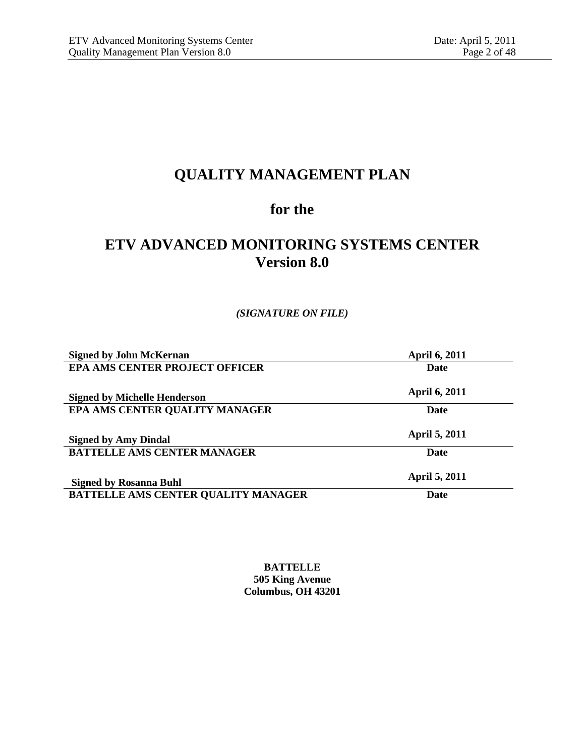# QUALITY MANAGEMENT PLAN

## for the

# ETV ADVANCED MONITORING SYSTEMS CENTER
# Version 8.0

***(SIGNATURE ON FILE)***

| | |
|---|---|
| **Signed by John McKernan** | **April 6, 2011** |
| **EPA AMS CENTER PROJECT OFFICER** | **Date** |
| **Signed by Michelle Henderson** | **April 6, 2011** |
| **EPA AMS CENTER QUALITY MANAGER** | **Date** |
| **Signed by Amy Dindal** | **April 5, 2011** |
| **BATTELLE AMS CENTER MANAGER** | **Date** |
| **Signed by Rosanna Buhl** | **April 5, 2011** |
| **BATTELLE AMS CENTER QUALITY MANAGER** | **Date** |

**BATTELLE**
**505 King Avenue**
**Columbus, OH 43201**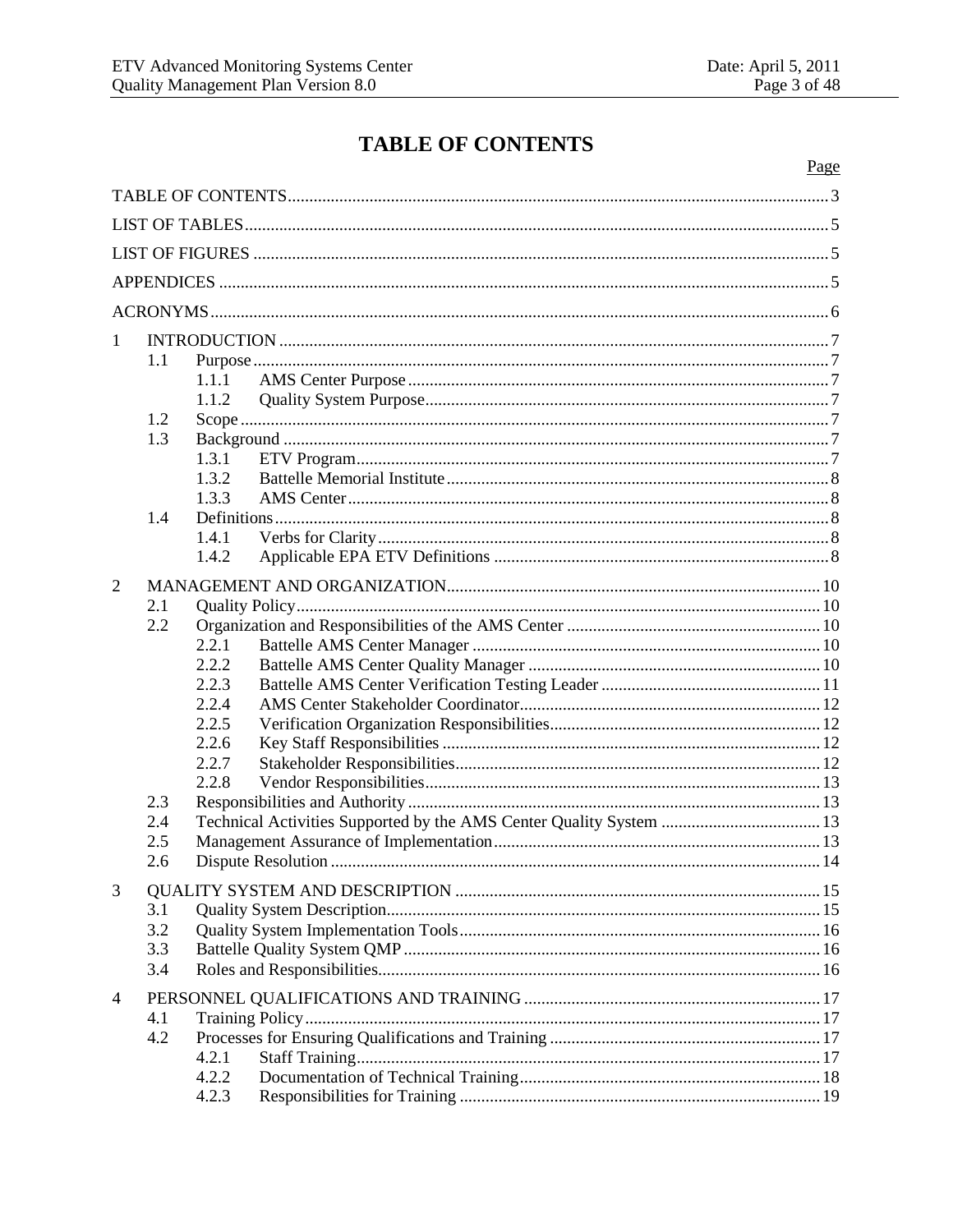# TABLE OF CONTENTS

| | Page |
|---|---|
| TABLE OF CONTENTS | 3 |
| LIST OF TABLES | 5 |
| LIST OF FIGURES | 5 |
| APPENDICES | 5 |
| ACRONYMS | 6 |
| 1 INTRODUCTION | 7 |
| 1.1 Purpose | 7 |
| 1.1.1 AMS Center Purpose | 7 |
| 1.1.2 Quality System Purpose | 7 |
| 1.2 Scope | 7 |
| 1.3 Background | 7 |
| 1.3.1 ETV Program | 7 |
| 1.3.2 Battelle Memorial Institute | 8 |
| 1.3.3 AMS Center | 8 |
| 1.4 Definitions | 8 |
| 1.4.1 Verbs for Clarity | 8 |
| 1.4.2 Applicable EPA ETV Definitions | 8 |
| 2 MANAGEMENT AND ORGANIZATION | 10 |
| 2.1 Quality Policy | 10 |
| 2.2 Organization and Responsibilities of the AMS Center | 10 |
| 2.2.1 Battelle AMS Center Manager | 10 |
| 2.2.2 Battelle AMS Center Quality Manager | 10 |
| 2.2.3 Battelle AMS Center Verification Testing Leader | 11 |
| 2.2.4 AMS Center Stakeholder Coordinator | 12 |
| 2.2.5 Verification Organization Responsibilities | 12 |
| 2.2.6 Key Staff Responsibilities | 12 |
| 2.2.7 Stakeholder Responsibilities | 12 |
| 2.2.8 Vendor Responsibilities | 13 |
| 2.3 Responsibilities and Authority | 13 |
| 2.4 Technical Activities Supported by the AMS Center Quality System | 13 |
| 2.5 Management Assurance of Implementation | 13 |
| 2.6 Dispute Resolution | 14 |
| 3 QUALITY SYSTEM AND DESCRIPTION | 15 |
| 3.1 Quality System Description | 15 |
| 3.2 Quality System Implementation Tools | 16 |
| 3.3 Battelle Quality System QMP | 16 |
| 3.4 Roles and Responsibilities | 16 |
| 4 PERSONNEL QUALIFICATIONS AND TRAINING | 17 |
| 4.1 Training Policy | 17 |
| 4.2 Processes for Ensuring Qualifications and Training | 17 |
| 4.2.1 Staff Training | 17 |
| 4.2.2 Documentation of Technical Training | 18 |
| 4.2.3 Responsibilities for Training | 19 |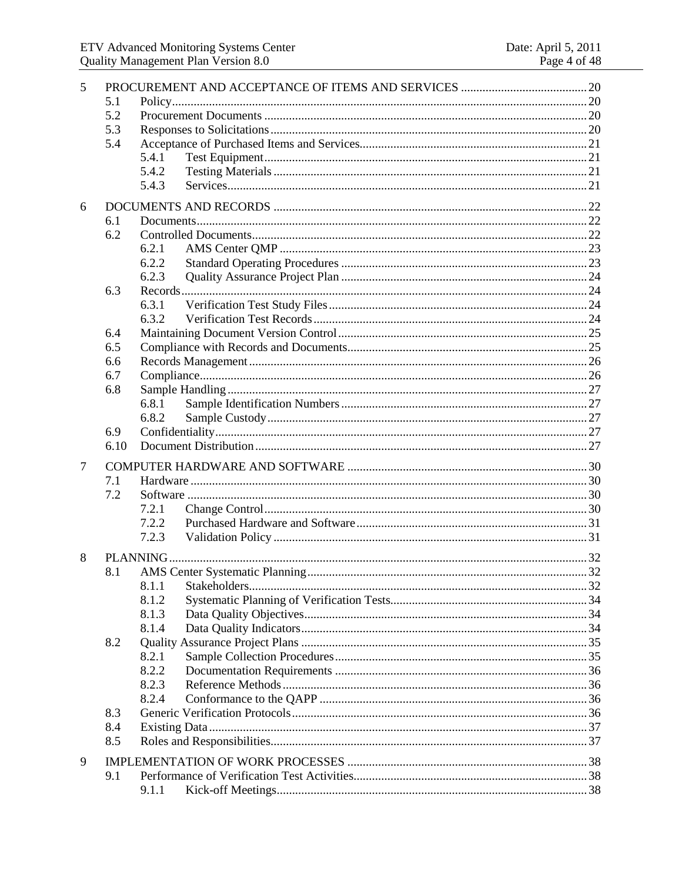| | | | |
|---|---|---|---|
| 5 | PROCUREMENT AND ACCEPTANCE OF ITEMS AND SERVICES | | 20 |
| | 5.1 | Policy | 20 |
| | 5.2 | Procurement Documents | 20 |
| | 5.3 | Responses to Solicitations | 20 |
| | 5.4 | Acceptance of Purchased Items and Services | 21 |
| | | 5.4.1 Test Equipment | 21 |
| | | 5.4.2 Testing Materials | 21 |
| | | 5.4.3 Services | 21 |
| 6 | DOCUMENTS AND RECORDS | | 22 |
| | 6.1 | Documents | 22 |
| | 6.2 | Controlled Documents | 22 |
| | | 6.2.1 AMS Center QMP | 23 |
| | | 6.2.2 Standard Operating Procedures | 23 |
| | | 6.2.3 Quality Assurance Project Plan | 24 |
| | 6.3 | Records | 24 |
| | | 6.3.1 Verification Test Study Files | 24 |
| | | 6.3.2 Verification Test Records | 24 |
| | 6.4 | Maintaining Document Version Control | 25 |
| | 6.5 | Compliance with Records and Documents | 25 |
| | 6.6 | Records Management | 26 |
| | 6.7 | Compliance | 26 |
| | 6.8 | Sample Handling | 27 |
| | | 6.8.1 Sample Identification Numbers | 27 |
| | | 6.8.2 Sample Custody | 27 |
| | 6.9 | Confidentiality | 27 |
| | 6.10 | Document Distribution | 27 |
| 7 | COMPUTER HARDWARE AND SOFTWARE | | 30 |
| | 7.1 | Hardware | 30 |
| | 7.2 | Software | 30 |
| | | 7.2.1 Change Control | 30 |
| | | 7.2.2 Purchased Hardware and Software | 31 |
| | | 7.2.3 Validation Policy | 31 |
| 8 | PLANNING | | 32 |
| | 8.1 | AMS Center Systematic Planning | 32 |
| | | 8.1.1 Stakeholders | 32 |
| | | 8.1.2 Systematic Planning of Verification Tests | 34 |
| | | 8.1.3 Data Quality Objectives | 34 |
| | | 8.1.4 Data Quality Indicators | 34 |
| | 8.2 | Quality Assurance Project Plans | 35 |
| | | 8.2.1 Sample Collection Procedures | 35 |
| | | 8.2.2 Documentation Requirements | 36 |
| | | 8.2.3 Reference Methods | 36 |
| | | 8.2.4 Conformance to the QAPP | 36 |
| | 8.3 | Generic Verification Protocols | 36 |
| | 8.4 | Existing Data | 37 |
| | 8.5 | Roles and Responsibilities | 37 |
| 9 | IMPLEMENTATION OF WORK PROCESSES | | 38 |
| | 9.1 | Performance of Verification Test Activities | 38 |
| | | 9.1.1 Kick-off Meetings | 38 |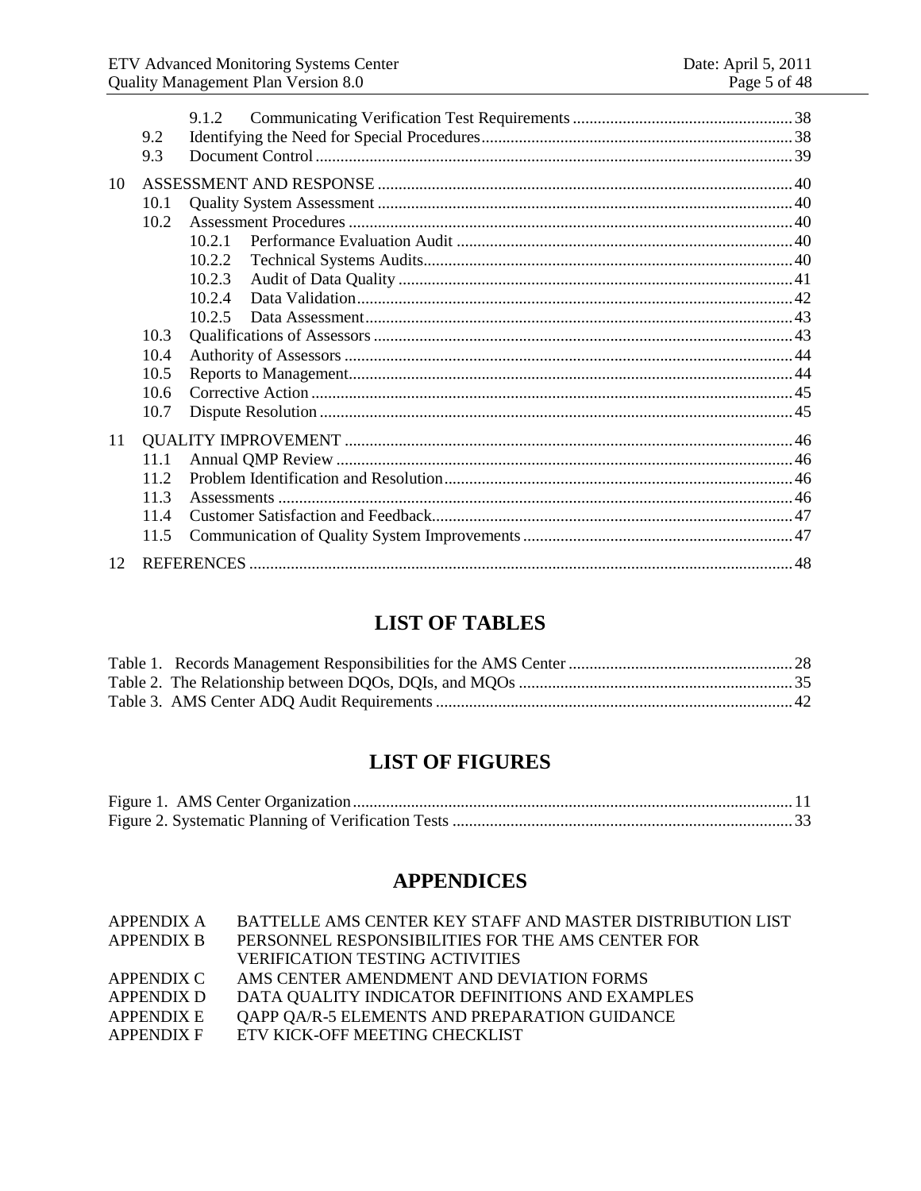9.1.2 Communicating Verification Test Requirements ..................................................... 38

9.2 Identifying the Need for Special Procedures........................................................................... 38

9.3 Document Control ................................................................................................................... 39

10 ASSESSMENT AND RESPONSE .................................................................................................... 40

10.1 Quality System Assessment .................................................................................................... 40

10.2 Assessment Procedures ........................................................................................................... 40

10.2.1 Performance Evaluation Audit ................................................................................. 40

10.2.2 Technical Systems Audits......................................................................................... 40

10.2.3 Audit of Data Quality ............................................................................................... 41

10.2.4 Data Validation......................................................................................................... 42

10.2.5 Data Assessment....................................................................................................... 43

10.3 Qualifications of Assessors ..................................................................................................... 43

10.4 Authority of Assessors ............................................................................................................ 44

10.5 Reports to Management........................................................................................................... 44

10.6 Corrective Action .................................................................................................................... 45

10.7 Dispute Resolution .................................................................................................................. 45

11 QUALITY IMPROVEMENT ............................................................................................................ 46

11.1 Annual QMP Review .............................................................................................................. 46

11.2 Problem Identification and Resolution.................................................................................... 46

11.3 Assessments ............................................................................................................................ 46

11.4 Customer Satisfaction and Feedback....................................................................................... 47

11.5 Communication of Quality System Improvements ................................................................. 47

12 REFERENCES ................................................................................................................................... 48

# LIST OF TABLES

Table 1. Records Management Responsibilities for the AMS Center ...................................................... 28

Table 2. The Relationship between DQOs, DQIs, and MQOs .................................................................. 35

Table 3. AMS Center ADQ Audit Requirements ..................................................................................... 42

# LIST OF FIGURES

Figure 1. AMS Center Organization.......................................................................................................... 11

Figure 2. Systematic Planning of Verification Tests ................................................................................. 33

# APPENDICES

APPENDIX A BATTELLE AMS CENTER KEY STAFF AND MASTER DISTRIBUTION LIST

APPENDIX B PERSONNEL RESPONSIBILITIES FOR THE AMS CENTER FOR VERIFICATION TESTING ACTIVITIES

APPENDIX C AMS CENTER AMENDMENT AND DEVIATION FORMS

APPENDIX D DATA QUALITY INDICATOR DEFINITIONS AND EXAMPLES

APPENDIX E QAPP QA/R-5 ELEMENTS AND PREPARATION GUIDANCE

APPENDIX F ETV KICK-OFF MEETING CHECKLIST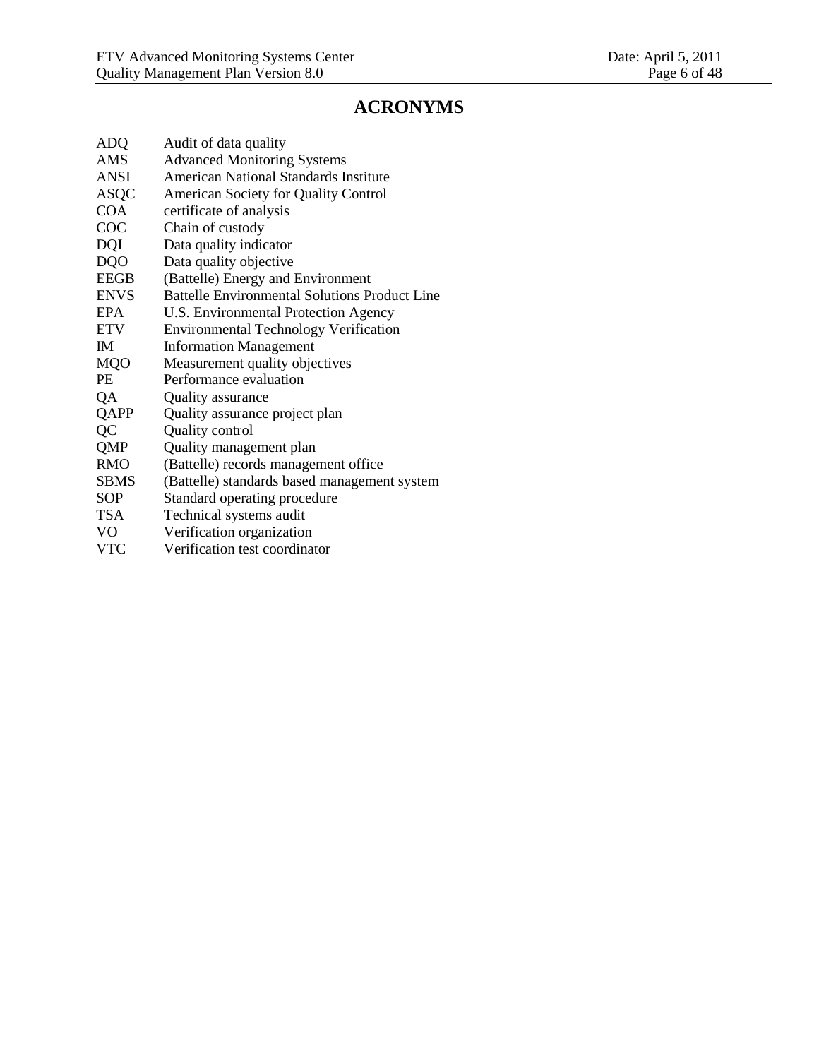# ACRONYMS

| | |
|---|---|
| ADQ | Audit of data quality |
| AMS | Advanced Monitoring Systems |
| ANSI | American National Standards Institute |
| ASQC | American Society for Quality Control |
| COA | certificate of analysis |
| COC | Chain of custody |
| DQI | Data quality indicator |
| DQO | Data quality objective |
| EEGB | (Battelle) Energy and Environment |
| ENVS | Battelle Environmental Solutions Product Line |
| EPA | U.S. Environmental Protection Agency |
| ETV | Environmental Technology Verification |
| IM | Information Management |
| MQO | Measurement quality objectives |
| PE | Performance evaluation |
| QA | Quality assurance |
| QAPP | Quality assurance project plan |
| QC | Quality control |
| QMP | Quality management plan |
| RMO | (Battelle) records management office |
| SBMS | (Battelle) standards based management system |
| SOP | Standard operating procedure |
| TSA | Technical systems audit |
| VO | Verification organization |
| VTC | Verification test coordinator |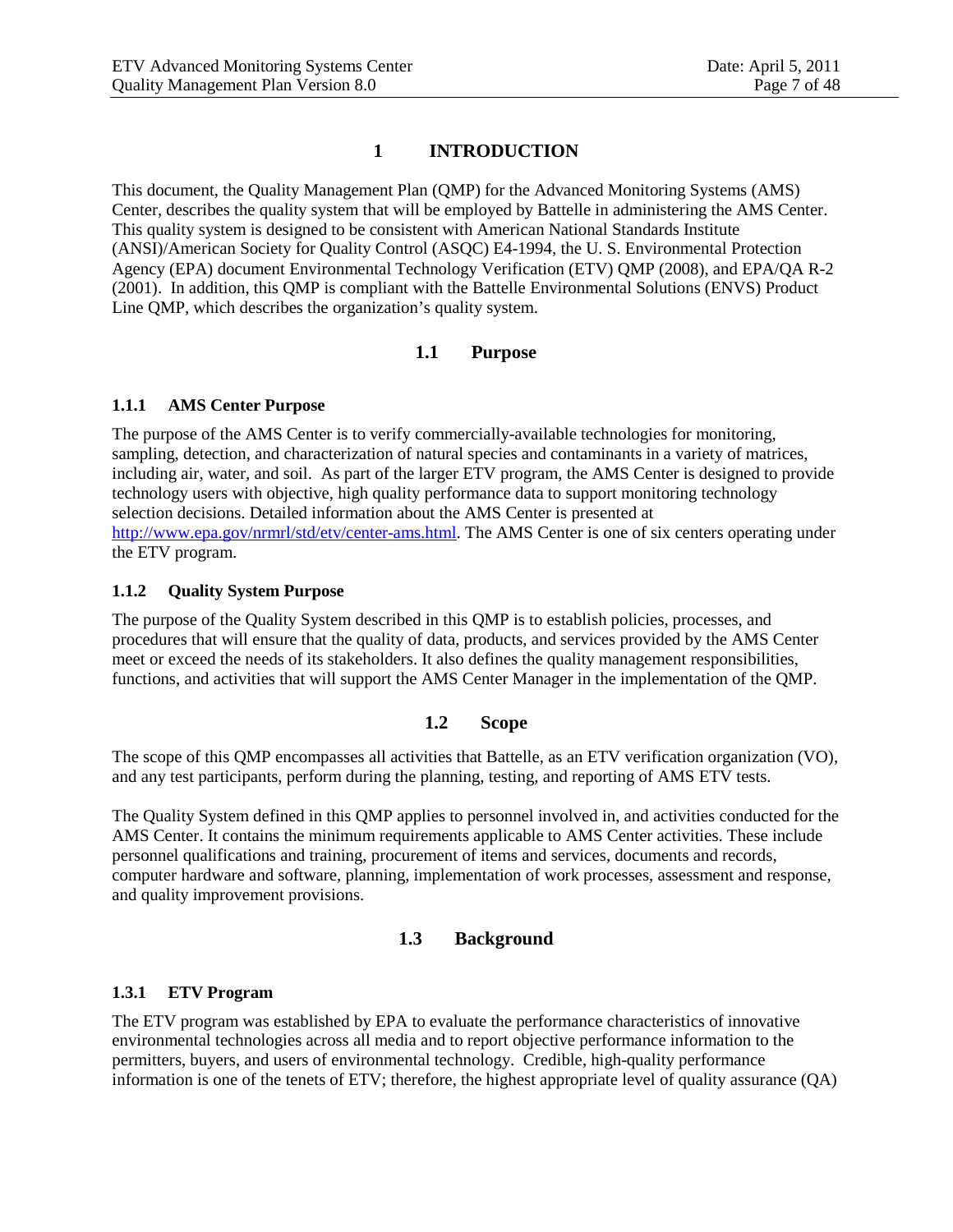# 1 INTRODUCTION

This document, the Quality Management Plan (QMP) for the Advanced Monitoring Systems (AMS) Center, describes the quality system that will be employed by Battelle in administering the AMS Center. This quality system is designed to be consistent with American National Standards Institute (ANSI)/American Society for Quality Control (ASQC) E4-1994, the U. S. Environmental Protection Agency (EPA) document Environmental Technology Verification (ETV) QMP (2008), and EPA/QA R-2 (2001). In addition, this QMP is compliant with the Battelle Environmental Solutions (ENVS) Product Line QMP, which describes the organization's quality system.

## 1.1 Purpose

### 1.1.1 AMS Center Purpose

The purpose of the AMS Center is to verify commercially-available technologies for monitoring, sampling, detection, and characterization of natural species and contaminants in a variety of matrices, including air, water, and soil. As part of the larger ETV program, the AMS Center is designed to provide technology users with objective, high quality performance data to support monitoring technology selection decisions. Detailed information about the AMS Center is presented at [http://www.epa.gov/nrmrl/std/etv/center-ams.html](http://www.epa.gov/nrmrl/std/etv/center-ams.html). The AMS Center is one of six centers operating under the ETV program.

### 1.1.2 Quality System Purpose

The purpose of the Quality System described in this QMP is to establish policies, processes, and procedures that will ensure that the quality of data, products, and services provided by the AMS Center meet or exceed the needs of its stakeholders. It also defines the quality management responsibilities, functions, and activities that will support the AMS Center Manager in the implementation of the QMP.

## 1.2 Scope

The scope of this QMP encompasses all activities that Battelle, as an ETV verification organization (VO), and any test participants, perform during the planning, testing, and reporting of AMS ETV tests.

The Quality System defined in this QMP applies to personnel involved in, and activities conducted for the AMS Center. It contains the minimum requirements applicable to AMS Center activities. These include personnel qualifications and training, procurement of items and services, documents and records, computer hardware and software, planning, implementation of work processes, assessment and response, and quality improvement provisions.

## 1.3 Background

### 1.3.1 ETV Program

The ETV program was established by EPA to evaluate the performance characteristics of innovative environmental technologies across all media and to report objective performance information to the permitters, buyers, and users of environmental technology. Credible, high-quality performance information is one of the tenets of ETV; therefore, the highest appropriate level of quality assurance (QA)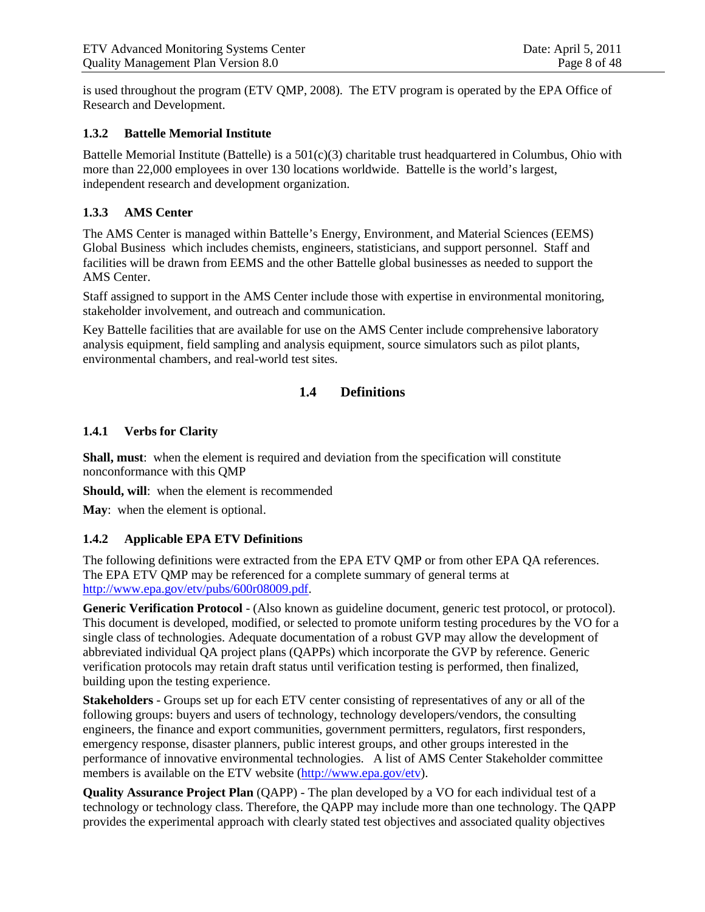is used throughout the program (ETV QMP, 2008). The ETV program is operated by the EPA Office of Research and Development.

### 1.3.2 Battelle Memorial Institute

Battelle Memorial Institute (Battelle) is a 501(c)(3) charitable trust headquartered in Columbus, Ohio with more than 22,000 employees in over 130 locations worldwide. Battelle is the world's largest, independent research and development organization.

### 1.3.3 AMS Center

The AMS Center is managed within Battelle's Energy, Environment, and Material Sciences (EEMS) Global Business which includes chemists, engineers, statisticians, and support personnel. Staff and facilities will be drawn from EEMS and the other Battelle global businesses as needed to support the AMS Center.

Staff assigned to support in the AMS Center include those with expertise in environmental monitoring, stakeholder involvement, and outreach and communication.

Key Battelle facilities that are available for use on the AMS Center include comprehensive laboratory analysis equipment, field sampling and analysis equipment, source simulators such as pilot plants, environmental chambers, and real-world test sites.

## 1.4 Definitions

### 1.4.1 Verbs for Clarity

**Shall, must**: when the element is required and deviation from the specification will constitute nonconformance with this QMP

**Should, will**: when the element is recommended

**May**: when the element is optional.

### 1.4.2 Applicable EPA ETV Definitions

The following definitions were extracted from the EPA ETV QMP or from other EPA QA references. The EPA ETV QMP may be referenced for a complete summary of general terms at http://www.epa.gov/etv/pubs/600r08009.pdf.

**Generic Verification Protocol** - (Also known as guideline document, generic test protocol, or protocol). This document is developed, modified, or selected to promote uniform testing procedures by the VO for a single class of technologies. Adequate documentation of a robust GVP may allow the development of abbreviated individual QA project plans (QAPPs) which incorporate the GVP by reference. Generic verification protocols may retain draft status until verification testing is performed, then finalized, building upon the testing experience.

**Stakeholders** - Groups set up for each ETV center consisting of representatives of any or all of the following groups: buyers and users of technology, technology developers/vendors, the consulting engineers, the finance and export communities, government permitters, regulators, first responders, emergency response, disaster planners, public interest groups, and other groups interested in the performance of innovative environmental technologies. A list of AMS Center Stakeholder committee members is available on the ETV website (http://www.epa.gov/etv).

**Quality Assurance Project Plan** (QAPP) - The plan developed by a VO for each individual test of a technology or technology class. Therefore, the QAPP may include more than one technology. The QAPP provides the experimental approach with clearly stated test objectives and associated quality objectives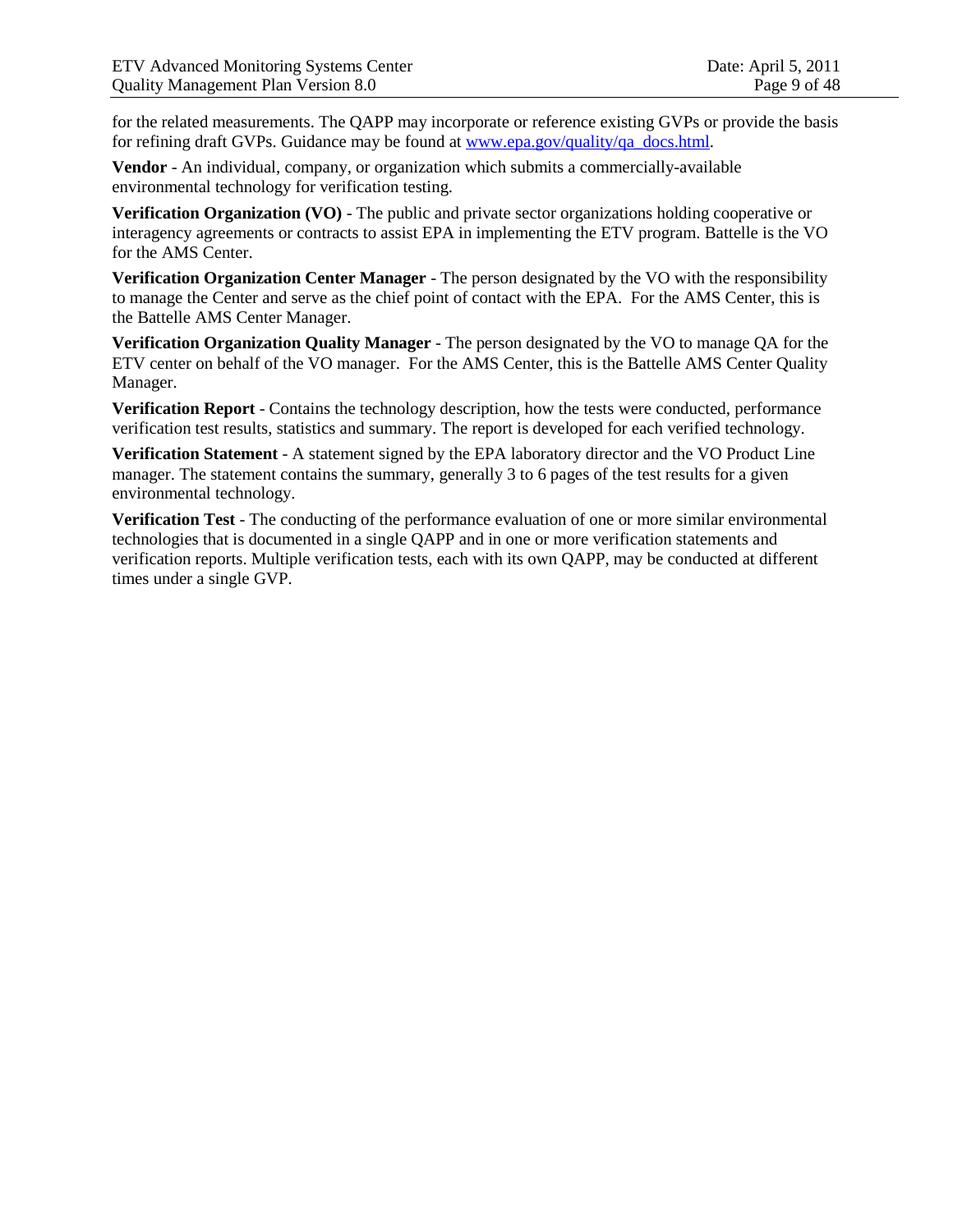for the related measurements. The QAPP may incorporate or reference existing GVPs or provide the basis for refining draft GVPs. Guidance may be found at [www.epa.gov/quality/qa_docs.html](www.epa.gov/quality/qa_docs.html).

**Vendor** - An individual, company, or organization which submits a commercially-available environmental technology for verification testing.

**Verification Organization (VO)** - The public and private sector organizations holding cooperative or interagency agreements or contracts to assist EPA in implementing the ETV program. Battelle is the VO for the AMS Center.

**Verification Organization Center Manager** - The person designated by the VO with the responsibility to manage the Center and serve as the chief point of contact with the EPA. For the AMS Center, this is the Battelle AMS Center Manager.

**Verification Organization Quality Manager** - The person designated by the VO to manage QA for the ETV center on behalf of the VO manager. For the AMS Center, this is the Battelle AMS Center Quality Manager.

**Verification Report** - Contains the technology description, how the tests were conducted, performance verification test results, statistics and summary. The report is developed for each verified technology.

**Verification Statement** - A statement signed by the EPA laboratory director and the VO Product Line manager. The statement contains the summary, generally 3 to 6 pages of the test results for a given environmental technology.

**Verification Test** - The conducting of the performance evaluation of one or more similar environmental technologies that is documented in a single QAPP and in one or more verification statements and verification reports. Multiple verification tests, each with its own QAPP, may be conducted at different times under a single GVP.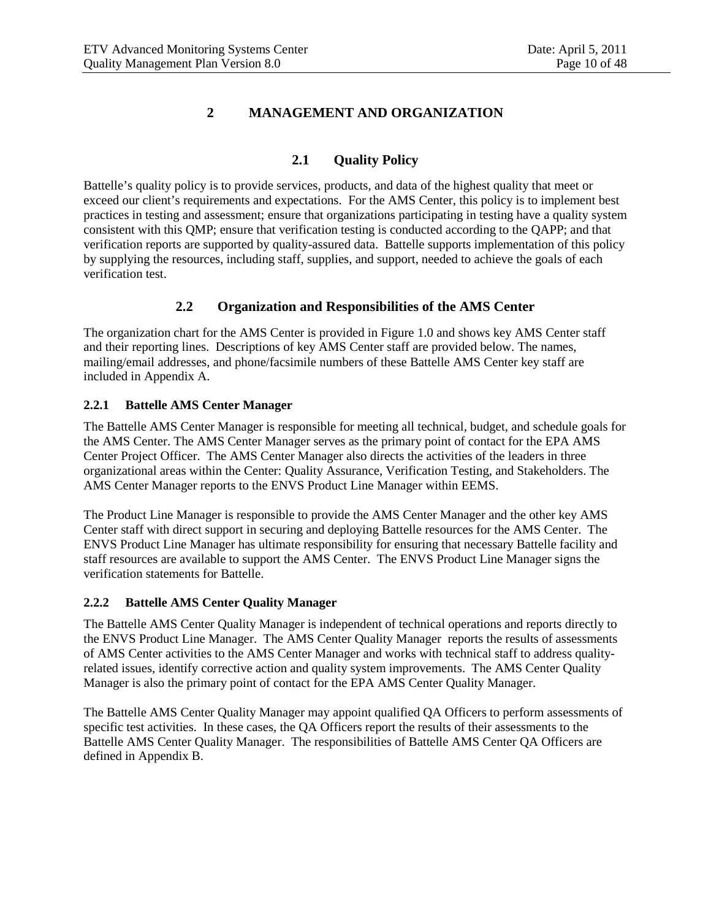# 2 MANAGEMENT AND ORGANIZATION

## 2.1 Quality Policy

Battelle's quality policy is to provide services, products, and data of the highest quality that meet or exceed our client's requirements and expectations. For the AMS Center, this policy is to implement best practices in testing and assessment; ensure that organizations participating in testing have a quality system consistent with this QMP; ensure that verification testing is conducted according to the QAPP; and that verification reports are supported by quality-assured data. Battelle supports implementation of this policy by supplying the resources, including staff, supplies, and support, needed to achieve the goals of each verification test.

## 2.2 Organization and Responsibilities of the AMS Center

The organization chart for the AMS Center is provided in Figure 1.0 and shows key AMS Center staff and their reporting lines. Descriptions of key AMS Center staff are provided below. The names, mailing/email addresses, and phone/facsimile numbers of these Battelle AMS Center key staff are included in Appendix A.

### 2.2.1 Battelle AMS Center Manager

The Battelle AMS Center Manager is responsible for meeting all technical, budget, and schedule goals for the AMS Center. The AMS Center Manager serves as the primary point of contact for the EPA AMS Center Project Officer. The AMS Center Manager also directs the activities of the leaders in three organizational areas within the Center: Quality Assurance, Verification Testing, and Stakeholders. The AMS Center Manager reports to the ENVS Product Line Manager within EEMS.

The Product Line Manager is responsible to provide the AMS Center Manager and the other key AMS Center staff with direct support in securing and deploying Battelle resources for the AMS Center. The ENVS Product Line Manager has ultimate responsibility for ensuring that necessary Battelle facility and staff resources are available to support the AMS Center. The ENVS Product Line Manager signs the verification statements for Battelle.

### 2.2.2 Battelle AMS Center Quality Manager

The Battelle AMS Center Quality Manager is independent of technical operations and reports directly to the ENVS Product Line Manager. The AMS Center Quality Manager reports the results of assessments of AMS Center activities to the AMS Center Manager and works with technical staff to address quality-related issues, identify corrective action and quality system improvements. The AMS Center Quality Manager is also the primary point of contact for the EPA AMS Center Quality Manager.

The Battelle AMS Center Quality Manager may appoint qualified QA Officers to perform assessments of specific test activities. In these cases, the QA Officers report the results of their assessments to the Battelle AMS Center Quality Manager. The responsibilities of Battelle AMS Center QA Officers are defined in Appendix B.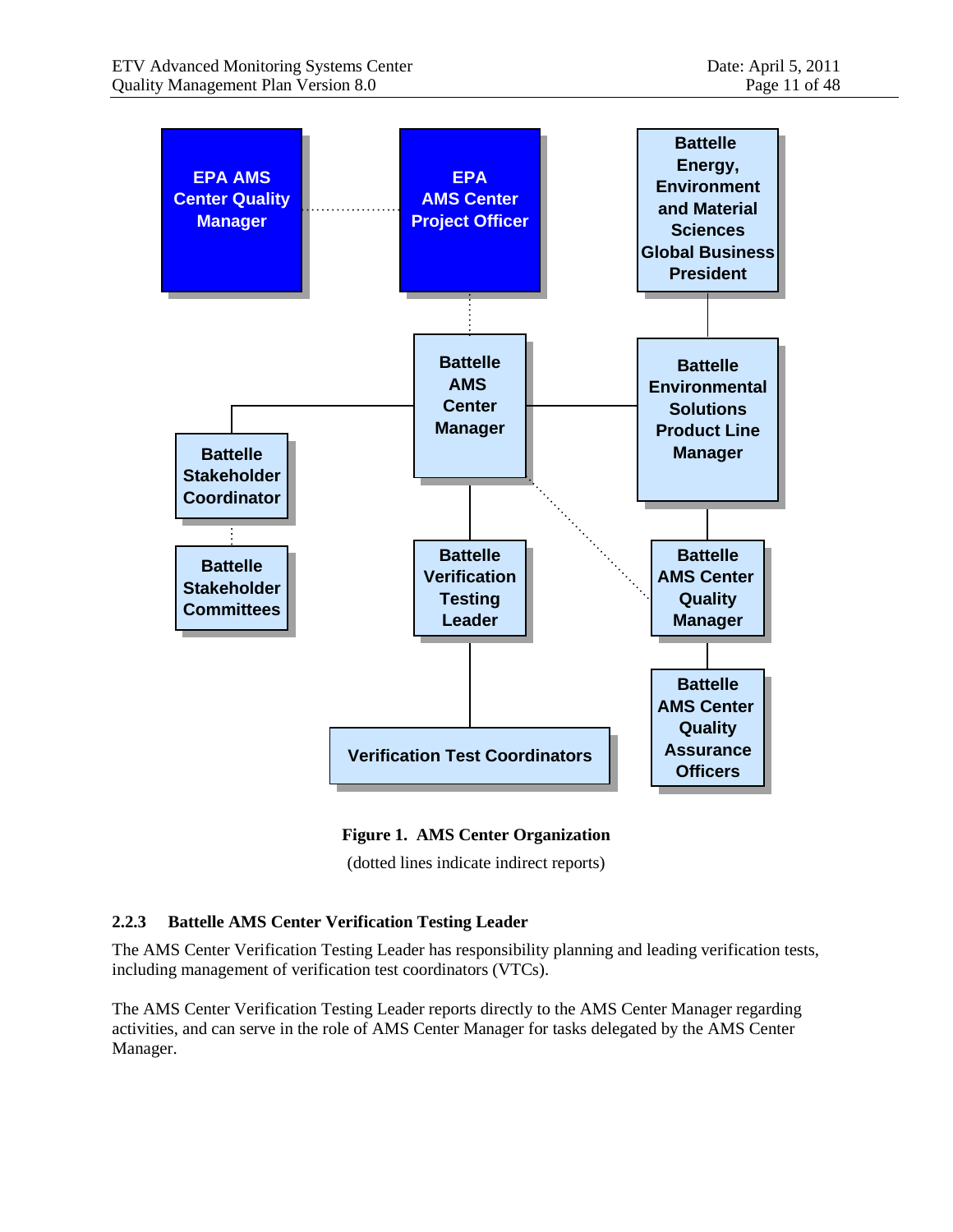EPA AMS Center Quality Manager

EPA AMS Center Project Officer

Battelle Energy, Environment and Material Sciences Global Business President

Battelle AMS Center Manager

Battelle Environmental Solutions Product Line Manager

Battelle Stakeholder Coordinator

Battelle Stakeholder Committees

Battelle Verification Testing Leader

Battelle AMS Center Quality Manager

Battelle AMS Center Quality Assurance Officers

Verification Test Coordinators

**Figure 1. AMS Center Organization**

(dotted lines indicate indirect reports)

### 2.2.3 Battelle AMS Center Verification Testing Leader

The AMS Center Verification Testing Leader has responsibility planning and leading verification tests, including management of verification test coordinators (VTCs).

The AMS Center Verification Testing Leader reports directly to the AMS Center Manager regarding activities, and can serve in the role of AMS Center Manager for tasks delegated by the AMS Center Manager.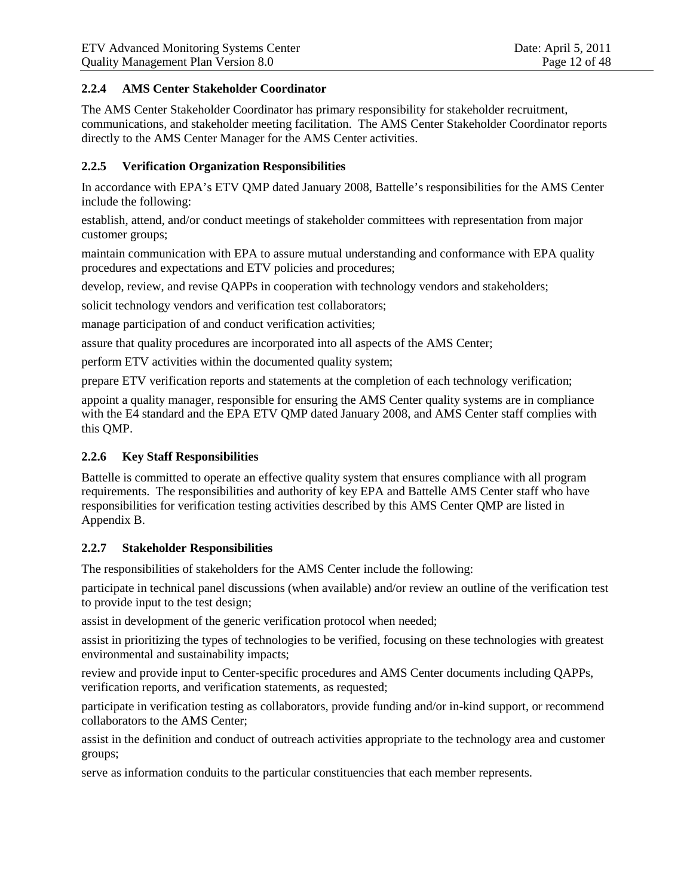### 2.2.4 AMS Center Stakeholder Coordinator

The AMS Center Stakeholder Coordinator has primary responsibility for stakeholder recruitment, communications, and stakeholder meeting facilitation. The AMS Center Stakeholder Coordinator reports directly to the AMS Center Manager for the AMS Center activities.

### 2.2.5 Verification Organization Responsibilities

In accordance with EPA's ETV QMP dated January 2008, Battelle's responsibilities for the AMS Center include the following:

establish, attend, and/or conduct meetings of stakeholder committees with representation from major customer groups;

maintain communication with EPA to assure mutual understanding and conformance with EPA quality procedures and expectations and ETV policies and procedures;

develop, review, and revise QAPPs in cooperation with technology vendors and stakeholders;

solicit technology vendors and verification test collaborators;

manage participation of and conduct verification activities;

assure that quality procedures are incorporated into all aspects of the AMS Center;

perform ETV activities within the documented quality system;

prepare ETV verification reports and statements at the completion of each technology verification;

appoint a quality manager, responsible for ensuring the AMS Center quality systems are in compliance with the E4 standard and the EPA ETV QMP dated January 2008, and AMS Center staff complies with this QMP.

### 2.2.6 Key Staff Responsibilities

Battelle is committed to operate an effective quality system that ensures compliance with all program requirements. The responsibilities and authority of key EPA and Battelle AMS Center staff who have responsibilities for verification testing activities described by this AMS Center QMP are listed in Appendix B.

### 2.2.7 Stakeholder Responsibilities

The responsibilities of stakeholders for the AMS Center include the following:

participate in technical panel discussions (when available) and/or review an outline of the verification test to provide input to the test design;

assist in development of the generic verification protocol when needed;

assist in prioritizing the types of technologies to be verified, focusing on these technologies with greatest environmental and sustainability impacts;

review and provide input to Center-specific procedures and AMS Center documents including QAPPs, verification reports, and verification statements, as requested;

participate in verification testing as collaborators, provide funding and/or in-kind support, or recommend collaborators to the AMS Center;

assist in the definition and conduct of outreach activities appropriate to the technology area and customer groups;

serve as information conduits to the particular constituencies that each member represents.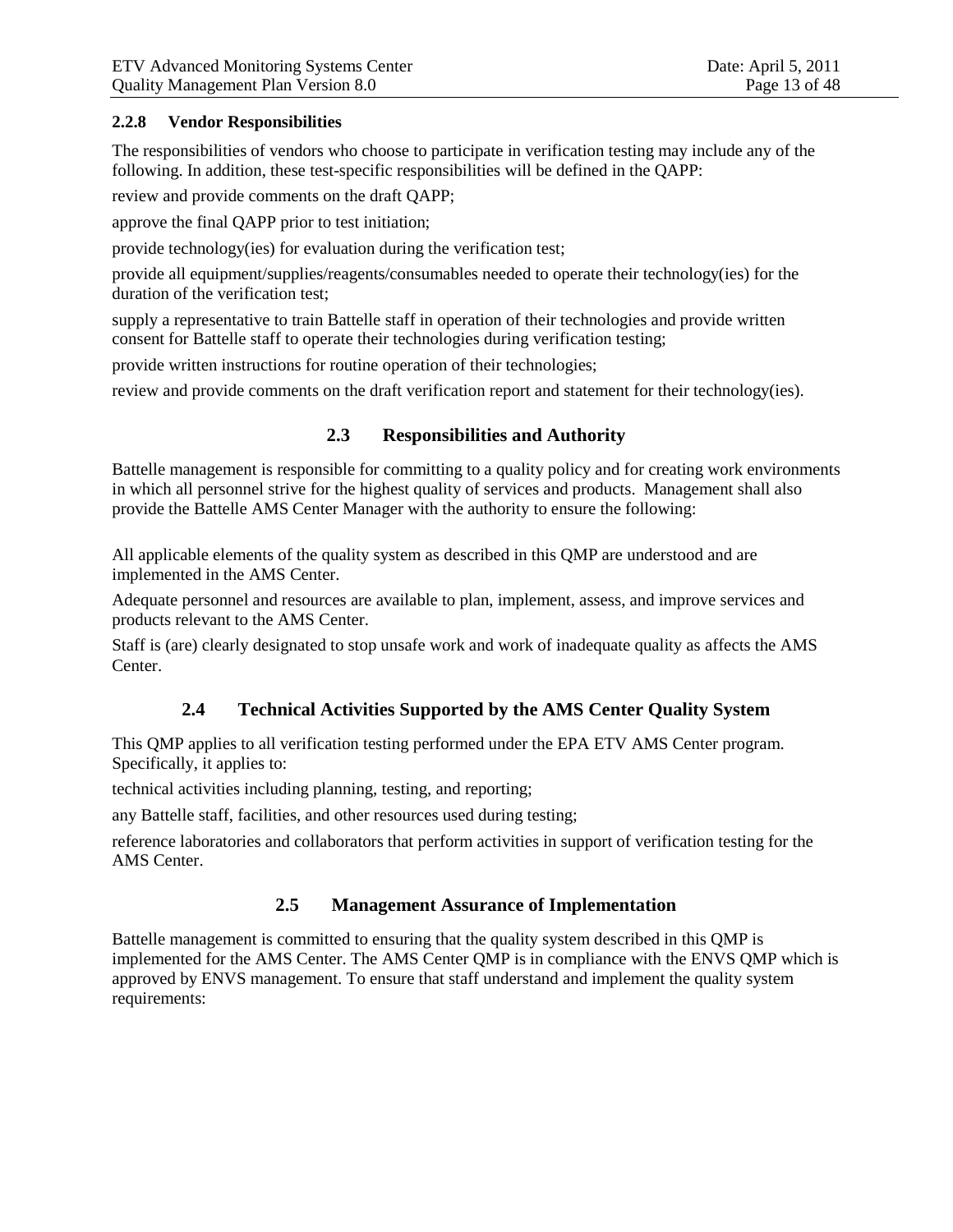### 2.2.8 Vendor Responsibilities

The responsibilities of vendors who choose to participate in verification testing may include any of the following. In addition, these test-specific responsibilities will be defined in the QAPP:

review and provide comments on the draft QAPP;

approve the final QAPP prior to test initiation;

provide technology(ies) for evaluation during the verification test;

provide all equipment/supplies/reagents/consumables needed to operate their technology(ies) for the duration of the verification test;

supply a representative to train Battelle staff in operation of their technologies and provide written consent for Battelle staff to operate their technologies during verification testing;

provide written instructions for routine operation of their technologies;

review and provide comments on the draft verification report and statement for their technology(ies).

## 2.3 Responsibilities and Authority

Battelle management is responsible for committing to a quality policy and for creating work environments in which all personnel strive for the highest quality of services and products. Management shall also provide the Battelle AMS Center Manager with the authority to ensure the following:

All applicable elements of the quality system as described in this QMP are understood and are implemented in the AMS Center.

Adequate personnel and resources are available to plan, implement, assess, and improve services and products relevant to the AMS Center.

Staff is (are) clearly designated to stop unsafe work and work of inadequate quality as affects the AMS Center.

## 2.4 Technical Activities Supported by the AMS Center Quality System

This QMP applies to all verification testing performed under the EPA ETV AMS Center program. Specifically, it applies to:

technical activities including planning, testing, and reporting;

any Battelle staff, facilities, and other resources used during testing;

reference laboratories and collaborators that perform activities in support of verification testing for the AMS Center.

## 2.5 Management Assurance of Implementation

Battelle management is committed to ensuring that the quality system described in this QMP is implemented for the AMS Center. The AMS Center QMP is in compliance with the ENVS QMP which is approved by ENVS management. To ensure that staff understand and implement the quality system requirements: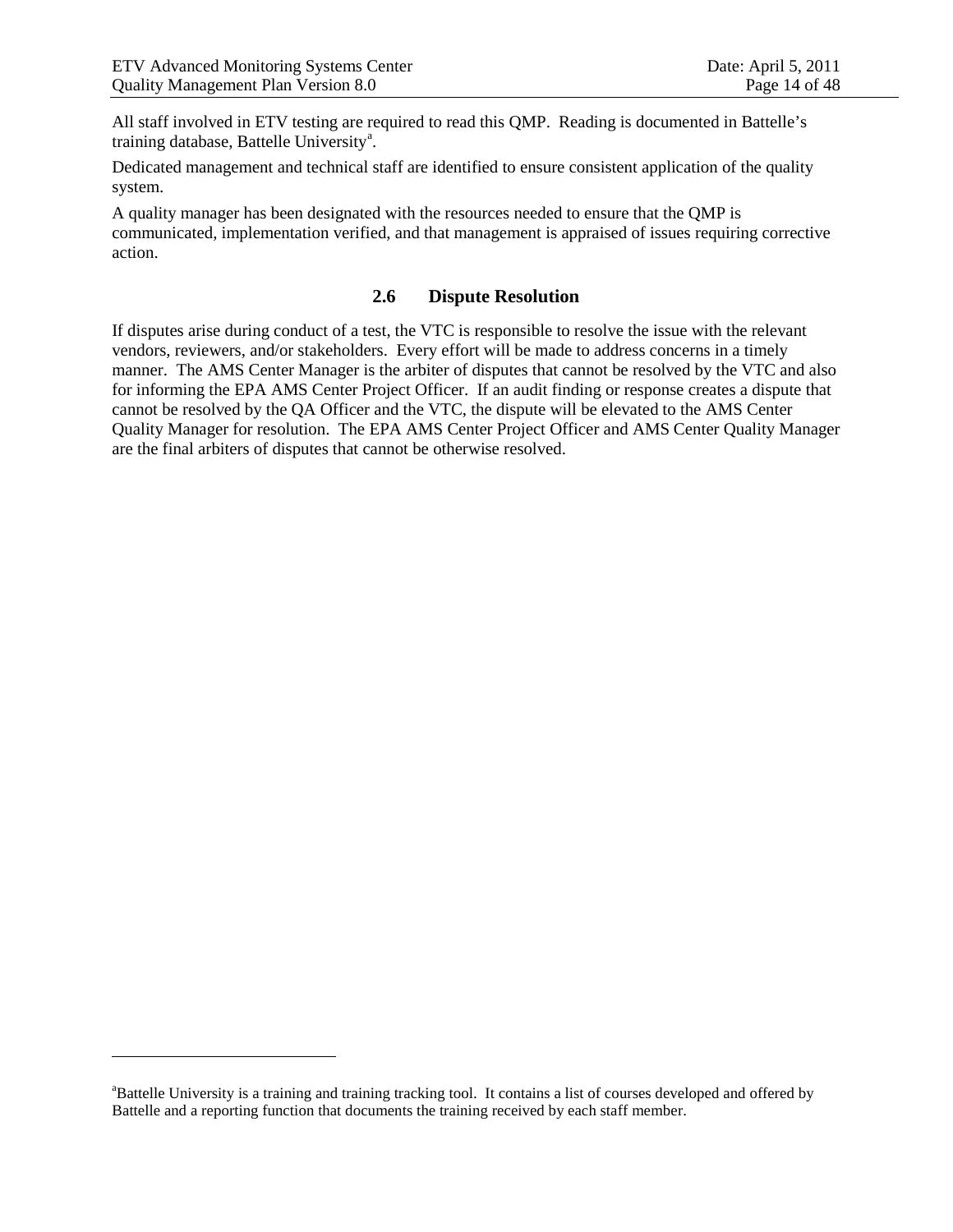All staff involved in ETV testing are required to read this QMP. Reading is documented in Battelle's training database, Battelle University[a].

Dedicated management and technical staff are identified to ensure consistent application of the quality system.

A quality manager has been designated with the resources needed to ensure that the QMP is communicated, implementation verified, and that management is appraised of issues requiring corrective action.

## 2.6 Dispute Resolution

If disputes arise during conduct of a test, the VTC is responsible to resolve the issue with the relevant vendors, reviewers, and/or stakeholders. Every effort will be made to address concerns in a timely manner. The AMS Center Manager is the arbiter of disputes that cannot be resolved by the VTC and also for informing the EPA AMS Center Project Officer. If an audit finding or response creates a dispute that cannot be resolved by the QA Officer and the VTC, the dispute will be elevated to the AMS Center Quality Manager for resolution. The EPA AMS Center Project Officer and AMS Center Quality Manager are the final arbiters of disputes that cannot be otherwise resolved.

---

[a]Battelle University is a training and training tracking tool. It contains a list of courses developed and offered by Battelle and a reporting function that documents the training received by each staff member.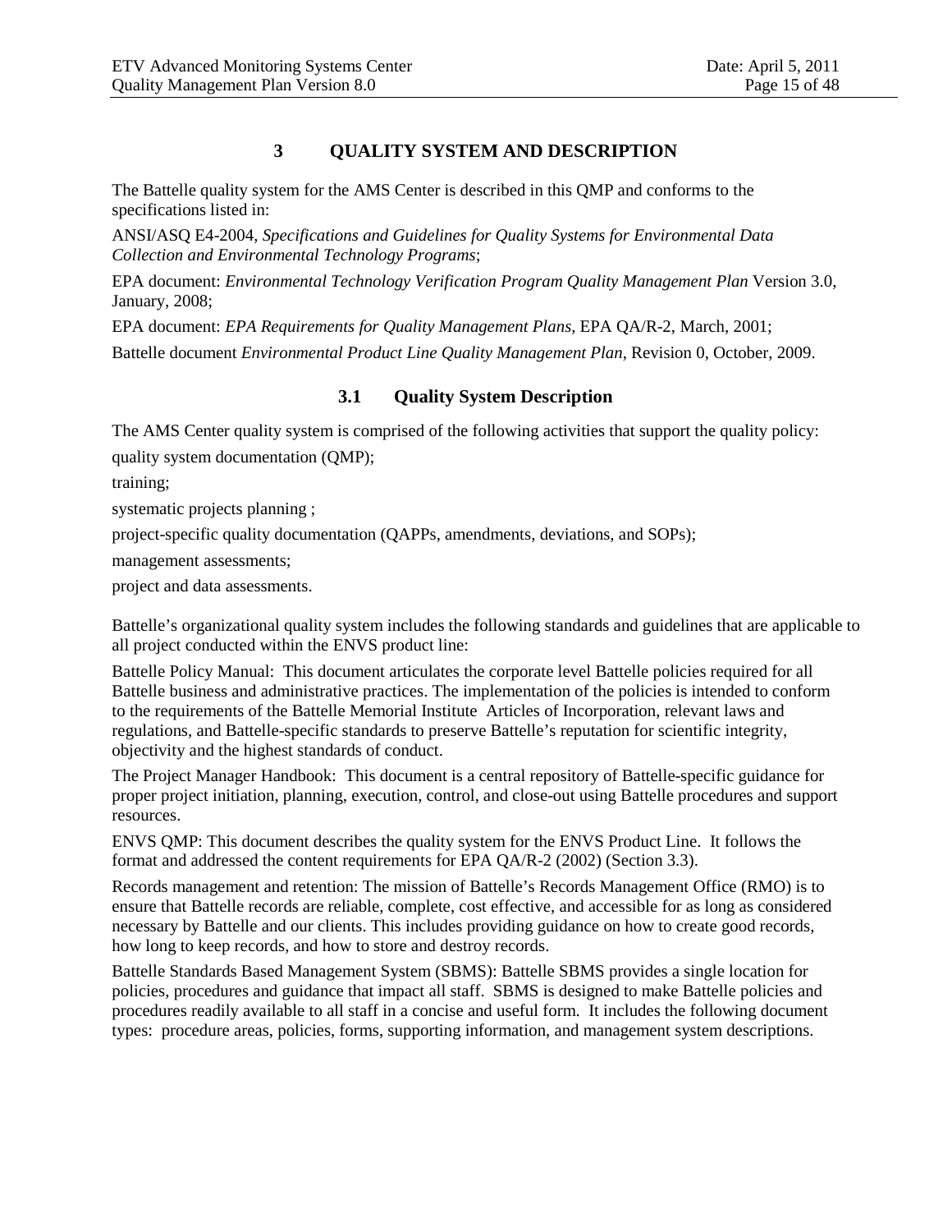# 3 QUALITY SYSTEM AND DESCRIPTION

The Battelle quality system for the AMS Center is described in this QMP and conforms to the specifications listed in:

ANSI/ASQ E4-2004, *Specifications and Guidelines for Quality Systems for Environmental Data Collection and Environmental Technology Programs*;

EPA document: *Environmental Technology Verification Program Quality Management Plan* Version 3.0, January, 2008;

EPA document: *EPA Requirements for Quality Management Plans*, EPA QA/R-2, March, 2001;

Battelle document *Environmental Product Line Quality Management Plan*, Revision 0, October, 2009.

## 3.1 Quality System Description

The AMS Center quality system is comprised of the following activities that support the quality policy:

quality system documentation (QMP);

training;

systematic projects planning ;

project-specific quality documentation (QAPPs, amendments, deviations, and SOPs);

management assessments;

project and data assessments.

Battelle's organizational quality system includes the following standards and guidelines that are applicable to all project conducted within the ENVS product line:

Battelle Policy Manual: This document articulates the corporate level Battelle policies required for all Battelle business and administrative practices. The implementation of the policies is intended to conform to the requirements of the Battelle Memorial Institute Articles of Incorporation, relevant laws and regulations, and Battelle-specific standards to preserve Battelle's reputation for scientific integrity, objectivity and the highest standards of conduct.

The Project Manager Handbook: This document is a central repository of Battelle-specific guidance for proper project initiation, planning, execution, control, and close-out using Battelle procedures and support resources.

ENVS QMP: This document describes the quality system for the ENVS Product Line. It follows the format and addressed the content requirements for EPA QA/R-2 (2002) (Section 3.3).

Records management and retention: The mission of Battelle's Records Management Office (RMO) is to ensure that Battelle records are reliable, complete, cost effective, and accessible for as long as considered necessary by Battelle and our clients. This includes providing guidance on how to create good records, how long to keep records, and how to store and destroy records.

Battelle Standards Based Management System (SBMS): Battelle SBMS provides a single location for policies, procedures and guidance that impact all staff. SBMS is designed to make Battelle policies and procedures readily available to all staff in a concise and useful form. It includes the following document types: procedure areas, policies, forms, supporting information, and management system descriptions.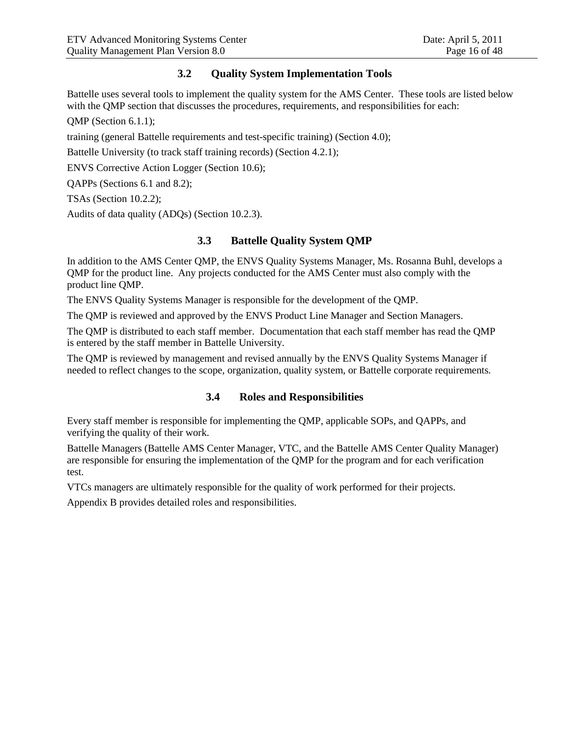## 3.2 Quality System Implementation Tools

Battelle uses several tools to implement the quality system for the AMS Center. These tools are listed below with the QMP section that discusses the procedures, requirements, and responsibilities for each:

QMP (Section 6.1.1);

training (general Battelle requirements and test-specific training) (Section 4.0);

Battelle University (to track staff training records) (Section 4.2.1);

ENVS Corrective Action Logger (Section 10.6);

QAPPs (Sections 6.1 and 8.2);

TSAs (Section 10.2.2);

Audits of data quality (ADQs) (Section 10.2.3).

## 3.3 Battelle Quality System QMP

In addition to the AMS Center QMP, the ENVS Quality Systems Manager, Ms. Rosanna Buhl, develops a QMP for the product line. Any projects conducted for the AMS Center must also comply with the product line QMP.

The ENVS Quality Systems Manager is responsible for the development of the QMP.

The QMP is reviewed and approved by the ENVS Product Line Manager and Section Managers.

The QMP is distributed to each staff member. Documentation that each staff member has read the QMP is entered by the staff member in Battelle University.

The QMP is reviewed by management and revised annually by the ENVS Quality Systems Manager if needed to reflect changes to the scope, organization, quality system, or Battelle corporate requirements.

## 3.4 Roles and Responsibilities

Every staff member is responsible for implementing the QMP, applicable SOPs, and QAPPs, and verifying the quality of their work.

Battelle Managers (Battelle AMS Center Manager, VTC, and the Battelle AMS Center Quality Manager) are responsible for ensuring the implementation of the QMP for the program and for each verification test.

VTCs managers are ultimately responsible for the quality of work performed for their projects.

Appendix B provides detailed roles and responsibilities.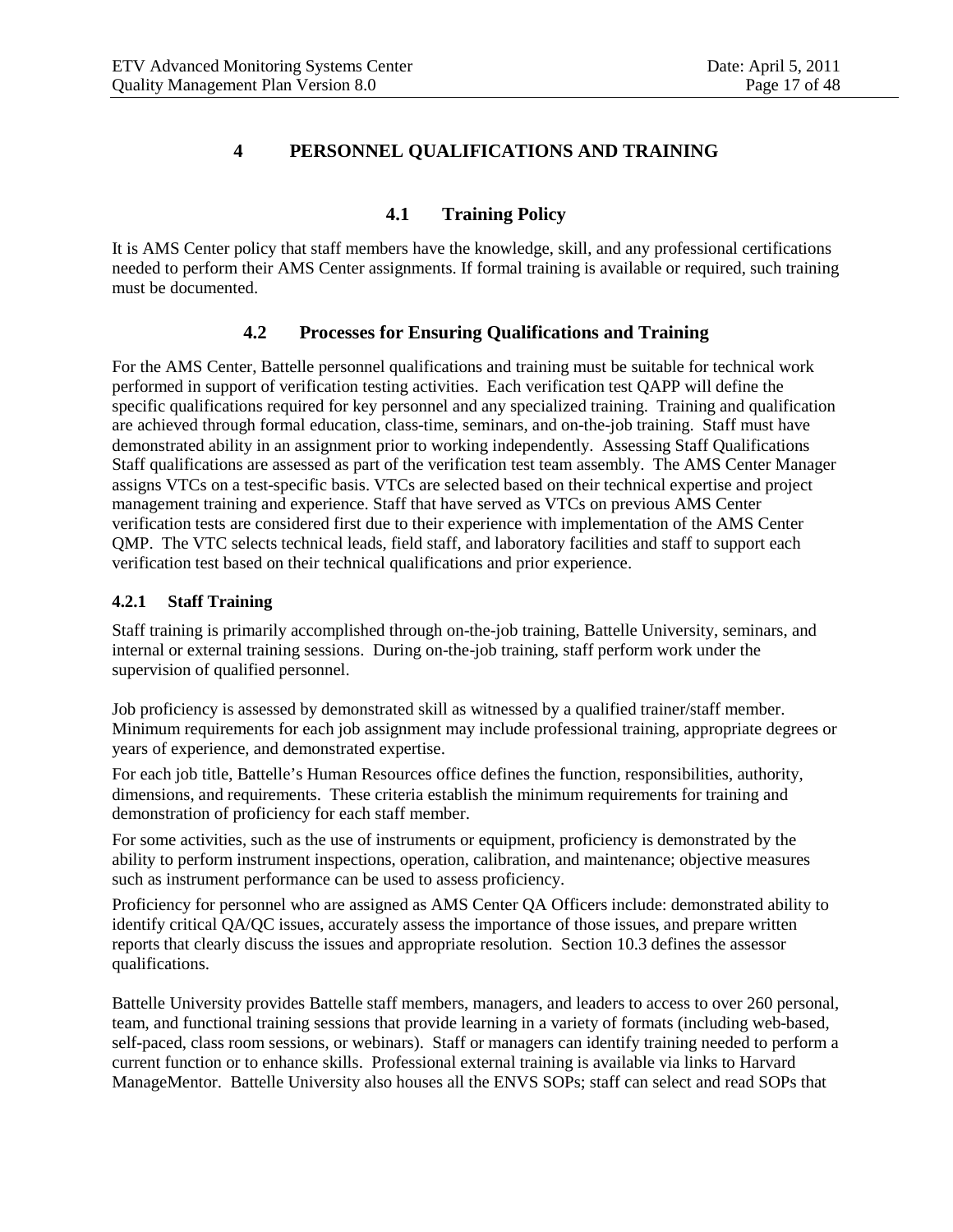# 4 PERSONNEL QUALIFICATIONS AND TRAINING

## 4.1 Training Policy

It is AMS Center policy that staff members have the knowledge, skill, and any professional certifications needed to perform their AMS Center assignments. If formal training is available or required, such training must be documented.

## 4.2 Processes for Ensuring Qualifications and Training

For the AMS Center, Battelle personnel qualifications and training must be suitable for technical work performed in support of verification testing activities. Each verification test QAPP will define the specific qualifications required for key personnel and any specialized training. Training and qualification are achieved through formal education, class-time, seminars, and on-the-job training. Staff must have demonstrated ability in an assignment prior to working independently. Assessing Staff Qualifications Staff qualifications are assessed as part of the verification test team assembly. The AMS Center Manager assigns VTCs on a test-specific basis. VTCs are selected based on their technical expertise and project management training and experience. Staff that have served as VTCs on previous AMS Center verification tests are considered first due to their experience with implementation of the AMS Center QMP. The VTC selects technical leads, field staff, and laboratory facilities and staff to support each verification test based on their technical qualifications and prior experience.

### 4.2.1 Staff Training

Staff training is primarily accomplished through on-the-job training, Battelle University, seminars, and internal or external training sessions. During on-the-job training, staff perform work under the supervision of qualified personnel.

Job proficiency is assessed by demonstrated skill as witnessed by a qualified trainer/staff member. Minimum requirements for each job assignment may include professional training, appropriate degrees or years of experience, and demonstrated expertise.

For each job title, Battelle's Human Resources office defines the function, responsibilities, authority, dimensions, and requirements. These criteria establish the minimum requirements for training and demonstration of proficiency for each staff member.

For some activities, such as the use of instruments or equipment, proficiency is demonstrated by the ability to perform instrument inspections, operation, calibration, and maintenance; objective measures such as instrument performance can be used to assess proficiency.

Proficiency for personnel who are assigned as AMS Center QA Officers include: demonstrated ability to identify critical QA/QC issues, accurately assess the importance of those issues, and prepare written reports that clearly discuss the issues and appropriate resolution. Section 10.3 defines the assessor qualifications.

Battelle University provides Battelle staff members, managers, and leaders to access to over 260 personal, team, and functional training sessions that provide learning in a variety of formats (including web-based, self-paced, class room sessions, or webinars). Staff or managers can identify training needed to perform a current function or to enhance skills. Professional external training is available via links to Harvard ManageMentor. Battelle University also houses all the ENVS SOPs; staff can select and read SOPs that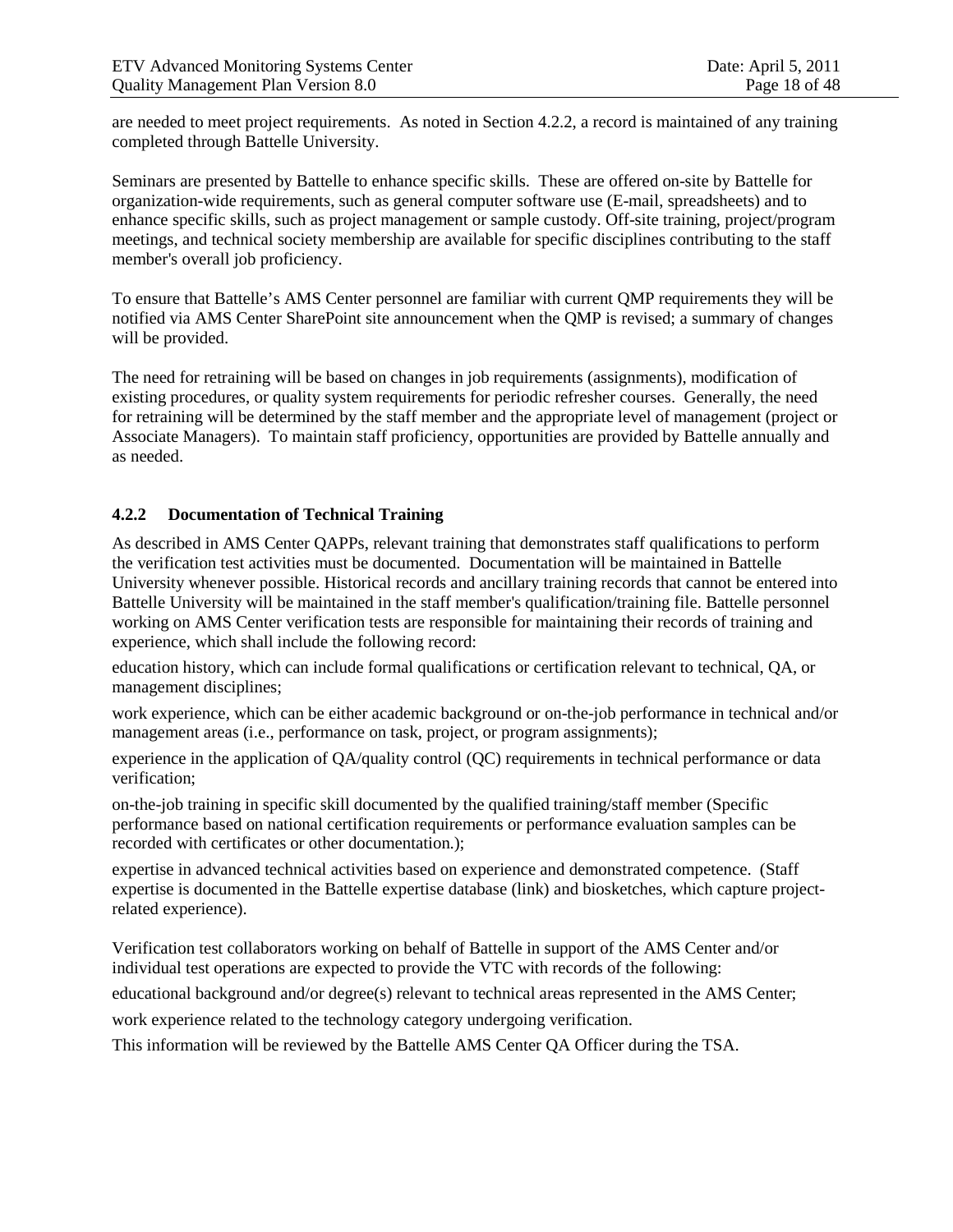are needed to meet project requirements. As noted in Section 4.2.2, a record is maintained of any training completed through Battelle University.

Seminars are presented by Battelle to enhance specific skills. These are offered on-site by Battelle for organization-wide requirements, such as general computer software use (E-mail, spreadsheets) and to enhance specific skills, such as project management or sample custody. Off-site training, project/program meetings, and technical society membership are available for specific disciplines contributing to the staff member's overall job proficiency.

To ensure that Battelle's AMS Center personnel are familiar with current QMP requirements they will be notified via AMS Center SharePoint site announcement when the QMP is revised; a summary of changes will be provided.

The need for retraining will be based on changes in job requirements (assignments), modification of existing procedures, or quality system requirements for periodic refresher courses. Generally, the need for retraining will be determined by the staff member and the appropriate level of management (project or Associate Managers). To maintain staff proficiency, opportunities are provided by Battelle annually and as needed.

### 4.2.2 Documentation of Technical Training

As described in AMS Center QAPPs, relevant training that demonstrates staff qualifications to perform the verification test activities must be documented. Documentation will be maintained in Battelle University whenever possible. Historical records and ancillary training records that cannot be entered into Battelle University will be maintained in the staff member's qualification/training file. Battelle personnel working on AMS Center verification tests are responsible for maintaining their records of training and experience, which shall include the following record:

education history, which can include formal qualifications or certification relevant to technical, QA, or management disciplines;

work experience, which can be either academic background or on-the-job performance in technical and/or management areas (i.e., performance on task, project, or program assignments);

experience in the application of QA/quality control (QC) requirements in technical performance or data verification;

on-the-job training in specific skill documented by the qualified training/staff member (Specific performance based on national certification requirements or performance evaluation samples can be recorded with certificates or other documentation.);

expertise in advanced technical activities based on experience and demonstrated competence. (Staff expertise is documented in the Battelle expertise database (link) and biosketches, which capture project-related experience).

Verification test collaborators working on behalf of Battelle in support of the AMS Center and/or individual test operations are expected to provide the VTC with records of the following:

educational background and/or degree(s) relevant to technical areas represented in the AMS Center;

work experience related to the technology category undergoing verification.

This information will be reviewed by the Battelle AMS Center QA Officer during the TSA.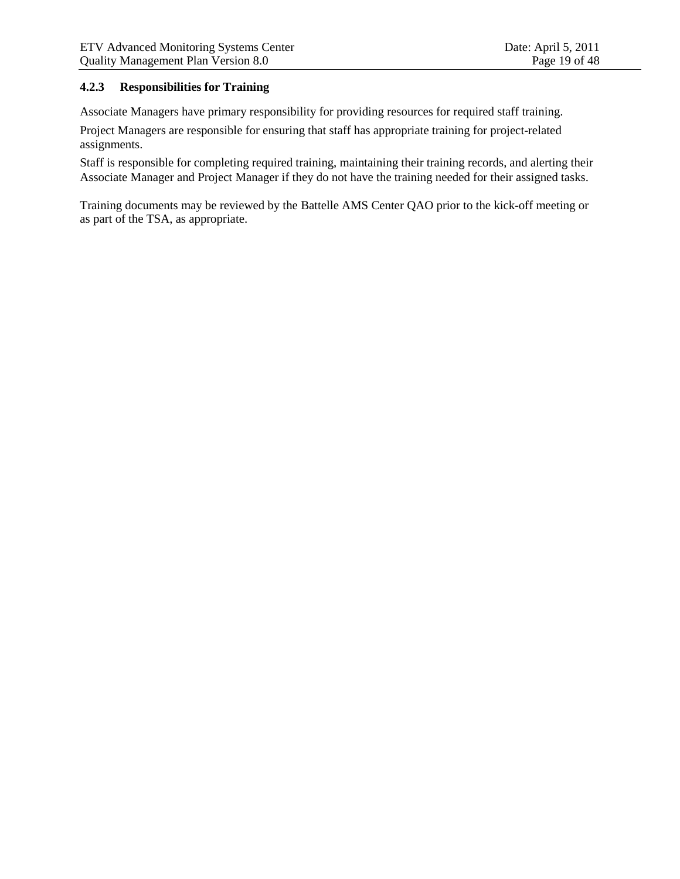### 4.2.3 Responsibilities for Training

Associate Managers have primary responsibility for providing resources for required staff training.

Project Managers are responsible for ensuring that staff has appropriate training for project-related assignments.

Staff is responsible for completing required training, maintaining their training records, and alerting their Associate Manager and Project Manager if they do not have the training needed for their assigned tasks.

Training documents may be reviewed by the Battelle AMS Center QAO prior to the kick-off meeting or as part of the TSA, as appropriate.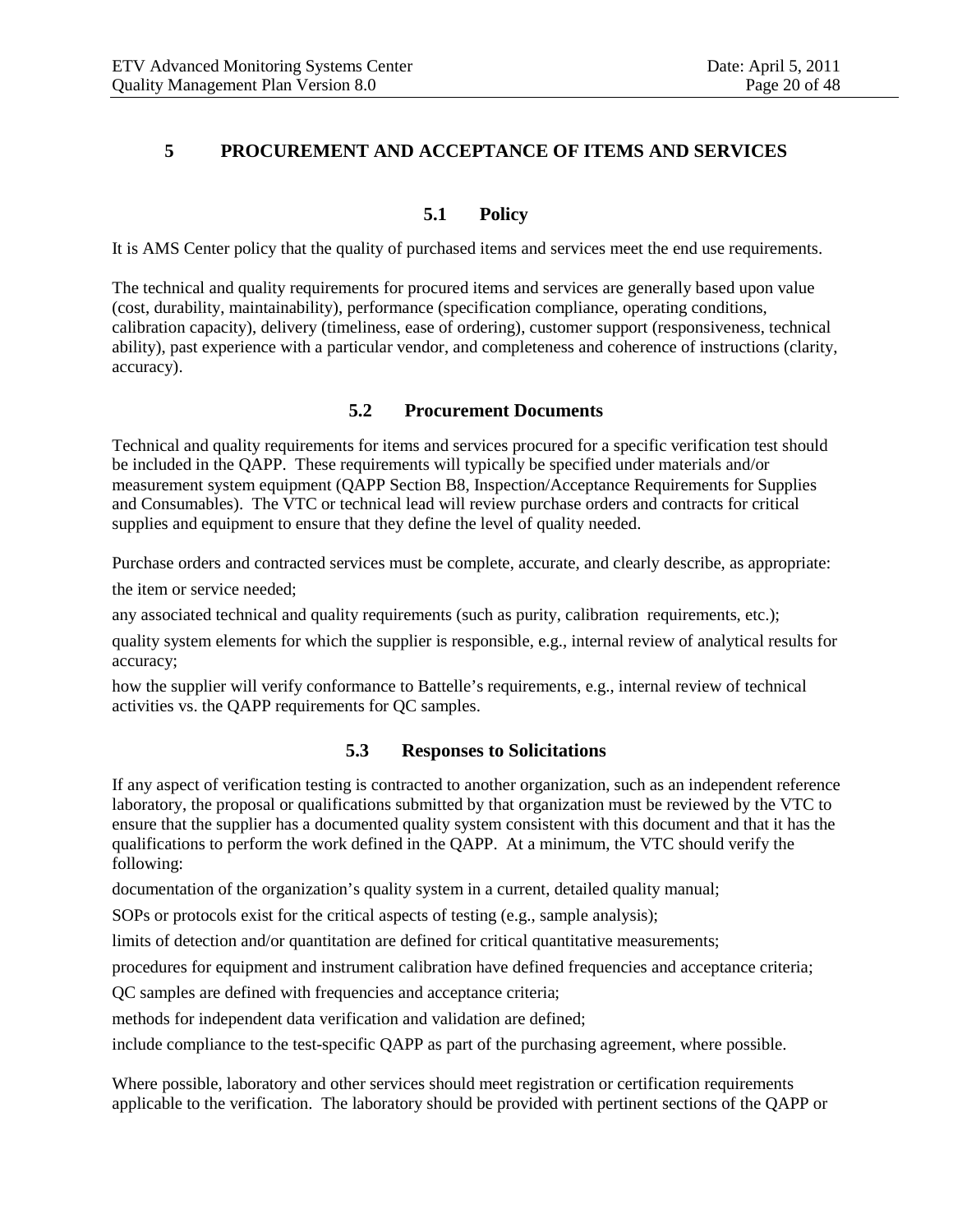# 5 PROCUREMENT AND ACCEPTANCE OF ITEMS AND SERVICES

## 5.1 Policy

It is AMS Center policy that the quality of purchased items and services meet the end use requirements.

The technical and quality requirements for procured items and services are generally based upon value (cost, durability, maintainability), performance (specification compliance, operating conditions, calibration capacity), delivery (timeliness, ease of ordering), customer support (responsiveness, technical ability), past experience with a particular vendor, and completeness and coherence of instructions (clarity, accuracy).

## 5.2 Procurement Documents

Technical and quality requirements for items and services procured for a specific verification test should be included in the QAPP. These requirements will typically be specified under materials and/or measurement system equipment (QAPP Section B8, Inspection/Acceptance Requirements for Supplies and Consumables). The VTC or technical lead will review purchase orders and contracts for critical supplies and equipment to ensure that they define the level of quality needed.

Purchase orders and contracted services must be complete, accurate, and clearly describe, as appropriate:

the item or service needed;

any associated technical and quality requirements (such as purity, calibration requirements, etc.);

quality system elements for which the supplier is responsible, e.g., internal review of analytical results for accuracy;

how the supplier will verify conformance to Battelle's requirements, e.g., internal review of technical activities vs. the QAPP requirements for QC samples.

## 5.3 Responses to Solicitations

If any aspect of verification testing is contracted to another organization, such as an independent reference laboratory, the proposal or qualifications submitted by that organization must be reviewed by the VTC to ensure that the supplier has a documented quality system consistent with this document and that it has the qualifications to perform the work defined in the QAPP. At a minimum, the VTC should verify the following:

documentation of the organization's quality system in a current, detailed quality manual;

SOPs or protocols exist for the critical aspects of testing (e.g., sample analysis);

limits of detection and/or quantitation are defined for critical quantitative measurements;

procedures for equipment and instrument calibration have defined frequencies and acceptance criteria;

QC samples are defined with frequencies and acceptance criteria;

methods for independent data verification and validation are defined;

include compliance to the test-specific QAPP as part of the purchasing agreement, where possible.

Where possible, laboratory and other services should meet registration or certification requirements applicable to the verification. The laboratory should be provided with pertinent sections of the QAPP or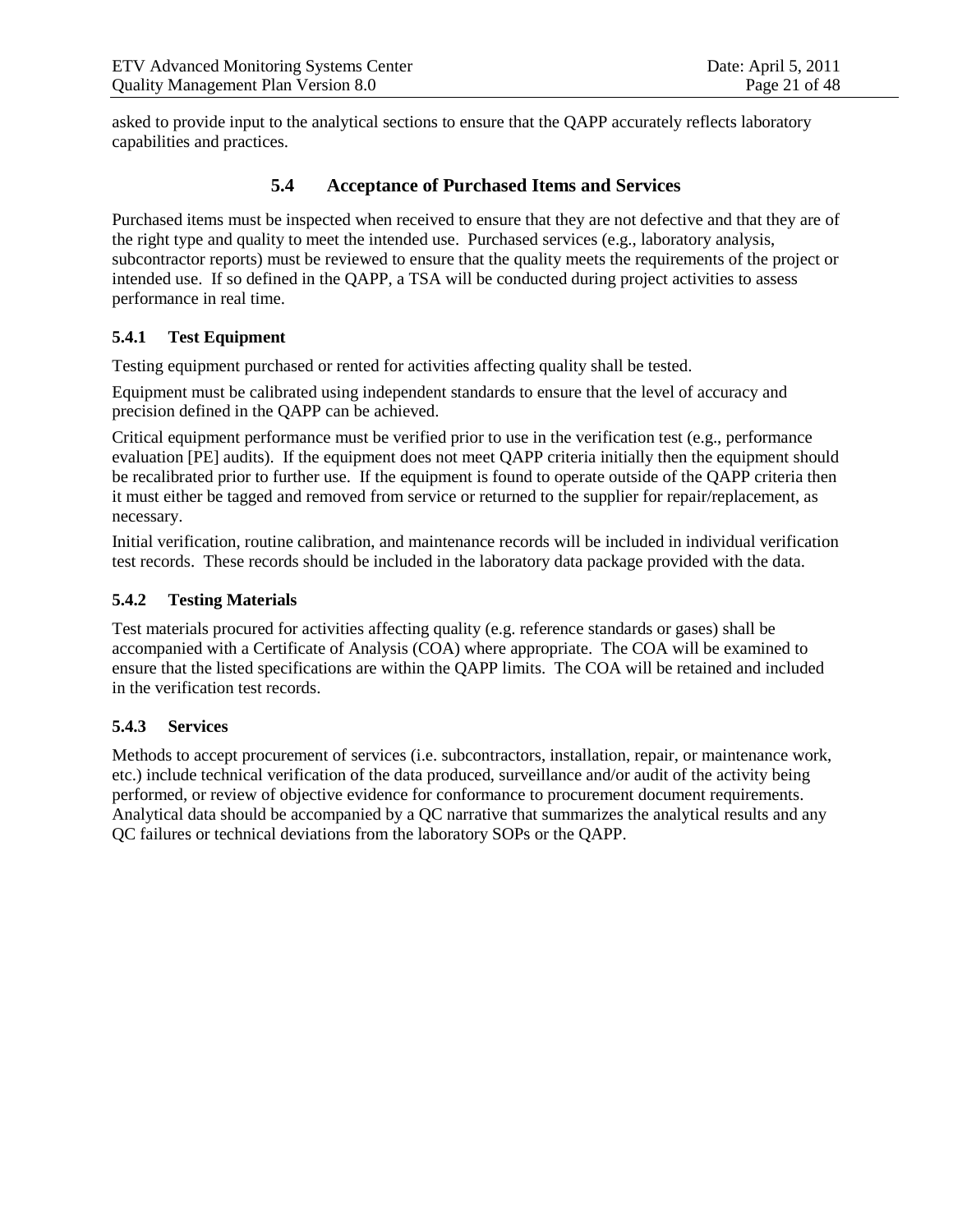asked to provide input to the analytical sections to ensure that the QAPP accurately reflects laboratory capabilities and practices.

## 5.4 Acceptance of Purchased Items and Services

Purchased items must be inspected when received to ensure that they are not defective and that they are of the right type and quality to meet the intended use. Purchased services (e.g., laboratory analysis, subcontractor reports) must be reviewed to ensure that the quality meets the requirements of the project or intended use. If so defined in the QAPP, a TSA will be conducted during project activities to assess performance in real time.

### 5.4.1 Test Equipment

Testing equipment purchased or rented for activities affecting quality shall be tested.

Equipment must be calibrated using independent standards to ensure that the level of accuracy and precision defined in the QAPP can be achieved.

Critical equipment performance must be verified prior to use in the verification test (e.g., performance evaluation [PE] audits). If the equipment does not meet QAPP criteria initially then the equipment should be recalibrated prior to further use. If the equipment is found to operate outside of the QAPP criteria then it must either be tagged and removed from service or returned to the supplier for repair/replacement, as necessary.

Initial verification, routine calibration, and maintenance records will be included in individual verification test records. These records should be included in the laboratory data package provided with the data.

### 5.4.2 Testing Materials

Test materials procured for activities affecting quality (e.g. reference standards or gases) shall be accompanied with a Certificate of Analysis (COA) where appropriate. The COA will be examined to ensure that the listed specifications are within the QAPP limits. The COA will be retained and included in the verification test records.

### 5.4.3 Services

Methods to accept procurement of services (i.e. subcontractors, installation, repair, or maintenance work, etc.) include technical verification of the data produced, surveillance and/or audit of the activity being performed, or review of objective evidence for conformance to procurement document requirements. Analytical data should be accompanied by a QC narrative that summarizes the analytical results and any QC failures or technical deviations from the laboratory SOPs or the QAPP.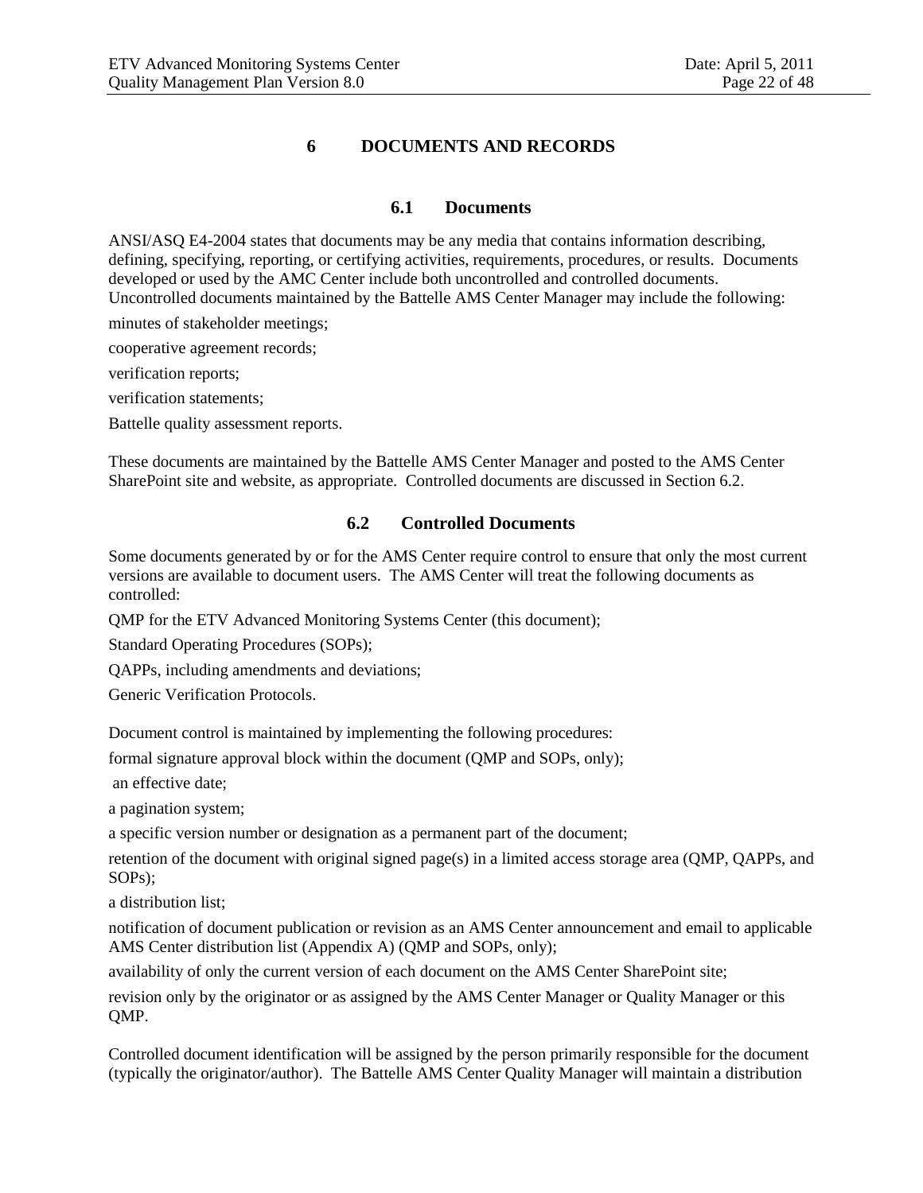# 6 DOCUMENTS AND RECORDS

## 6.1 Documents

ANSI/ASQ E4-2004 states that documents may be any media that contains information describing, defining, specifying, reporting, or certifying activities, requirements, procedures, or results. Documents developed or used by the AMC Center include both uncontrolled and controlled documents. Uncontrolled documents maintained by the Battelle AMS Center Manager may include the following:

- minutes of stakeholder meetings;
- cooperative agreement records;
- verification reports;
- verification statements;
- Battelle quality assessment reports.

These documents are maintained by the Battelle AMS Center Manager and posted to the AMS Center SharePoint site and website, as appropriate. Controlled documents are discussed in Section 6.2.

## 6.2 Controlled Documents

Some documents generated by or for the AMS Center require control to ensure that only the most current versions are available to document users. The AMS Center will treat the following documents as controlled:

- QMP for the ETV Advanced Monitoring Systems Center (this document);
- Standard Operating Procedures (SOPs);
- QAPPs, including amendments and deviations;
- Generic Verification Protocols.

Document control is maintained by implementing the following procedures:

- formal signature approval block within the document (QMP and SOPs, only);
- an effective date;
- a pagination system;
- a specific version number or designation as a permanent part of the document;
- retention of the document with original signed page(s) in a limited access storage area (QMP, QAPPs, and SOPs);
- a distribution list;
- notification of document publication or revision as an AMS Center announcement and email to applicable AMS Center distribution list (Appendix A) (QMP and SOPs, only);
- availability of only the current version of each document on the AMS Center SharePoint site;
- revision only by the originator or as assigned by the AMS Center Manager or Quality Manager or this QMP.

Controlled document identification will be assigned by the person primarily responsible for the document (typically the originator/author). The Battelle AMS Center Quality Manager will maintain a distribution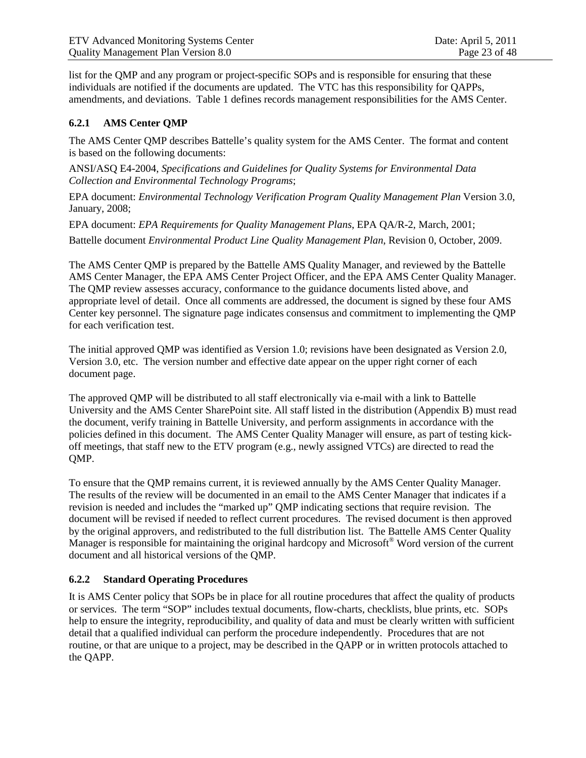list for the QMP and any program or project-specific SOPs and is responsible for ensuring that these individuals are notified if the documents are updated. The VTC has this responsibility for QAPPs, amendments, and deviations. Table 1 defines records management responsibilities for the AMS Center.

### 6.2.1 AMS Center QMP

The AMS Center QMP describes Battelle's quality system for the AMS Center. The format and content is based on the following documents:

ANSI/ASQ E4-2004, *Specifications and Guidelines for Quality Systems for Environmental Data Collection and Environmental Technology Programs*;

EPA document: *Environmental Technology Verification Program Quality Management Plan* Version 3.0, January, 2008;

EPA document: *EPA Requirements for Quality Management Plans*, EPA QA/R-2, March, 2001;

Battelle document *Environmental Product Line Quality Management Plan*, Revision 0, October, 2009.

The AMS Center QMP is prepared by the Battelle AMS Quality Manager, and reviewed by the Battelle AMS Center Manager, the EPA AMS Center Project Officer, and the EPA AMS Center Quality Manager. The QMP review assesses accuracy, conformance to the guidance documents listed above, and appropriate level of detail. Once all comments are addressed, the document is signed by these four AMS Center key personnel. The signature page indicates consensus and commitment to implementing the QMP for each verification test.

The initial approved QMP was identified as Version 1.0; revisions have been designated as Version 2.0, Version 3.0, etc. The version number and effective date appear on the upper right corner of each document page.

The approved QMP will be distributed to all staff electronically via e-mail with a link to Battelle University and the AMS Center SharePoint site. All staff listed in the distribution (Appendix B) must read the document, verify training in Battelle University, and perform assignments in accordance with the policies defined in this document. The AMS Center Quality Manager will ensure, as part of testing kick-off meetings, that staff new to the ETV program (e.g., newly assigned VTCs) are directed to read the QMP.

To ensure that the QMP remains current, it is reviewed annually by the AMS Center Quality Manager. The results of the review will be documented in an email to the AMS Center Manager that indicates if a revision is needed and includes the "marked up" QMP indicating sections that require revision. The document will be revised if needed to reflect current procedures. The revised document is then approved by the original approvers, and redistributed to the full distribution list. The Battelle AMS Center Quality Manager is responsible for maintaining the original hardcopy and Microsoft® Word version of the current document and all historical versions of the QMP.

### 6.2.2 Standard Operating Procedures

It is AMS Center policy that SOPs be in place for all routine procedures that affect the quality of products or services. The term "SOP" includes textual documents, flow-charts, checklists, blue prints, etc. SOPs help to ensure the integrity, reproducibility, and quality of data and must be clearly written with sufficient detail that a qualified individual can perform the procedure independently. Procedures that are not routine, or that are unique to a project, may be described in the QAPP or in written protocols attached to the QAPP.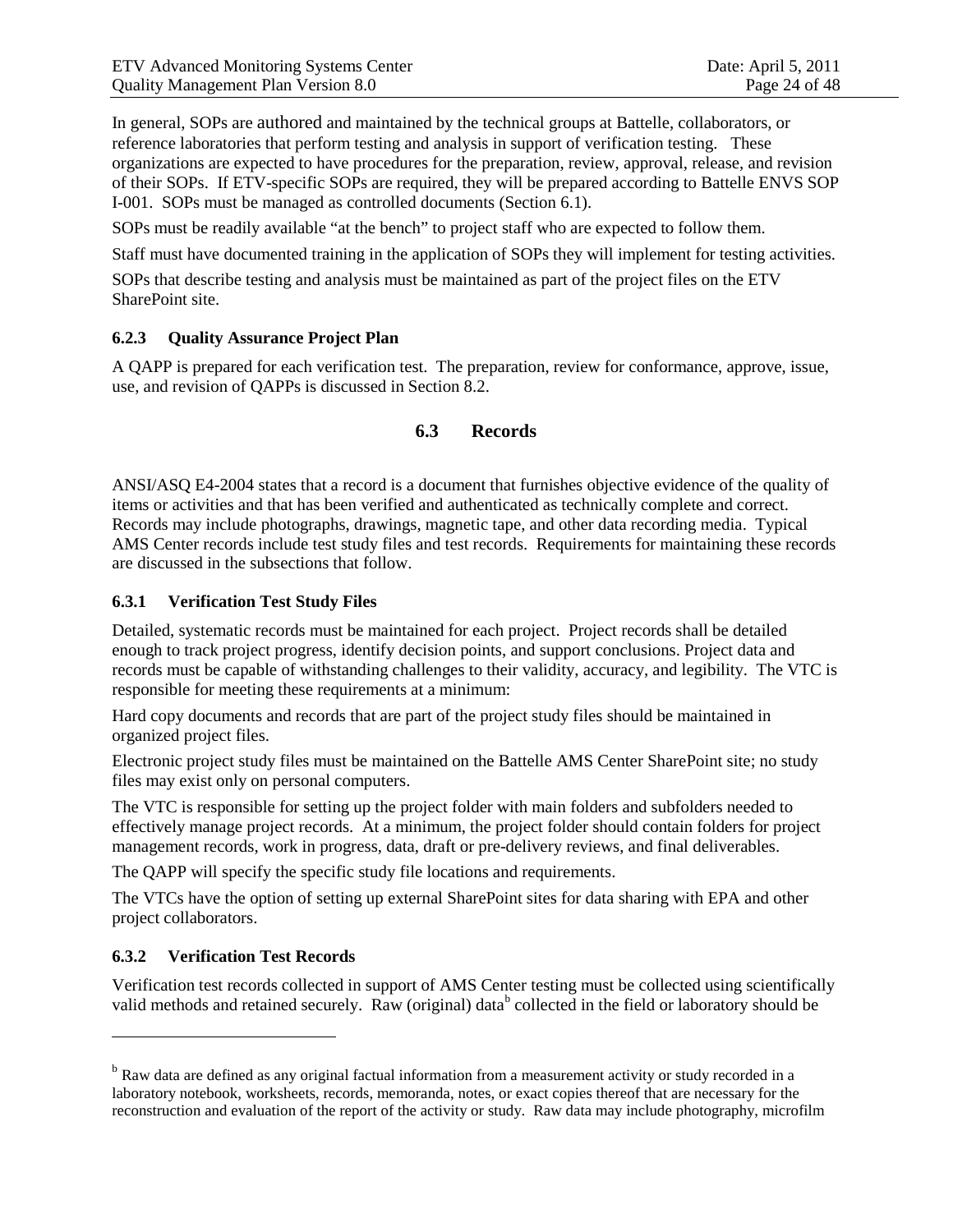In general, SOPs are authored and maintained by the technical groups at Battelle, collaborators, or reference laboratories that perform testing and analysis in support of verification testing. These organizations are expected to have procedures for the preparation, review, approval, release, and revision of their SOPs. If ETV-specific SOPs are required, they will be prepared according to Battelle ENVS SOP I-001. SOPs must be managed as controlled documents (Section 6.1).

SOPs must be readily available "at the bench" to project staff who are expected to follow them.

Staff must have documented training in the application of SOPs they will implement for testing activities.

SOPs that describe testing and analysis must be maintained as part of the project files on the ETV SharePoint site.

### 6.2.3 Quality Assurance Project Plan

A QAPP is prepared for each verification test. The preparation, review for conformance, approve, issue, use, and revision of QAPPs is discussed in Section 8.2.

## 6.3 Records

ANSI/ASQ E4-2004 states that a record is a document that furnishes objective evidence of the quality of items or activities and that has been verified and authenticated as technically complete and correct. Records may include photographs, drawings, magnetic tape, and other data recording media. Typical AMS Center records include test study files and test records. Requirements for maintaining these records are discussed in the subsections that follow.

### 6.3.1 Verification Test Study Files

Detailed, systematic records must be maintained for each project. Project records shall be detailed enough to track project progress, identify decision points, and support conclusions. Project data and records must be capable of withstanding challenges to their validity, accuracy, and legibility. The VTC is responsible for meeting these requirements at a minimum:

Hard copy documents and records that are part of the project study files should be maintained in organized project files.

Electronic project study files must be maintained on the Battelle AMS Center SharePoint site; no study files may exist only on personal computers.

The VTC is responsible for setting up the project folder with main folders and subfolders needed to effectively manage project records. At a minimum, the project folder should contain folders for project management records, work in progress, data, draft or pre-delivery reviews, and final deliverables.

The QAPP will specify the specific study file locations and requirements.

The VTCs have the option of setting up external SharePoint sites for data sharing with EPA and other project collaborators.

### 6.3.2 Verification Test Records

Verification test records collected in support of AMS Center testing must be collected using scientifically valid methods and retained securely. Raw (original) data[b] collected in the field or laboratory should be

---

[b] Raw data are defined as any original factual information from a measurement activity or study recorded in a laboratory notebook, worksheets, records, memoranda, notes, or exact copies thereof that are necessary for the reconstruction and evaluation of the report of the activity or study. Raw data may include photography, microfilm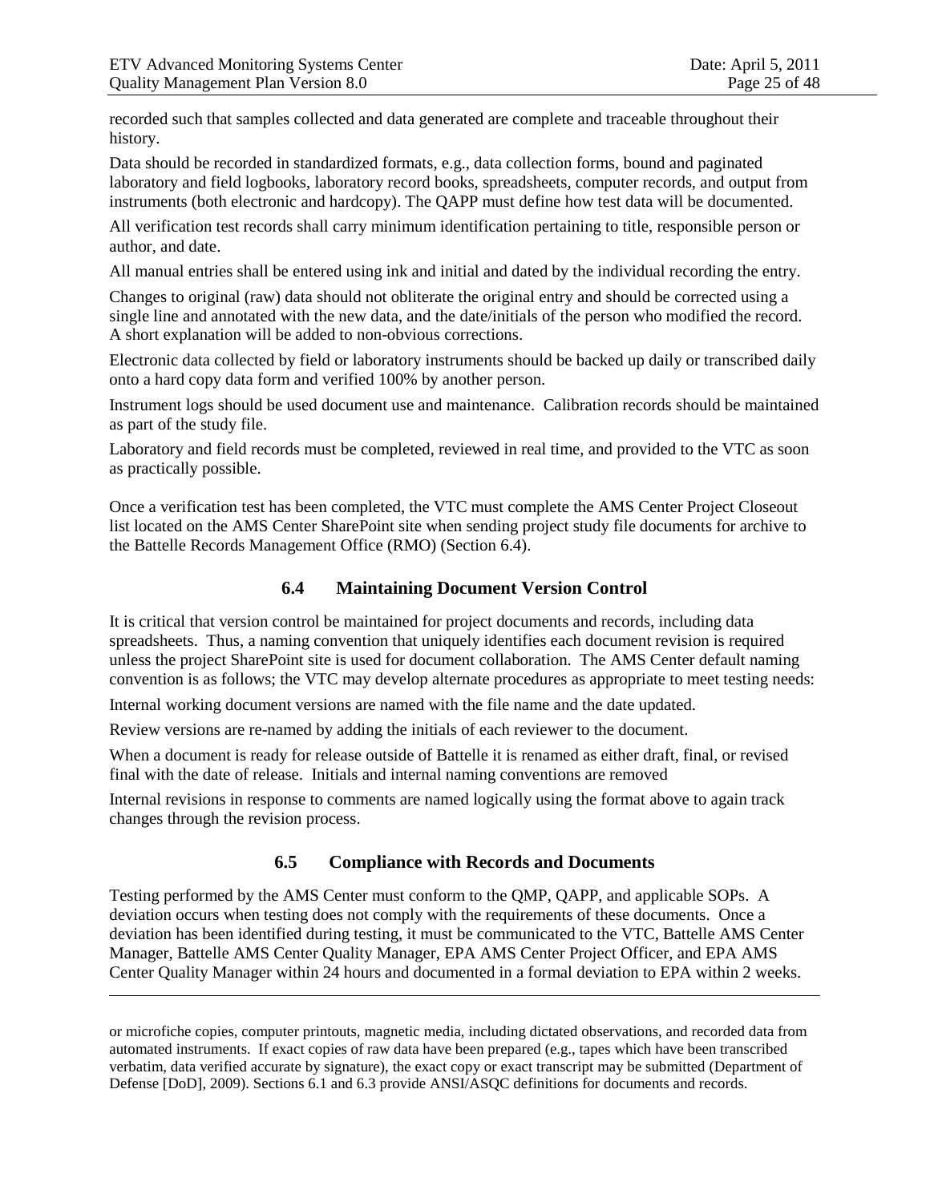recorded such that samples collected and data generated are complete and traceable throughout their history.

Data should be recorded in standardized formats, e.g., data collection forms, bound and paginated laboratory and field logbooks, laboratory record books, spreadsheets, computer records, and output from instruments (both electronic and hardcopy). The QAPP must define how test data will be documented.

All verification test records shall carry minimum identification pertaining to title, responsible person or author, and date.

All manual entries shall be entered using ink and initial and dated by the individual recording the entry.

Changes to original (raw) data should not obliterate the original entry and should be corrected using a single line and annotated with the new data, and the date/initials of the person who modified the record. A short explanation will be added to non-obvious corrections.

Electronic data collected by field or laboratory instruments should be backed up daily or transcribed daily onto a hard copy data form and verified 100% by another person.

Instrument logs should be used document use and maintenance. Calibration records should be maintained as part of the study file.

Laboratory and field records must be completed, reviewed in real time, and provided to the VTC as soon as practically possible.

Once a verification test has been completed, the VTC must complete the AMS Center Project Closeout list located on the AMS Center SharePoint site when sending project study file documents for archive to the Battelle Records Management Office (RMO) (Section 6.4).

## 6.4 Maintaining Document Version Control

It is critical that version control be maintained for project documents and records, including data spreadsheets. Thus, a naming convention that uniquely identifies each document revision is required unless the project SharePoint site is used for document collaboration. The AMS Center default naming convention is as follows; the VTC may develop alternate procedures as appropriate to meet testing needs:

Internal working document versions are named with the file name and the date updated.

Review versions are re-named by adding the initials of each reviewer to the document.

When a document is ready for release outside of Battelle it is renamed as either draft, final, or revised final with the date of release. Initials and internal naming conventions are removed

Internal revisions in response to comments are named logically using the format above to again track changes through the revision process.

## 6.5 Compliance with Records and Documents

Testing performed by the AMS Center must conform to the QMP, QAPP, and applicable SOPs. A deviation occurs when testing does not comply with the requirements of these documents. Once a deviation has been identified during testing, it must be communicated to the VTC, Battelle AMS Center Manager, Battelle AMS Center Quality Manager, EPA AMS Center Project Officer, and EPA AMS Center Quality Manager within 24 hours and documented in a formal deviation to EPA within 2 weeks.

---

or microfiche copies, computer printouts, magnetic media, including dictated observations, and recorded data from automated instruments. If exact copies of raw data have been prepared (e.g., tapes which have been transcribed verbatim, data verified accurate by signature), the exact copy or exact transcript may be submitted (Department of Defense [DoD], 2009). Sections 6.1 and 6.3 provide ANSI/ASQC definitions for documents and records.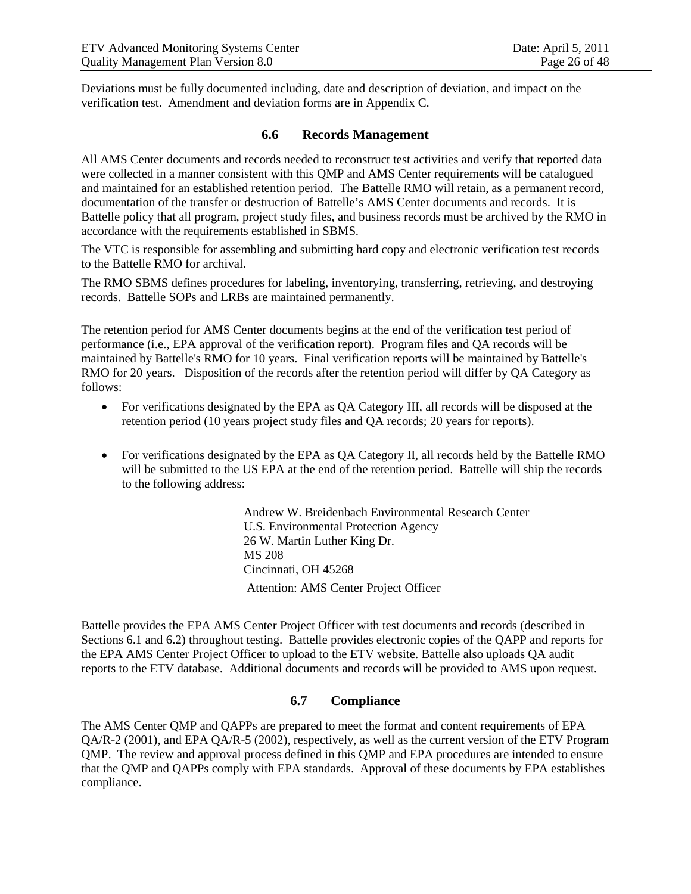Deviations must be fully documented including, date and description of deviation, and impact on the verification test. Amendment and deviation forms are in Appendix C.

### 6.6 Records Management

All AMS Center documents and records needed to reconstruct test activities and verify that reported data were collected in a manner consistent with this QMP and AMS Center requirements will be catalogued and maintained for an established retention period. The Battelle RMO will retain, as a permanent record, documentation of the transfer or destruction of Battelle's AMS Center documents and records. It is Battelle policy that all program, project study files, and business records must be archived by the RMO in accordance with the requirements established in SBMS.

The VTC is responsible for assembling and submitting hard copy and electronic verification test records to the Battelle RMO for archival.

The RMO SBMS defines procedures for labeling, inventorying, transferring, retrieving, and destroying records. Battelle SOPs and LRBs are maintained permanently.

The retention period for AMS Center documents begins at the end of the verification test period of performance (i.e., EPA approval of the verification report). Program files and QA records will be maintained by Battelle's RMO for 10 years. Final verification reports will be maintained by Battelle's RMO for 20 years. Disposition of the records after the retention period will differ by QA Category as follows:

- For verifications designated by the EPA as QA Category III, all records will be disposed at the retention period (10 years project study files and QA records; 20 years for reports).
- For verifications designated by the EPA as QA Category II, all records held by the Battelle RMO will be submitted to the US EPA at the end of the retention period. Battelle will ship the records to the following address:

  Andrew W. Breidenbach Environmental Research Center
  U.S. Environmental Protection Agency
  26 W. Martin Luther King Dr.
  MS 208
  Cincinnati, OH 45268
  Attention: AMS Center Project Officer

Battelle provides the EPA AMS Center Project Officer with test documents and records (described in Sections 6.1 and 6.2) throughout testing. Battelle provides electronic copies of the QAPP and reports for the EPA AMS Center Project Officer to upload to the ETV website. Battelle also uploads QA audit reports to the ETV database. Additional documents and records will be provided to AMS upon request.

### 6.7 Compliance

The AMS Center QMP and QAPPs are prepared to meet the format and content requirements of EPA QA/R-2 (2001), and EPA QA/R-5 (2002), respectively, as well as the current version of the ETV Program QMP. The review and approval process defined in this QMP and EPA procedures are intended to ensure that the QMP and QAPPs comply with EPA standards. Approval of these documents by EPA establishes compliance.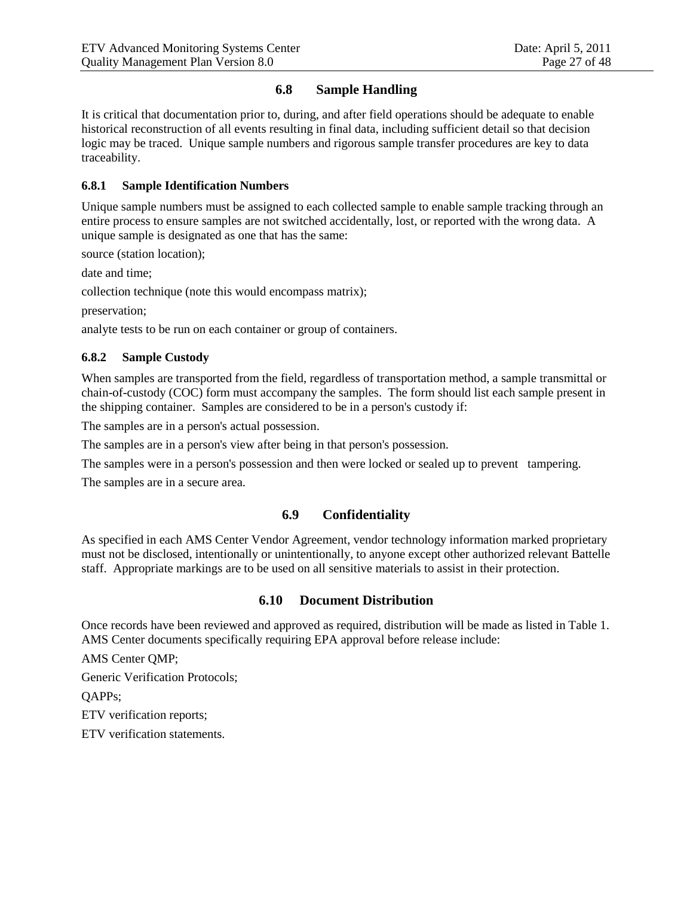## 6.8 Sample Handling

It is critical that documentation prior to, during, and after field operations should be adequate to enable historical reconstruction of all events resulting in final data, including sufficient detail so that decision logic may be traced. Unique sample numbers and rigorous sample transfer procedures are key to data traceability.

### 6.8.1 Sample Identification Numbers

Unique sample numbers must be assigned to each collected sample to enable sample tracking through an entire process to ensure samples are not switched accidentally, lost, or reported with the wrong data. A unique sample is designated as one that has the same:

source (station location);

date and time;

collection technique (note this would encompass matrix);

preservation;

analyte tests to be run on each container or group of containers.

### 6.8.2 Sample Custody

When samples are transported from the field, regardless of transportation method, a sample transmittal or chain-of-custody (COC) form must accompany the samples. The form should list each sample present in the shipping container. Samples are considered to be in a person's custody if:

The samples are in a person's actual possession.

The samples are in a person's view after being in that person's possession.

The samples were in a person's possession and then were locked or sealed up to prevent tampering.

The samples are in a secure area.

## 6.9 Confidentiality

As specified in each AMS Center Vendor Agreement, vendor technology information marked proprietary must not be disclosed, intentionally or unintentionally, to anyone except other authorized relevant Battelle staff. Appropriate markings are to be used on all sensitive materials to assist in their protection.

## 6.10 Document Distribution

Once records have been reviewed and approved as required, distribution will be made as listed in Table 1. AMS Center documents specifically requiring EPA approval before release include:

AMS Center QMP;

Generic Verification Protocols;

QAPPs;

ETV verification reports;

ETV verification statements.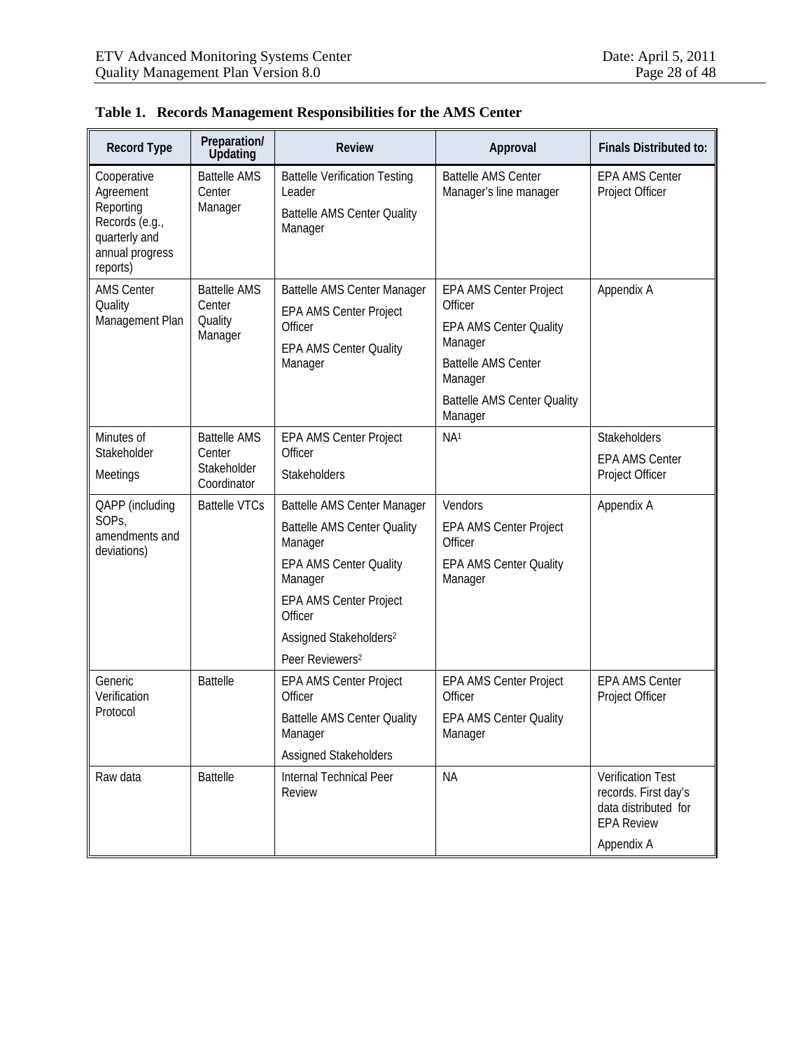**Table 1. Records Management Responsibilities for the AMS Center**

| Record Type | Preparation/ Updating | Review | Approval | Finals Distributed to: |
|---|---|---|---|---|
| Cooperative Agreement Reporting Records (e.g., quarterly and annual progress reports) | Battelle AMS Center Manager | Battelle Verification Testing Leader<br>Battelle AMS Center Quality Manager | Battelle AMS Center Manager's line manager | EPA AMS Center Project Officer |
| AMS Center Quality Management Plan | Battelle AMS Center Quality Manager | Battelle AMS Center Manager<br>EPA AMS Center Project Officer<br>EPA AMS Center Quality Manager | EPA AMS Center Project Officer<br>EPA AMS Center Quality Manager<br>Battelle AMS Center Manager<br>Battelle AMS Center Quality Manager | Appendix A |
| Minutes of Stakeholder Meetings | Battelle AMS Center Stakeholder Coordinator | EPA AMS Center Project Officer<br>Stakeholders | NA[1] | Stakeholders<br>EPA AMS Center Project Officer |
| QAPP (including SOPs, amendments and deviations) | Battelle VTCs | Battelle AMS Center Manager<br>Battelle AMS Center Quality Manager<br>EPA AMS Center Quality Manager<br>EPA AMS Center Project Officer<br>Assigned Stakeholders[2]<br>Peer Reviewers[2] | Vendors<br>EPA AMS Center Project Officer<br>EPA AMS Center Quality Manager | Appendix A |
| Generic Verification Protocol | Battelle | EPA AMS Center Project Officer<br>Battelle AMS Center Quality Manager<br>Assigned Stakeholders | EPA AMS Center Project Officer<br>EPA AMS Center Quality Manager | EPA AMS Center Project Officer |
| Raw data | Battelle | Internal Technical Peer Review | NA | Verification Test records. First day's data distributed for EPA Review<br>Appendix A |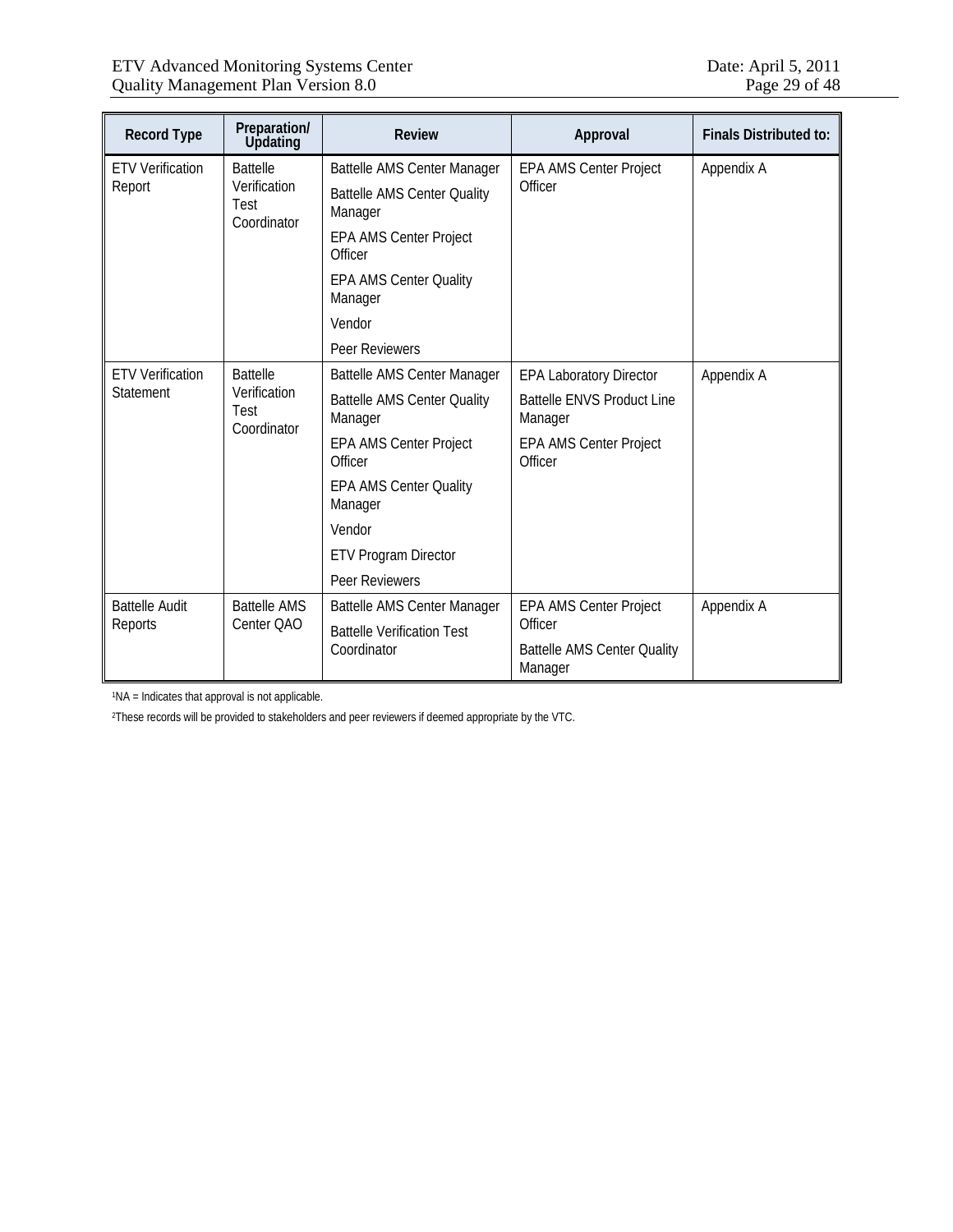| Record Type | Preparation/ Updating | Review | Approval | Finals Distributed to: |
|---|---|---|---|---|
| ETV Verification Report | Battelle Verification Test Coordinator | Battelle AMS Center Manager<br>Battelle AMS Center Quality Manager<br>EPA AMS Center Project Officer<br>EPA AMS Center Quality Manager<br>Vendor<br>Peer Reviewers | EPA AMS Center Project Officer | Appendix A |
| ETV Verification Statement | Battelle Verification Test Coordinator | Battelle AMS Center Manager<br>Battelle AMS Center Quality Manager<br>EPA AMS Center Project Officer<br>EPA AMS Center Quality Manager<br>Vendor<br>ETV Program Director<br>Peer Reviewers | EPA Laboratory Director<br>Battelle ENVS Product Line Manager<br>EPA AMS Center Project Officer | Appendix A |
| Battelle Audit Reports | Battelle AMS Center QAO | Battelle AMS Center Manager<br>Battelle Verification Test Coordinator | EPA AMS Center Project Officer<br>Battelle AMS Center Quality Manager | Appendix A |

[1]NA = Indicates that approval is not applicable.

[2]These records will be provided to stakeholders and peer reviewers if deemed appropriate by the VTC.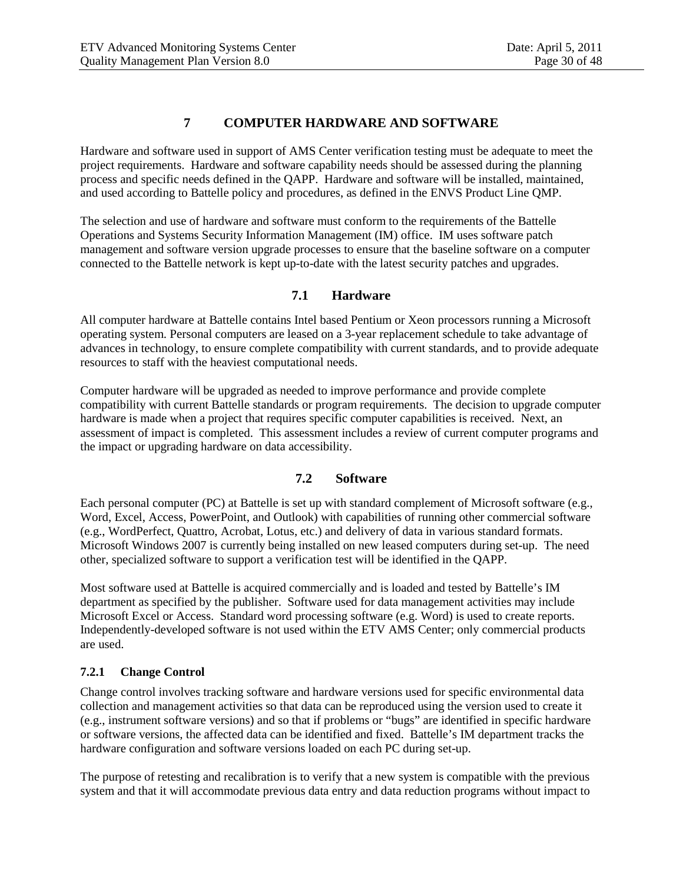# 7 COMPUTER HARDWARE AND SOFTWARE

Hardware and software used in support of AMS Center verification testing must be adequate to meet the project requirements. Hardware and software capability needs should be assessed during the planning process and specific needs defined in the QAPP. Hardware and software will be installed, maintained, and used according to Battelle policy and procedures, as defined in the ENVS Product Line QMP.

The selection and use of hardware and software must conform to the requirements of the Battelle Operations and Systems Security Information Management (IM) office. IM uses software patch management and software version upgrade processes to ensure that the baseline software on a computer connected to the Battelle network is kept up-to-date with the latest security patches and upgrades.

## 7.1 Hardware

All computer hardware at Battelle contains Intel based Pentium or Xeon processors running a Microsoft operating system. Personal computers are leased on a 3-year replacement schedule to take advantage of advances in technology, to ensure complete compatibility with current standards, and to provide adequate resources to staff with the heaviest computational needs.

Computer hardware will be upgraded as needed to improve performance and provide complete compatibility with current Battelle standards or program requirements. The decision to upgrade computer hardware is made when a project that requires specific computer capabilities is received. Next, an assessment of impact is completed. This assessment includes a review of current computer programs and the impact or upgrading hardware on data accessibility.

## 7.2 Software

Each personal computer (PC) at Battelle is set up with standard complement of Microsoft software (e.g., Word, Excel, Access, PowerPoint, and Outlook) with capabilities of running other commercial software (e.g., WordPerfect, Quattro, Acrobat, Lotus, etc.) and delivery of data in various standard formats. Microsoft Windows 2007 is currently being installed on new leased computers during set-up. The need other, specialized software to support a verification test will be identified in the QAPP.

Most software used at Battelle is acquired commercially and is loaded and tested by Battelle's IM department as specified by the publisher. Software used for data management activities may include Microsoft Excel or Access. Standard word processing software (e.g. Word) is used to create reports. Independently-developed software is not used within the ETV AMS Center; only commercial products are used.

### 7.2.1 Change Control

Change control involves tracking software and hardware versions used for specific environmental data collection and management activities so that data can be reproduced using the version used to create it (e.g., instrument software versions) and so that if problems or "bugs" are identified in specific hardware or software versions, the affected data can be identified and fixed. Battelle's IM department tracks the hardware configuration and software versions loaded on each PC during set-up.

The purpose of retesting and recalibration is to verify that a new system is compatible with the previous system and that it will accommodate previous data entry and data reduction programs without impact to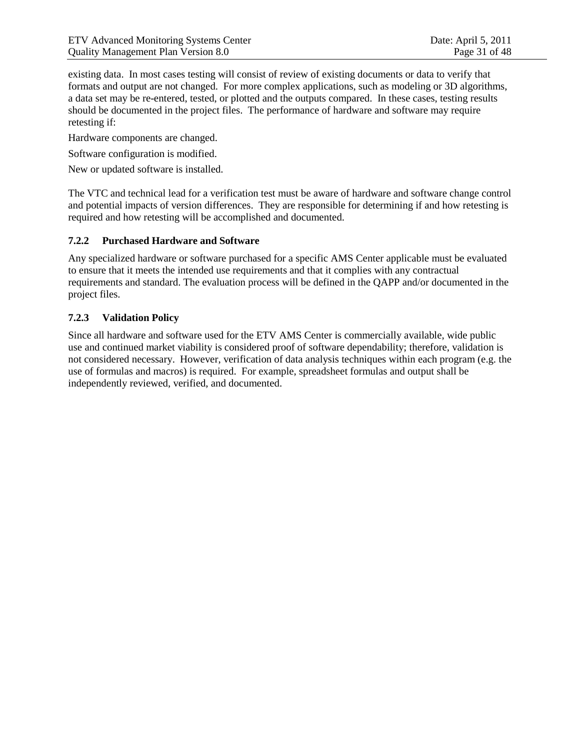existing data. In most cases testing will consist of review of existing documents or data to verify that formats and output are not changed. For more complex applications, such as modeling or 3D algorithms, a data set may be re-entered, tested, or plotted and the outputs compared. In these cases, testing results should be documented in the project files. The performance of hardware and software may require retesting if:

Hardware components are changed.

Software configuration is modified.

New or updated software is installed.

The VTC and technical lead for a verification test must be aware of hardware and software change control and potential impacts of version differences. They are responsible for determining if and how retesting is required and how retesting will be accomplished and documented.

### 7.2.2 Purchased Hardware and Software

Any specialized hardware or software purchased for a specific AMS Center applicable must be evaluated to ensure that it meets the intended use requirements and that it complies with any contractual requirements and standard. The evaluation process will be defined in the QAPP and/or documented in the project files.

### 7.2.3 Validation Policy

Since all hardware and software used for the ETV AMS Center is commercially available, wide public use and continued market viability is considered proof of software dependability; therefore, validation is not considered necessary. However, verification of data analysis techniques within each program (e.g. the use of formulas and macros) is required. For example, spreadsheet formulas and output shall be independently reviewed, verified, and documented.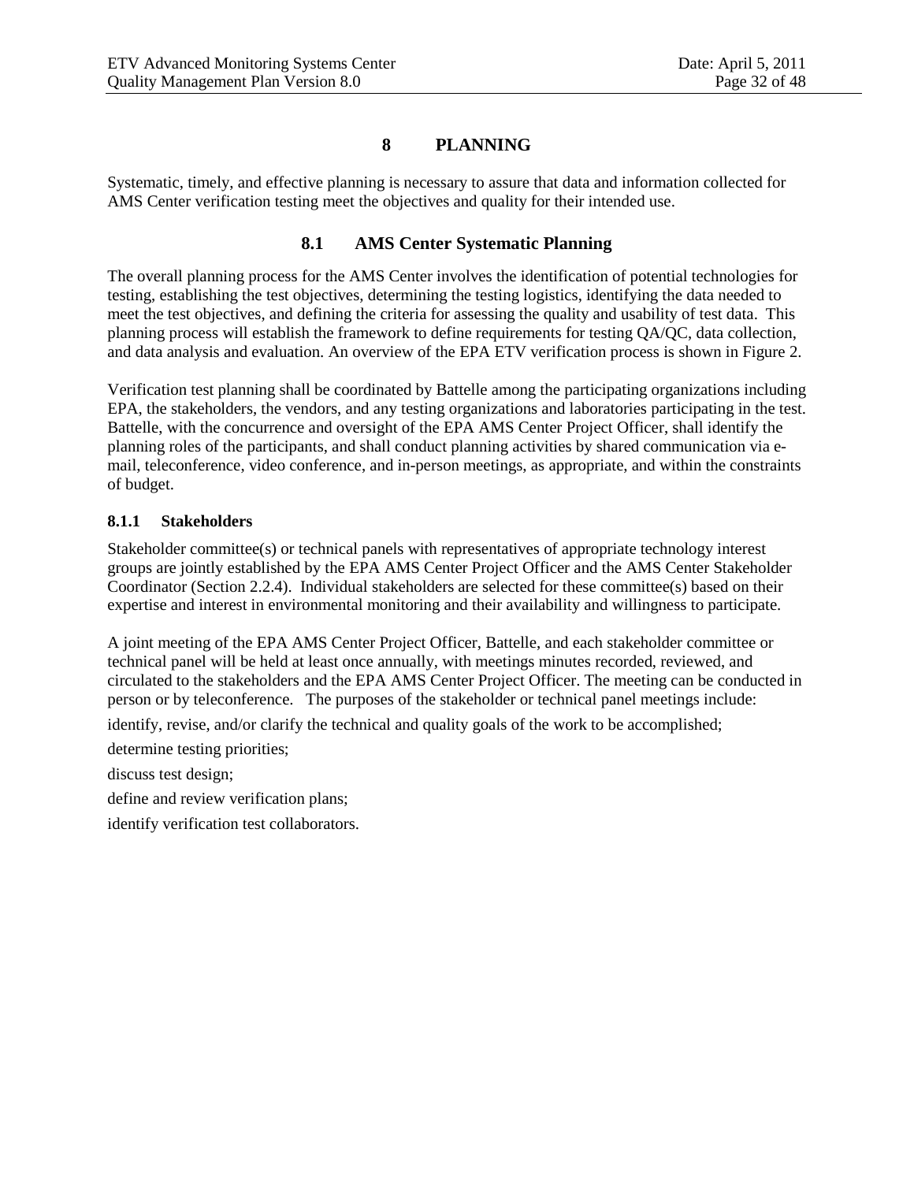# 8 PLANNING

Systematic, timely, and effective planning is necessary to assure that data and information collected for AMS Center verification testing meet the objectives and quality for their intended use.

## 8.1 AMS Center Systematic Planning

The overall planning process for the AMS Center involves the identification of potential technologies for testing, establishing the test objectives, determining the testing logistics, identifying the data needed to meet the test objectives, and defining the criteria for assessing the quality and usability of test data. This planning process will establish the framework to define requirements for testing QA/QC, data collection, and data analysis and evaluation. An overview of the EPA ETV verification process is shown in Figure 2.

Verification test planning shall be coordinated by Battelle among the participating organizations including EPA, the stakeholders, the vendors, and any testing organizations and laboratories participating in the test. Battelle, with the concurrence and oversight of the EPA AMS Center Project Officer, shall identify the planning roles of the participants, and shall conduct planning activities by shared communication via e-mail, teleconference, video conference, and in-person meetings, as appropriate, and within the constraints of budget.

### 8.1.1 Stakeholders

Stakeholder committee(s) or technical panels with representatives of appropriate technology interest groups are jointly established by the EPA AMS Center Project Officer and the AMS Center Stakeholder Coordinator (Section 2.2.4). Individual stakeholders are selected for these committee(s) based on their expertise and interest in environmental monitoring and their availability and willingness to participate.

A joint meeting of the EPA AMS Center Project Officer, Battelle, and each stakeholder committee or technical panel will be held at least once annually, with meetings minutes recorded, reviewed, and circulated to the stakeholders and the EPA AMS Center Project Officer. The meeting can be conducted in person or by teleconference. The purposes of the stakeholder or technical panel meetings include:

identify, revise, and/or clarify the technical and quality goals of the work to be accomplished;

determine testing priorities;

discuss test design;

define and review verification plans;

identify verification test collaborators.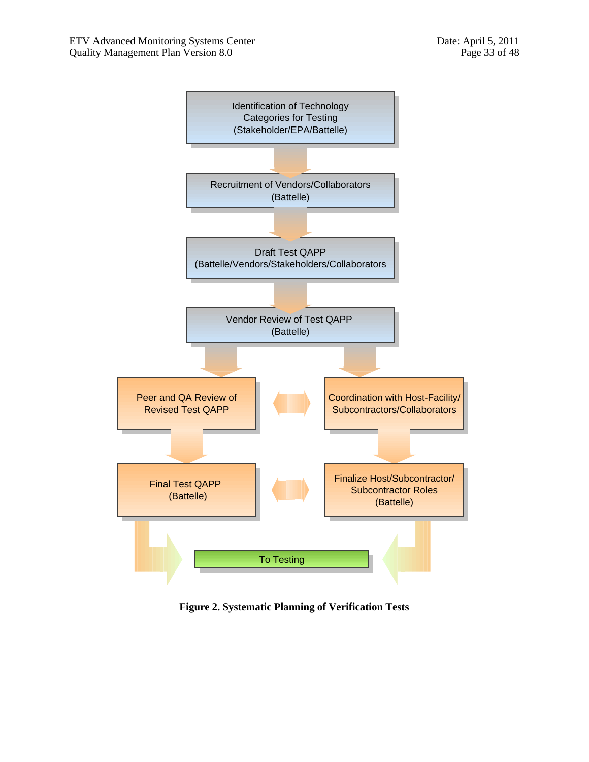Identification of Technology Categories for Testing (Stakeholder/EPA/Battelle)

Recruitment of Vendors/Collaborators (Battelle)

Draft Test QAPP (Battelle/Vendors/Stakeholders/Collaborators

Vendor Review of Test QAPP (Battelle)

Peer and QA Review of Revised Test QAPP

Coordination with Host-Facility/ Subcontractors/Collaborators

Final Test QAPP (Battelle)

Finalize Host/Subcontractor/ Subcontractor Roles (Battelle)

To Testing

**Figure 2. Systematic Planning of Verification Tests**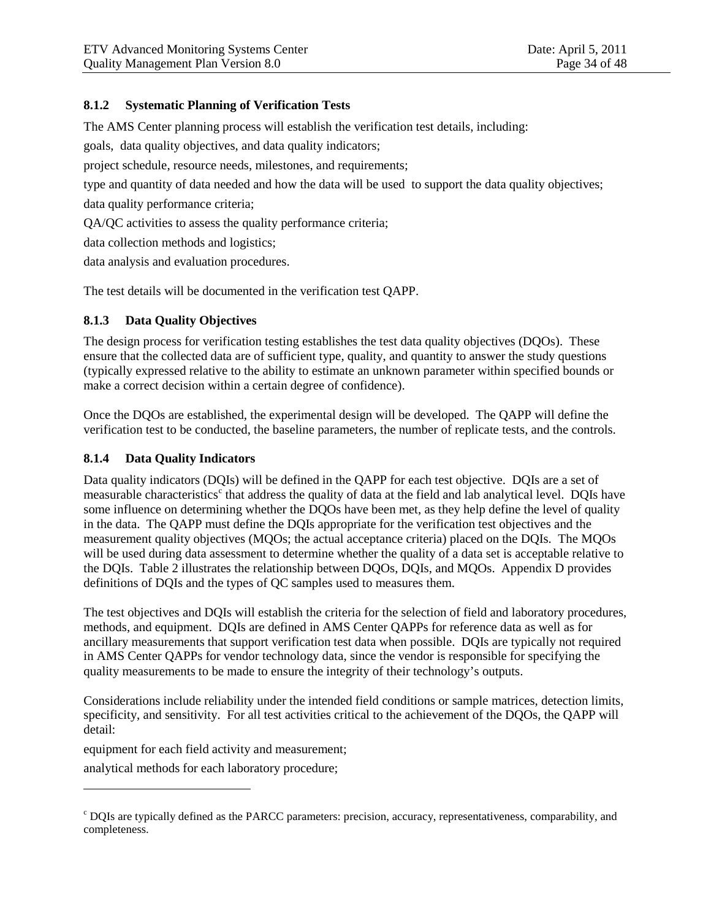### 8.1.2 Systematic Planning of Verification Tests

The AMS Center planning process will establish the verification test details, including:

goals, data quality objectives, and data quality indicators;

project schedule, resource needs, milestones, and requirements;

type and quantity of data needed and how the data will be used to support the data quality objectives;

data quality performance criteria;

QA/QC activities to assess the quality performance criteria;

data collection methods and logistics;

data analysis and evaluation procedures.

The test details will be documented in the verification test QAPP.

### 8.1.3 Data Quality Objectives

The design process for verification testing establishes the test data quality objectives (DQOs). These ensure that the collected data are of sufficient type, quality, and quantity to answer the study questions (typically expressed relative to the ability to estimate an unknown parameter within specified bounds or make a correct decision within a certain degree of confidence).

Once the DQOs are established, the experimental design will be developed. The QAPP will define the verification test to be conducted, the baseline parameters, the number of replicate tests, and the controls.

### 8.1.4 Data Quality Indicators

Data quality indicators (DQIs) will be defined in the QAPP for each test objective. DQIs are a set of measurable characteristics[c] that address the quality of data at the field and lab analytical level. DQIs have some influence on determining whether the DQOs have been met, as they help define the level of quality in the data. The QAPP must define the DQIs appropriate for the verification test objectives and the measurement quality objectives (MQOs; the actual acceptance criteria) placed on the DQIs. The MQOs will be used during data assessment to determine whether the quality of a data set is acceptable relative to the DQIs. Table 2 illustrates the relationship between DQOs, DQIs, and MQOs. Appendix D provides definitions of DQIs and the types of QC samples used to measures them.

The test objectives and DQIs will establish the criteria for the selection of field and laboratory procedures, methods, and equipment. DQIs are defined in AMS Center QAPPs for reference data as well as for ancillary measurements that support verification test data when possible. DQIs are typically not required in AMS Center QAPPs for vendor technology data, since the vendor is responsible for specifying the quality measurements to be made to ensure the integrity of their technology's outputs.

Considerations include reliability under the intended field conditions or sample matrices, detection limits, specificity, and sensitivity. For all test activities critical to the achievement of the DQOs, the QAPP will detail:

equipment for each field activity and measurement;

analytical methods for each laboratory procedure;

---

[c] DQIs are typically defined as the PARCC parameters: precision, accuracy, representativeness, comparability, and completeness.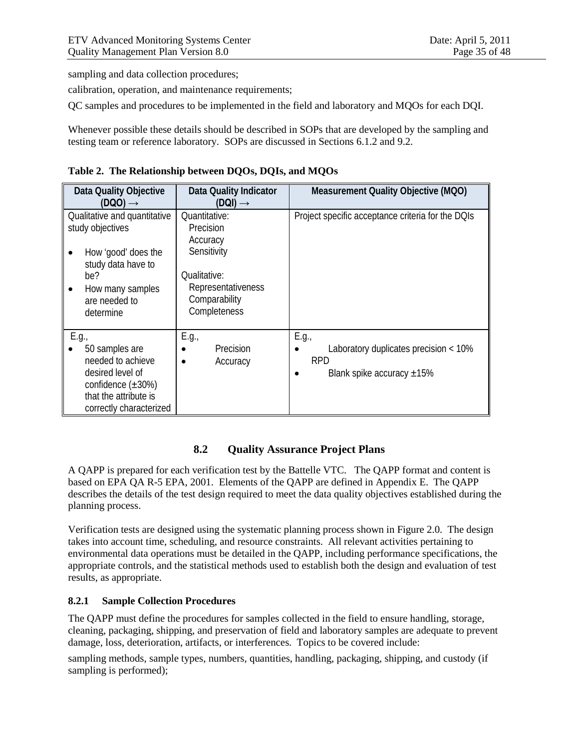sampling and data collection procedures;

calibration, operation, and maintenance requirements;

QC samples and procedures to be implemented in the field and laboratory and MQOs for each DQI.

Whenever possible these details should be described in SOPs that are developed by the sampling and testing team or reference laboratory. SOPs are discussed in Sections 6.1.2 and 9.2.

**Table 2. The Relationship between DQOs, DQIs, and MQOs**

| Data Quality Objective (DQO) → | Data Quality Indicator (DQI) → | Measurement Quality Objective (MQO) |
|---|---|---|
| Qualitative and quantitative study objectives<br>• How 'good' does the study data have to be?<br>• How many samples are needed to determine | Quantitative:<br>Precision<br>Accuracy<br>Sensitivity<br><br>Qualitative:<br>Representativeness<br>Comparability<br>Completeness | Project specific acceptance criteria for the DQIs |
| E.g.,<br>• 50 samples are needed to achieve desired level of confidence (±30%) that the attribute is correctly characterized | E.g.,<br>• Precision<br>• Accuracy | E.g.,<br>• Laboratory duplicates precision < 10% RPD<br>• Blank spike accuracy ±15% |

## 8.2 Quality Assurance Project Plans

A QAPP is prepared for each verification test by the Battelle VTC. The QAPP format and content is based on EPA QA R-5 EPA, 2001. Elements of the QAPP are defined in Appendix E. The QAPP describes the details of the test design required to meet the data quality objectives established during the planning process.

Verification tests are designed using the systematic planning process shown in Figure 2.0. The design takes into account time, scheduling, and resource constraints. All relevant activities pertaining to environmental data operations must be detailed in the QAPP, including performance specifications, the appropriate controls, and the statistical methods used to establish both the design and evaluation of test results, as appropriate.

### 8.2.1 Sample Collection Procedures

The QAPP must define the procedures for samples collected in the field to ensure handling, storage, cleaning, packaging, shipping, and preservation of field and laboratory samples are adequate to prevent damage, loss, deterioration, artifacts, or interferences. Topics to be covered include:

sampling methods, sample types, numbers, quantities, handling, packaging, shipping, and custody (if sampling is performed);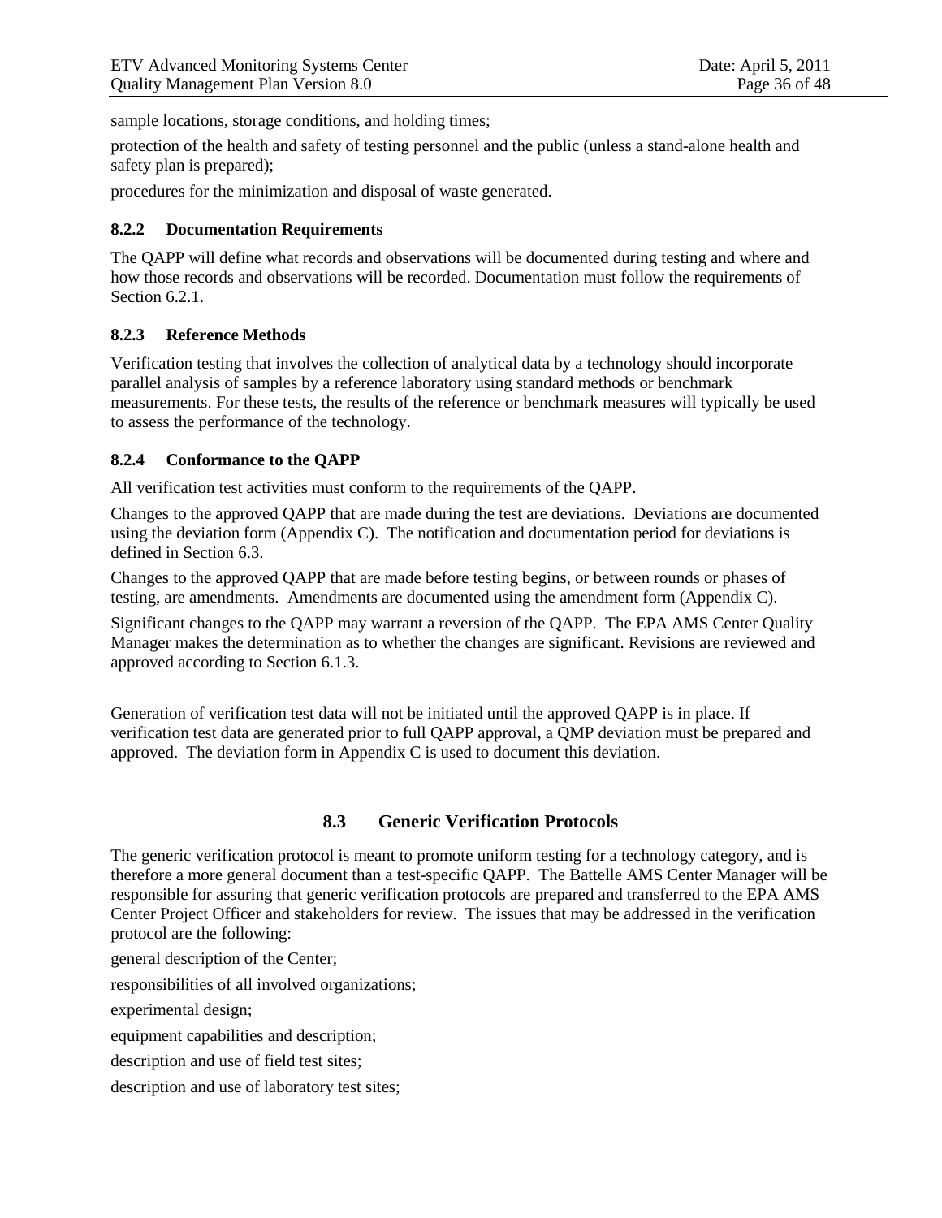sample locations, storage conditions, and holding times;

protection of the health and safety of testing personnel and the public (unless a stand-alone health and safety plan is prepared);

procedures for the minimization and disposal of waste generated.

### 8.2.2 Documentation Requirements

The QAPP will define what records and observations will be documented during testing and where and how those records and observations will be recorded. Documentation must follow the requirements of Section 6.2.1.

### 8.2.3 Reference Methods

Verification testing that involves the collection of analytical data by a technology should incorporate parallel analysis of samples by a reference laboratory using standard methods or benchmark measurements. For these tests, the results of the reference or benchmark measures will typically be used to assess the performance of the technology.

### 8.2.4 Conformance to the QAPP

All verification test activities must conform to the requirements of the QAPP.

Changes to the approved QAPP that are made during the test are deviations. Deviations are documented using the deviation form (Appendix C). The notification and documentation period for deviations is defined in Section 6.3.

Changes to the approved QAPP that are made before testing begins, or between rounds or phases of testing, are amendments. Amendments are documented using the amendment form (Appendix C).

Significant changes to the QAPP may warrant a reversion of the QAPP. The EPA AMS Center Quality Manager makes the determination as to whether the changes are significant. Revisions are reviewed and approved according to Section 6.1.3.

Generation of verification test data will not be initiated until the approved QAPP is in place. If verification test data are generated prior to full QAPP approval, a QMP deviation must be prepared and approved. The deviation form in Appendix C is used to document this deviation.

## 8.3 Generic Verification Protocols

The generic verification protocol is meant to promote uniform testing for a technology category, and is therefore a more general document than a test-specific QAPP. The Battelle AMS Center Manager will be responsible for assuring that generic verification protocols are prepared and transferred to the EPA AMS Center Project Officer and stakeholders for review. The issues that may be addressed in the verification protocol are the following:

general description of the Center;

responsibilities of all involved organizations;

experimental design;

equipment capabilities and description;

description and use of field test sites;

description and use of laboratory test sites;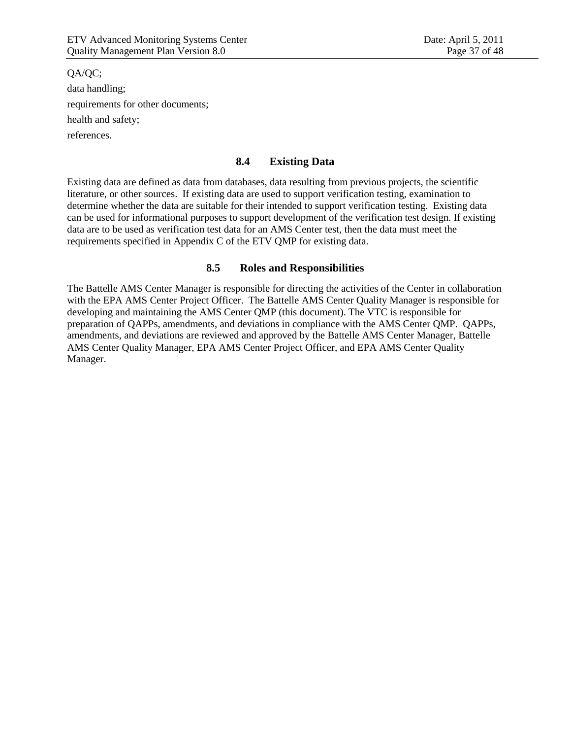QA/QC;

data handling;

requirements for other documents;

health and safety;

references.

### 8.4 Existing Data

Existing data are defined as data from databases, data resulting from previous projects, the scientific literature, or other sources. If existing data are used to support verification testing, examination to determine whether the data are suitable for their intended to support verification testing. Existing data can be used for informational purposes to support development of the verification test design. If existing data are to be used as verification test data for an AMS Center test, then the data must meet the requirements specified in Appendix C of the ETV QMP for existing data.

### 8.5 Roles and Responsibilities

The Battelle AMS Center Manager is responsible for directing the activities of the Center in collaboration with the EPA AMS Center Project Officer. The Battelle AMS Center Quality Manager is responsible for developing and maintaining the AMS Center QMP (this document). The VTC is responsible for preparation of QAPPs, amendments, and deviations in compliance with the AMS Center QMP. QAPPs, amendments, and deviations are reviewed and approved by the Battelle AMS Center Manager, Battelle AMS Center Quality Manager, EPA AMS Center Project Officer, and EPA AMS Center Quality Manager.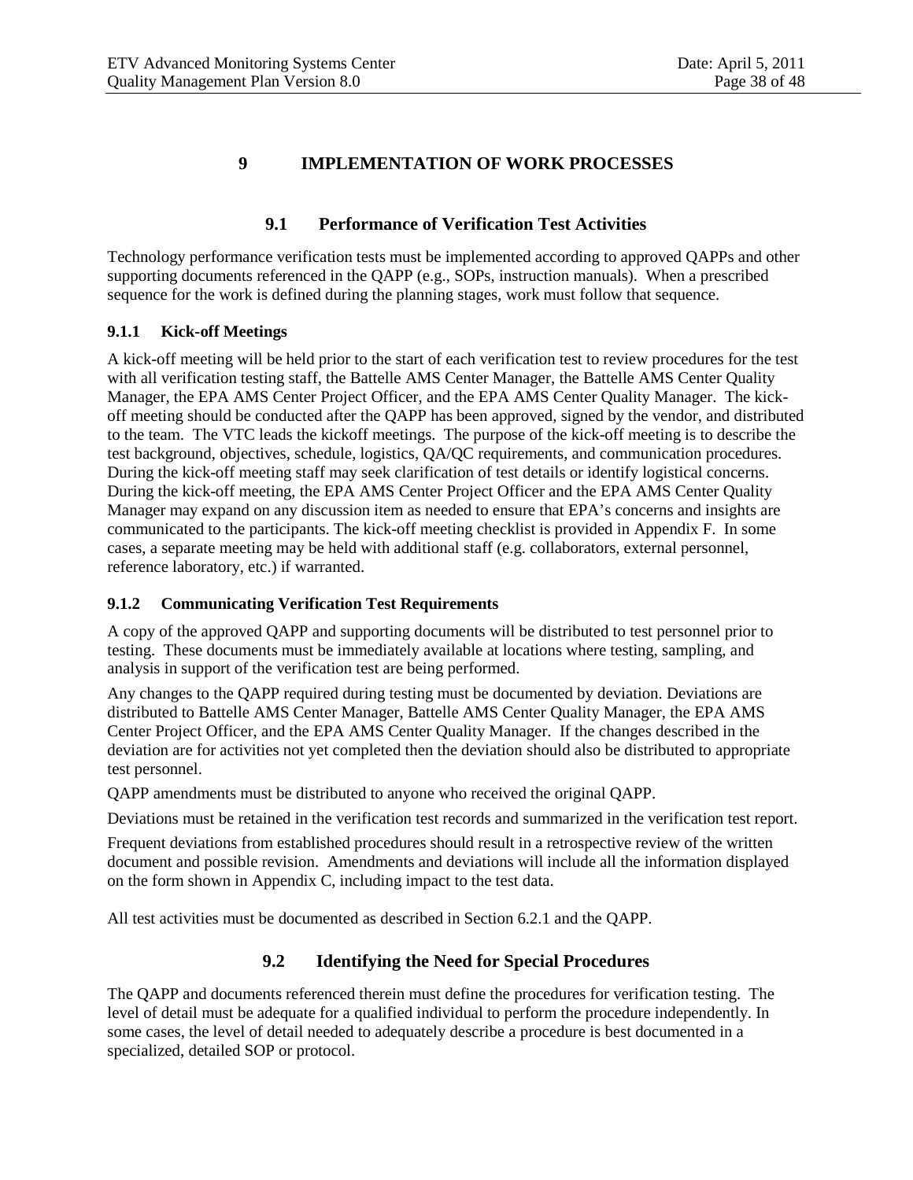# 9 IMPLEMENTATION OF WORK PROCESSES

## 9.1 Performance of Verification Test Activities

Technology performance verification tests must be implemented according to approved QAPPs and other supporting documents referenced in the QAPP (e.g., SOPs, instruction manuals). When a prescribed sequence for the work is defined during the planning stages, work must follow that sequence.

### 9.1.1 Kick-off Meetings

A kick-off meeting will be held prior to the start of each verification test to review procedures for the test with all verification testing staff, the Battelle AMS Center Manager, the Battelle AMS Center Quality Manager, the EPA AMS Center Project Officer, and the EPA AMS Center Quality Manager. The kick-off meeting should be conducted after the QAPP has been approved, signed by the vendor, and distributed to the team. The VTC leads the kickoff meetings. The purpose of the kick-off meeting is to describe the test background, objectives, schedule, logistics, QA/QC requirements, and communication procedures. During the kick-off meeting staff may seek clarification of test details or identify logistical concerns. During the kick-off meeting, the EPA AMS Center Project Officer and the EPA AMS Center Quality Manager may expand on any discussion item as needed to ensure that EPA's concerns and insights are communicated to the participants. The kick-off meeting checklist is provided in Appendix F. In some cases, a separate meeting may be held with additional staff (e.g. collaborators, external personnel, reference laboratory, etc.) if warranted.

### 9.1.2 Communicating Verification Test Requirements

A copy of the approved QAPP and supporting documents will be distributed to test personnel prior to testing. These documents must be immediately available at locations where testing, sampling, and analysis in support of the verification test are being performed.

Any changes to the QAPP required during testing must be documented by deviation. Deviations are distributed to Battelle AMS Center Manager, Battelle AMS Center Quality Manager, the EPA AMS Center Project Officer, and the EPA AMS Center Quality Manager. If the changes described in the deviation are for activities not yet completed then the deviation should also be distributed to appropriate test personnel.

QAPP amendments must be distributed to anyone who received the original QAPP.

Deviations must be retained in the verification test records and summarized in the verification test report.

Frequent deviations from established procedures should result in a retrospective review of the written document and possible revision. Amendments and deviations will include all the information displayed on the form shown in Appendix C, including impact to the test data.

All test activities must be documented as described in Section 6.2.1 and the QAPP.

## 9.2 Identifying the Need for Special Procedures

The QAPP and documents referenced therein must define the procedures for verification testing. The level of detail must be adequate for a qualified individual to perform the procedure independently. In some cases, the level of detail needed to adequately describe a procedure is best documented in a specialized, detailed SOP or protocol.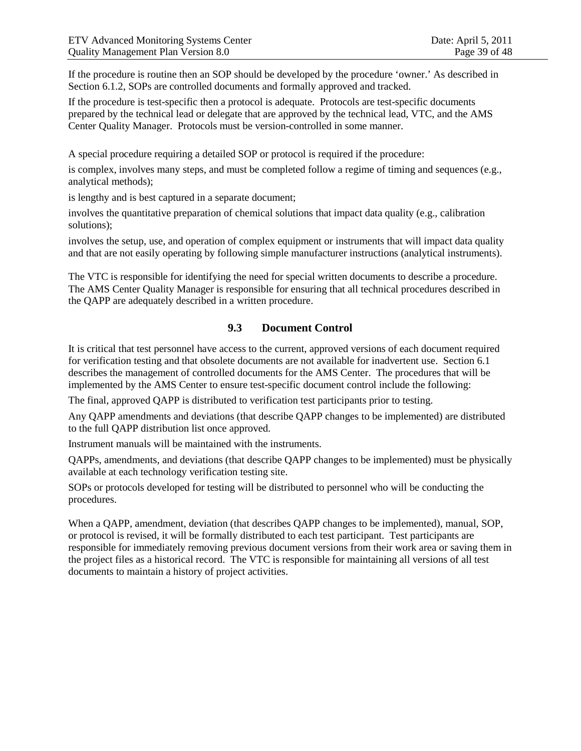If the procedure is routine then an SOP should be developed by the procedure 'owner.' As described in Section 6.1.2, SOPs are controlled documents and formally approved and tracked.

If the procedure is test-specific then a protocol is adequate. Protocols are test-specific documents prepared by the technical lead or delegate that are approved by the technical lead, VTC, and the AMS Center Quality Manager. Protocols must be version-controlled in some manner.

A special procedure requiring a detailed SOP or protocol is required if the procedure:

is complex, involves many steps, and must be completed follow a regime of timing and sequences (e.g., analytical methods);

is lengthy and is best captured in a separate document;

involves the quantitative preparation of chemical solutions that impact data quality (e.g., calibration solutions);

involves the setup, use, and operation of complex equipment or instruments that will impact data quality and that are not easily operating by following simple manufacturer instructions (analytical instruments).

The VTC is responsible for identifying the need for special written documents to describe a procedure. The AMS Center Quality Manager is responsible for ensuring that all technical procedures described in the QAPP are adequately described in a written procedure.

### 9.3 Document Control

It is critical that test personnel have access to the current, approved versions of each document required for verification testing and that obsolete documents are not available for inadvertent use. Section 6.1 describes the management of controlled documents for the AMS Center. The procedures that will be implemented by the AMS Center to ensure test-specific document control include the following:

The final, approved QAPP is distributed to verification test participants prior to testing.

Any QAPP amendments and deviations (that describe QAPP changes to be implemented) are distributed to the full QAPP distribution list once approved.

Instrument manuals will be maintained with the instruments.

QAPPs, amendments, and deviations (that describe QAPP changes to be implemented) must be physically available at each technology verification testing site.

SOPs or protocols developed for testing will be distributed to personnel who will be conducting the procedures.

When a QAPP, amendment, deviation (that describes QAPP changes to be implemented), manual, SOP, or protocol is revised, it will be formally distributed to each test participant. Test participants are responsible for immediately removing previous document versions from their work area or saving them in the project files as a historical record. The VTC is responsible for maintaining all versions of all test documents to maintain a history of project activities.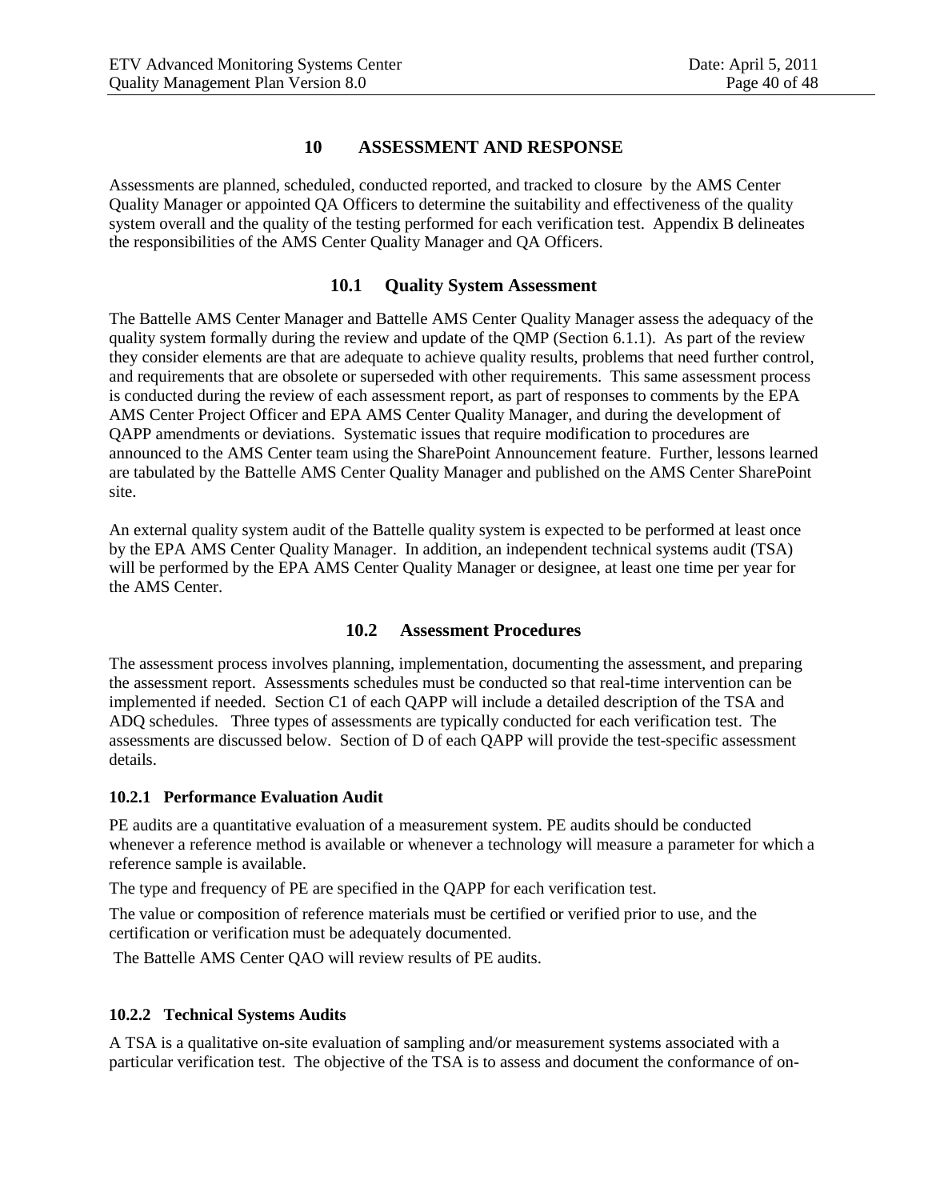# 10 ASSESSMENT AND RESPONSE

Assessments are planned, scheduled, conducted reported, and tracked to closure by the AMS Center Quality Manager or appointed QA Officers to determine the suitability and effectiveness of the quality system overall and the quality of the testing performed for each verification test. Appendix B delineates the responsibilities of the AMS Center Quality Manager and QA Officers.

## 10.1 Quality System Assessment

The Battelle AMS Center Manager and Battelle AMS Center Quality Manager assess the adequacy of the quality system formally during the review and update of the QMP (Section 6.1.1). As part of the review they consider elements are that are adequate to achieve quality results, problems that need further control, and requirements that are obsolete or superseded with other requirements. This same assessment process is conducted during the review of each assessment report, as part of responses to comments by the EPA AMS Center Project Officer and EPA AMS Center Quality Manager, and during the development of QAPP amendments or deviations. Systematic issues that require modification to procedures are announced to the AMS Center team using the SharePoint Announcement feature. Further, lessons learned are tabulated by the Battelle AMS Center Quality Manager and published on the AMS Center SharePoint site.

An external quality system audit of the Battelle quality system is expected to be performed at least once by the EPA AMS Center Quality Manager. In addition, an independent technical systems audit (TSA) will be performed by the EPA AMS Center Quality Manager or designee, at least one time per year for the AMS Center.

## 10.2 Assessment Procedures

The assessment process involves planning, implementation, documenting the assessment, and preparing the assessment report. Assessments schedules must be conducted so that real-time intervention can be implemented if needed. Section C1 of each QAPP will include a detailed description of the TSA and ADQ schedules. Three types of assessments are typically conducted for each verification test. The assessments are discussed below. Section of D of each QAPP will provide the test-specific assessment details.

### 10.2.1 Performance Evaluation Audit

PE audits are a quantitative evaluation of a measurement system. PE audits should be conducted whenever a reference method is available or whenever a technology will measure a parameter for which a reference sample is available.

The type and frequency of PE are specified in the QAPP for each verification test.

The value or composition of reference materials must be certified or verified prior to use, and the certification or verification must be adequately documented.

The Battelle AMS Center QAO will review results of PE audits.

### 10.2.2 Technical Systems Audits

A TSA is a qualitative on-site evaluation of sampling and/or measurement systems associated with a particular verification test. The objective of the TSA is to assess and document the conformance of on-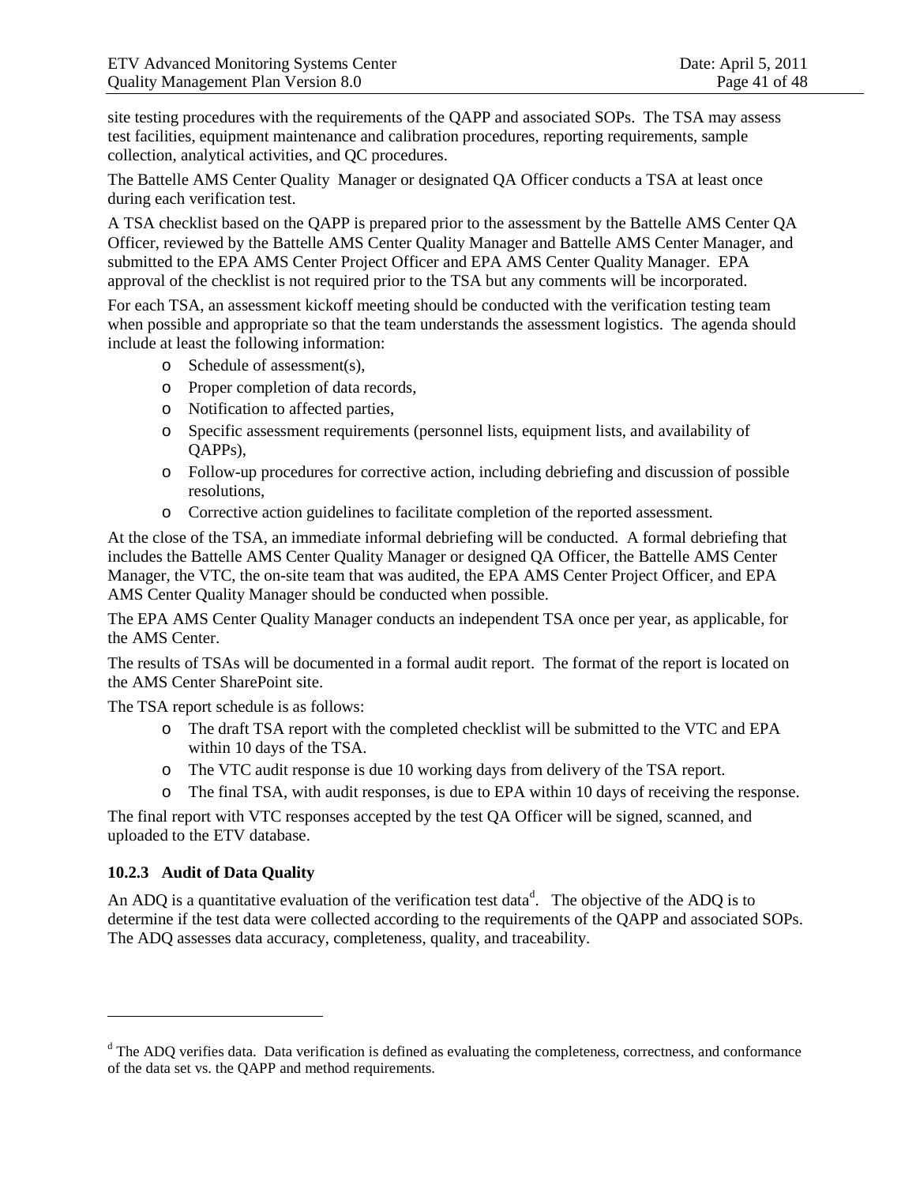site testing procedures with the requirements of the QAPP and associated SOPs. The TSA may assess test facilities, equipment maintenance and calibration procedures, reporting requirements, sample collection, analytical activities, and QC procedures.

The Battelle AMS Center Quality Manager or designated QA Officer conducts a TSA at least once during each verification test.

A TSA checklist based on the QAPP is prepared prior to the assessment by the Battelle AMS Center QA Officer, reviewed by the Battelle AMS Center Quality Manager and Battelle AMS Center Manager, and submitted to the EPA AMS Center Project Officer and EPA AMS Center Quality Manager. EPA approval of the checklist is not required prior to the TSA but any comments will be incorporated.

For each TSA, an assessment kickoff meeting should be conducted with the verification testing team when possible and appropriate so that the team understands the assessment logistics. The agenda should include at least the following information:

- Schedule of assessment(s),
- Proper completion of data records,
- Notification to affected parties,
- Specific assessment requirements (personnel lists, equipment lists, and availability of QAPPs),
- Follow-up procedures for corrective action, including debriefing and discussion of possible resolutions,
- Corrective action guidelines to facilitate completion of the reported assessment.

At the close of the TSA, an immediate informal debriefing will be conducted. A formal debriefing that includes the Battelle AMS Center Quality Manager or designed QA Officer, the Battelle AMS Center Manager, the VTC, the on-site team that was audited, the EPA AMS Center Project Officer, and EPA AMS Center Quality Manager should be conducted when possible.

The EPA AMS Center Quality Manager conducts an independent TSA once per year, as applicable, for the AMS Center.

The results of TSAs will be documented in a formal audit report. The format of the report is located on the AMS Center SharePoint site.

The TSA report schedule is as follows:

- The draft TSA report with the completed checklist will be submitted to the VTC and EPA within 10 days of the TSA.
- The VTC audit response is due 10 working days from delivery of the TSA report.
- The final TSA, with audit responses, is due to EPA within 10 days of receiving the response.

The final report with VTC responses accepted by the test QA Officer will be signed, scanned, and uploaded to the ETV database.

### 10.2.3 Audit of Data Quality

An ADQ is a quantitative evaluation of the verification test data[d]. The objective of the ADQ is to determine if the test data were collected according to the requirements of the QAPP and associated SOPs. The ADQ assesses data accuracy, completeness, quality, and traceability.

---

[d] The ADQ verifies data. Data verification is defined as evaluating the completeness, correctness, and conformance of the data set vs. the QAPP and method requirements.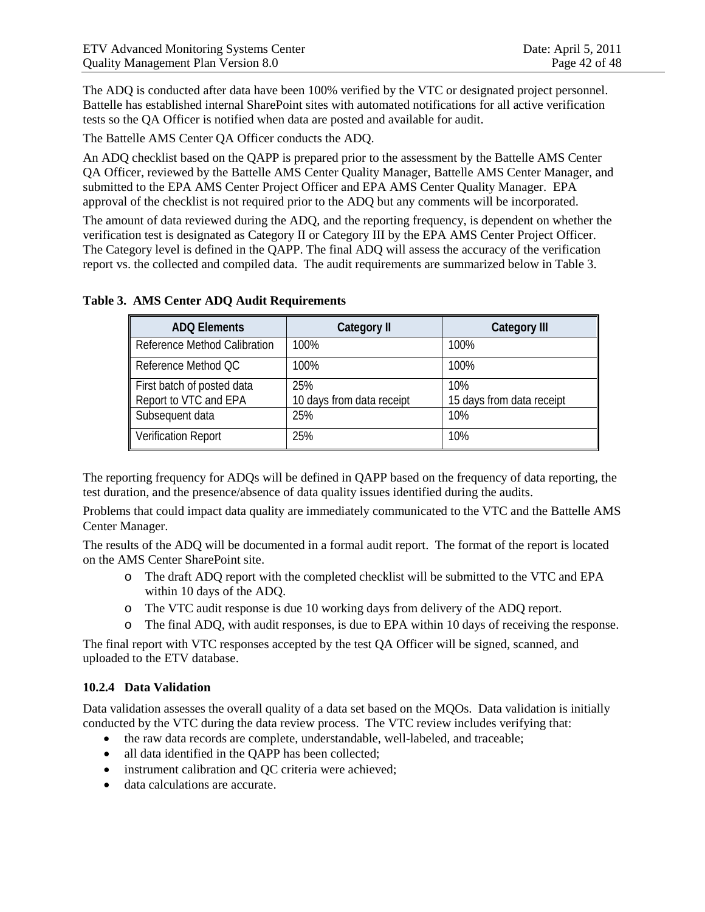The ADQ is conducted after data have been 100% verified by the VTC or designated project personnel. Battelle has established internal SharePoint sites with automated notifications for all active verification tests so the QA Officer is notified when data are posted and available for audit.

The Battelle AMS Center QA Officer conducts the ADQ.

An ADQ checklist based on the QAPP is prepared prior to the assessment by the Battelle AMS Center QA Officer, reviewed by the Battelle AMS Center Quality Manager, Battelle AMS Center Manager, and submitted to the EPA AMS Center Project Officer and EPA AMS Center Quality Manager. EPA approval of the checklist is not required prior to the ADQ but any comments will be incorporated.

The amount of data reviewed during the ADQ, and the reporting frequency, is dependent on whether the verification test is designated as Category II or Category III by the EPA AMS Center Project Officer. The Category level is defined in the QAPP. The final ADQ will assess the accuracy of the verification report vs. the collected and compiled data. The audit requirements are summarized below in Table 3.

**Table 3. AMS Center ADQ Audit Requirements**

| ADQ Elements | Category II | Category III |
|---|---|---|
| Reference Method Calibration | 100% | 100% |
| Reference Method QC | 100% | 100% |
| First batch of posted data<br>Report to VTC and EPA | 25%<br>10 days from data receipt | 10%<br>15 days from data receipt |
| Subsequent data | 25% | 10% |
| Verification Report | 25% | 10% |

The reporting frequency for ADQs will be defined in QAPP based on the frequency of data reporting, the test duration, and the presence/absence of data quality issues identified during the audits.

Problems that could impact data quality are immediately communicated to the VTC and the Battelle AMS Center Manager.

The results of the ADQ will be documented in a formal audit report. The format of the report is located on the AMS Center SharePoint site.

- The draft ADQ report with the completed checklist will be submitted to the VTC and EPA within 10 days of the ADQ.
- The VTC audit response is due 10 working days from delivery of the ADQ report.
- The final ADQ, with audit responses, is due to EPA within 10 days of receiving the response.

The final report with VTC responses accepted by the test QA Officer will be signed, scanned, and uploaded to the ETV database.

### 10.2.4 Data Validation

Data validation assesses the overall quality of a data set based on the MQOs. Data validation is initially conducted by the VTC during the data review process. The VTC review includes verifying that:

- the raw data records are complete, understandable, well-labeled, and traceable;
- all data identified in the QAPP has been collected;
- instrument calibration and QC criteria were achieved;
- data calculations are accurate.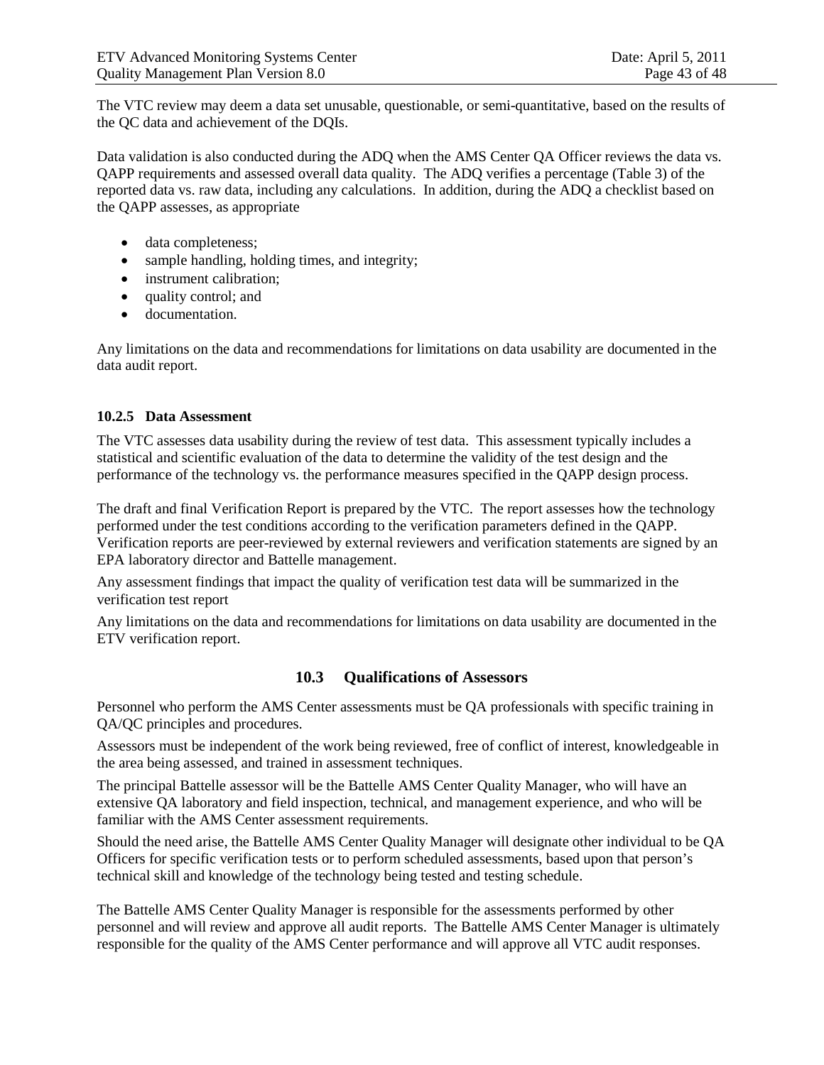The VTC review may deem a data set unusable, questionable, or semi-quantitative, based on the results of the QC data and achievement of the DQIs.

Data validation is also conducted during the ADQ when the AMS Center QA Officer reviews the data vs. QAPP requirements and assessed overall data quality. The ADQ verifies a percentage (Table 3) of the reported data vs. raw data, including any calculations. In addition, during the ADQ a checklist based on the QAPP assesses, as appropriate

- data completeness;
- sample handling, holding times, and integrity;
- instrument calibration;
- quality control; and
- documentation.

Any limitations on the data and recommendations for limitations on data usability are documented in the data audit report.

#### 10.2.5 Data Assessment

The VTC assesses data usability during the review of test data. This assessment typically includes a statistical and scientific evaluation of the data to determine the validity of the test design and the performance of the technology vs. the performance measures specified in the QAPP design process.

The draft and final Verification Report is prepared by the VTC. The report assesses how the technology performed under the test conditions according to the verification parameters defined in the QAPP. Verification reports are peer-reviewed by external reviewers and verification statements are signed by an EPA laboratory director and Battelle management.

Any assessment findings that impact the quality of verification test data will be summarized in the verification test report

Any limitations on the data and recommendations for limitations on data usability are documented in the ETV verification report.

## 10.3 Qualifications of Assessors

Personnel who perform the AMS Center assessments must be QA professionals with specific training in QA/QC principles and procedures.

Assessors must be independent of the work being reviewed, free of conflict of interest, knowledgeable in the area being assessed, and trained in assessment techniques.

The principal Battelle assessor will be the Battelle AMS Center Quality Manager, who will have an extensive QA laboratory and field inspection, technical, and management experience, and who will be familiar with the AMS Center assessment requirements.

Should the need arise, the Battelle AMS Center Quality Manager will designate other individual to be QA Officers for specific verification tests or to perform scheduled assessments, based upon that person's technical skill and knowledge of the technology being tested and testing schedule.

The Battelle AMS Center Quality Manager is responsible for the assessments performed by other personnel and will review and approve all audit reports. The Battelle AMS Center Manager is ultimately responsible for the quality of the AMS Center performance and will approve all VTC audit responses.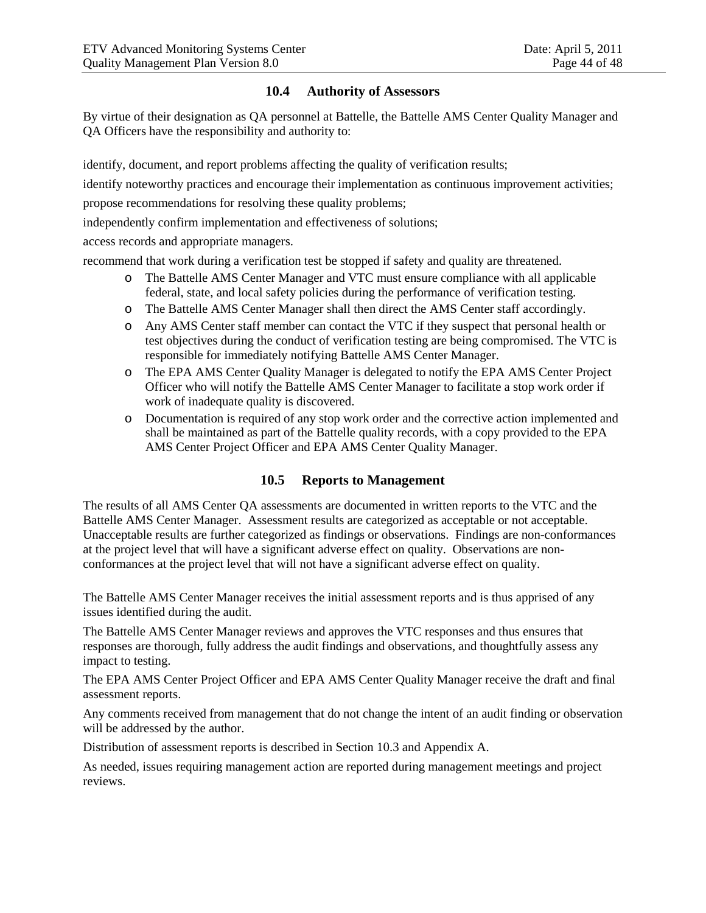## 10.4 Authority of Assessors

By virtue of their designation as QA personnel at Battelle, the Battelle AMS Center Quality Manager and QA Officers have the responsibility and authority to:

identify, document, and report problems affecting the quality of verification results;

identify noteworthy practices and encourage their implementation as continuous improvement activities;

propose recommendations for resolving these quality problems;

independently confirm implementation and effectiveness of solutions;

access records and appropriate managers.

recommend that work during a verification test be stopped if safety and quality are threatened.

- The Battelle AMS Center Manager and VTC must ensure compliance with all applicable federal, state, and local safety policies during the performance of verification testing.
- The Battelle AMS Center Manager shall then direct the AMS Center staff accordingly.
- Any AMS Center staff member can contact the VTC if they suspect that personal health or test objectives during the conduct of verification testing are being compromised. The VTC is responsible for immediately notifying Battelle AMS Center Manager.
- The EPA AMS Center Quality Manager is delegated to notify the EPA AMS Center Project Officer who will notify the Battelle AMS Center Manager to facilitate a stop work order if work of inadequate quality is discovered.
- Documentation is required of any stop work order and the corrective action implemented and shall be maintained as part of the Battelle quality records, with a copy provided to the EPA AMS Center Project Officer and EPA AMS Center Quality Manager.

## 10.5 Reports to Management

The results of all AMS Center QA assessments are documented in written reports to the VTC and the Battelle AMS Center Manager. Assessment results are categorized as acceptable or not acceptable. Unacceptable results are further categorized as findings or observations. Findings are non-conformances at the project level that will have a significant adverse effect on quality. Observations are non-conformances at the project level that will not have a significant adverse effect on quality.

The Battelle AMS Center Manager receives the initial assessment reports and is thus apprised of any issues identified during the audit.

The Battelle AMS Center Manager reviews and approves the VTC responses and thus ensures that responses are thorough, fully address the audit findings and observations, and thoughtfully assess any impact to testing.

The EPA AMS Center Project Officer and EPA AMS Center Quality Manager receive the draft and final assessment reports.

Any comments received from management that do not change the intent of an audit finding or observation will be addressed by the author.

Distribution of assessment reports is described in Section 10.3 and Appendix A.

As needed, issues requiring management action are reported during management meetings and project reviews.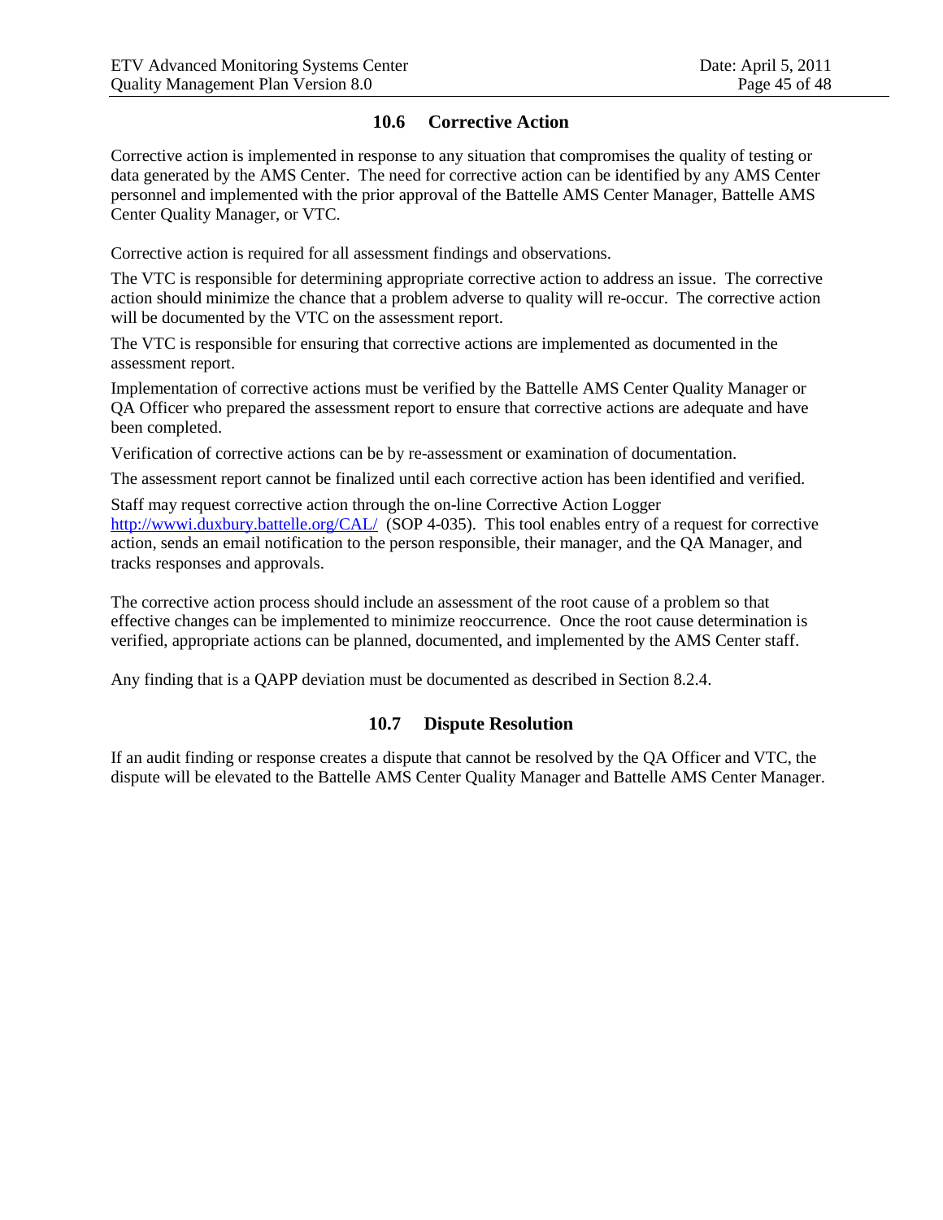### 10.6 Corrective Action

Corrective action is implemented in response to any situation that compromises the quality of testing or data generated by the AMS Center. The need for corrective action can be identified by any AMS Center personnel and implemented with the prior approval of the Battelle AMS Center Manager, Battelle AMS Center Quality Manager, or VTC.

Corrective action is required for all assessment findings and observations.

The VTC is responsible for determining appropriate corrective action to address an issue. The corrective action should minimize the chance that a problem adverse to quality will re-occur. The corrective action will be documented by the VTC on the assessment report.

The VTC is responsible for ensuring that corrective actions are implemented as documented in the assessment report.

Implementation of corrective actions must be verified by the Battelle AMS Center Quality Manager or QA Officer who prepared the assessment report to ensure that corrective actions are adequate and have been completed.

Verification of corrective actions can be by re-assessment or examination of documentation.

The assessment report cannot be finalized until each corrective action has been identified and verified.

Staff may request corrective action through the on-line Corrective Action Logger http://wwwi.duxbury.battelle.org/CAL/ (SOP 4-035). This tool enables entry of a request for corrective action, sends an email notification to the person responsible, their manager, and the QA Manager, and tracks responses and approvals.

The corrective action process should include an assessment of the root cause of a problem so that effective changes can be implemented to minimize reoccurrence. Once the root cause determination is verified, appropriate actions can be planned, documented, and implemented by the AMS Center staff.

Any finding that is a QAPP deviation must be documented as described in Section 8.2.4.

### 10.7 Dispute Resolution

If an audit finding or response creates a dispute that cannot be resolved by the QA Officer and VTC, the dispute will be elevated to the Battelle AMS Center Quality Manager and Battelle AMS Center Manager.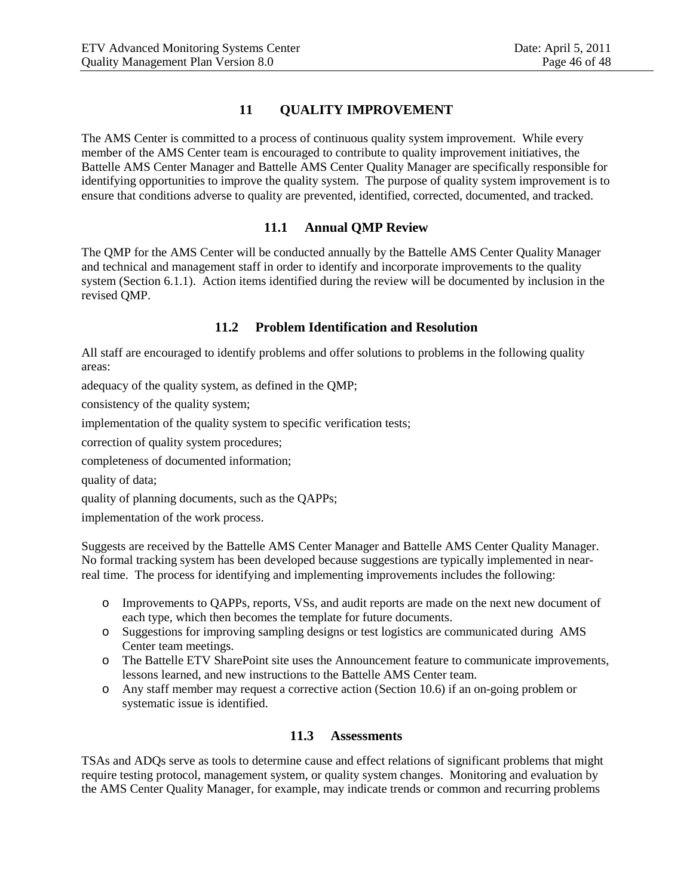# 11 QUALITY IMPROVEMENT

The AMS Center is committed to a process of continuous quality system improvement. While every member of the AMS Center team is encouraged to contribute to quality improvement initiatives, the Battelle AMS Center Manager and Battelle AMS Center Quality Manager are specifically responsible for identifying opportunities to improve the quality system. The purpose of quality system improvement is to ensure that conditions adverse to quality are prevented, identified, corrected, documented, and tracked.

## 11.1 Annual QMP Review

The QMP for the AMS Center will be conducted annually by the Battelle AMS Center Quality Manager and technical and management staff in order to identify and incorporate improvements to the quality system (Section 6.1.1). Action items identified during the review will be documented by inclusion in the revised QMP.

## 11.2 Problem Identification and Resolution

All staff are encouraged to identify problems and offer solutions to problems in the following quality areas:

adequacy of the quality system, as defined in the QMP;

consistency of the quality system;

implementation of the quality system to specific verification tests;

correction of quality system procedures;

completeness of documented information;

quality of data;

quality of planning documents, such as the QAPPs;

implementation of the work process.

Suggests are received by the Battelle AMS Center Manager and Battelle AMS Center Quality Manager. No formal tracking system has been developed because suggestions are typically implemented in near-real time. The process for identifying and implementing improvements includes the following:

- Improvements to QAPPs, reports, VSs, and audit reports are made on the next new document of each type, which then becomes the template for future documents.
- Suggestions for improving sampling designs or test logistics are communicated during AMS Center team meetings.
- The Battelle ETV SharePoint site uses the Announcement feature to communicate improvements, lessons learned, and new instructions to the Battelle AMS Center team.
- Any staff member may request a corrective action (Section 10.6) if an on-going problem or systematic issue is identified.

## 11.3 Assessments

TSAs and ADQs serve as tools to determine cause and effect relations of significant problems that might require testing protocol, management system, or quality system changes. Monitoring and evaluation by the AMS Center Quality Manager, for example, may indicate trends or common and recurring problems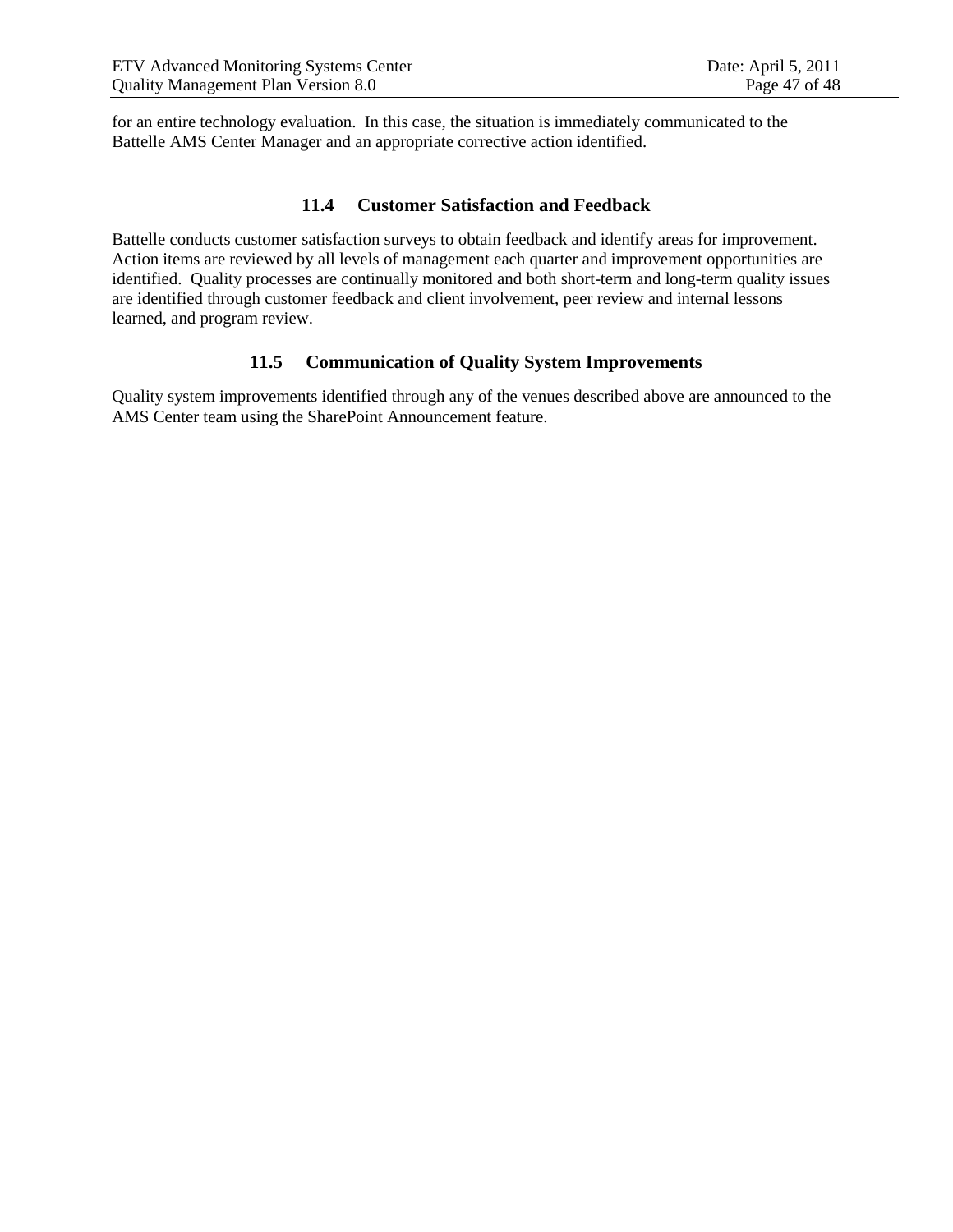for an entire technology evaluation. In this case, the situation is immediately communicated to the Battelle AMS Center Manager and an appropriate corrective action identified.

### 11.4 Customer Satisfaction and Feedback

Battelle conducts customer satisfaction surveys to obtain feedback and identify areas for improvement. Action items are reviewed by all levels of management each quarter and improvement opportunities are identified. Quality processes are continually monitored and both short-term and long-term quality issues are identified through customer feedback and client involvement, peer review and internal lessons learned, and program review.

### 11.5 Communication of Quality System Improvements

Quality system improvements identified through any of the venues described above are announced to the AMS Center team using the SharePoint Announcement feature.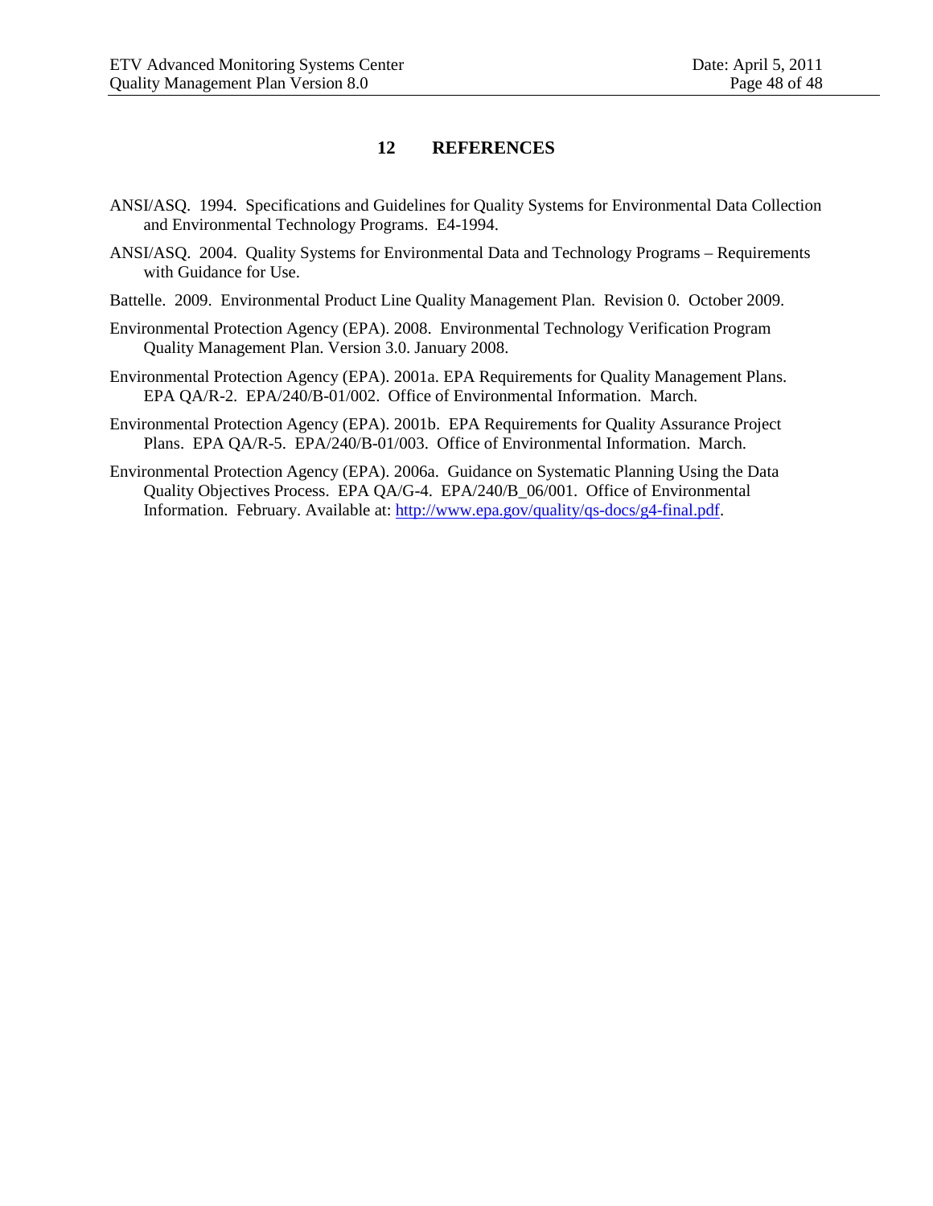# 12 REFERENCES

ANSI/ASQ. 1994. Specifications and Guidelines for Quality Systems for Environmental Data Collection and Environmental Technology Programs. E4-1994.

ANSI/ASQ. 2004. Quality Systems for Environmental Data and Technology Programs – Requirements with Guidance for Use.

Battelle. 2009. Environmental Product Line Quality Management Plan. Revision 0. October 2009.

Environmental Protection Agency (EPA). 2008. Environmental Technology Verification Program Quality Management Plan. Version 3.0. January 2008.

Environmental Protection Agency (EPA). 2001a. EPA Requirements for Quality Management Plans. EPA QA/R-2. EPA/240/B-01/002. Office of Environmental Information. March.

Environmental Protection Agency (EPA). 2001b. EPA Requirements for Quality Assurance Project Plans. EPA QA/R-5. EPA/240/B-01/003. Office of Environmental Information. March.

Environmental Protection Agency (EPA). 2006a. Guidance on Systematic Planning Using the Data Quality Objectives Process. EPA QA/G-4. EPA/240/B_06/001. Office of Environmental Information. February. Available at: http://www.epa.gov/quality/qs-docs/g4-final.pdf.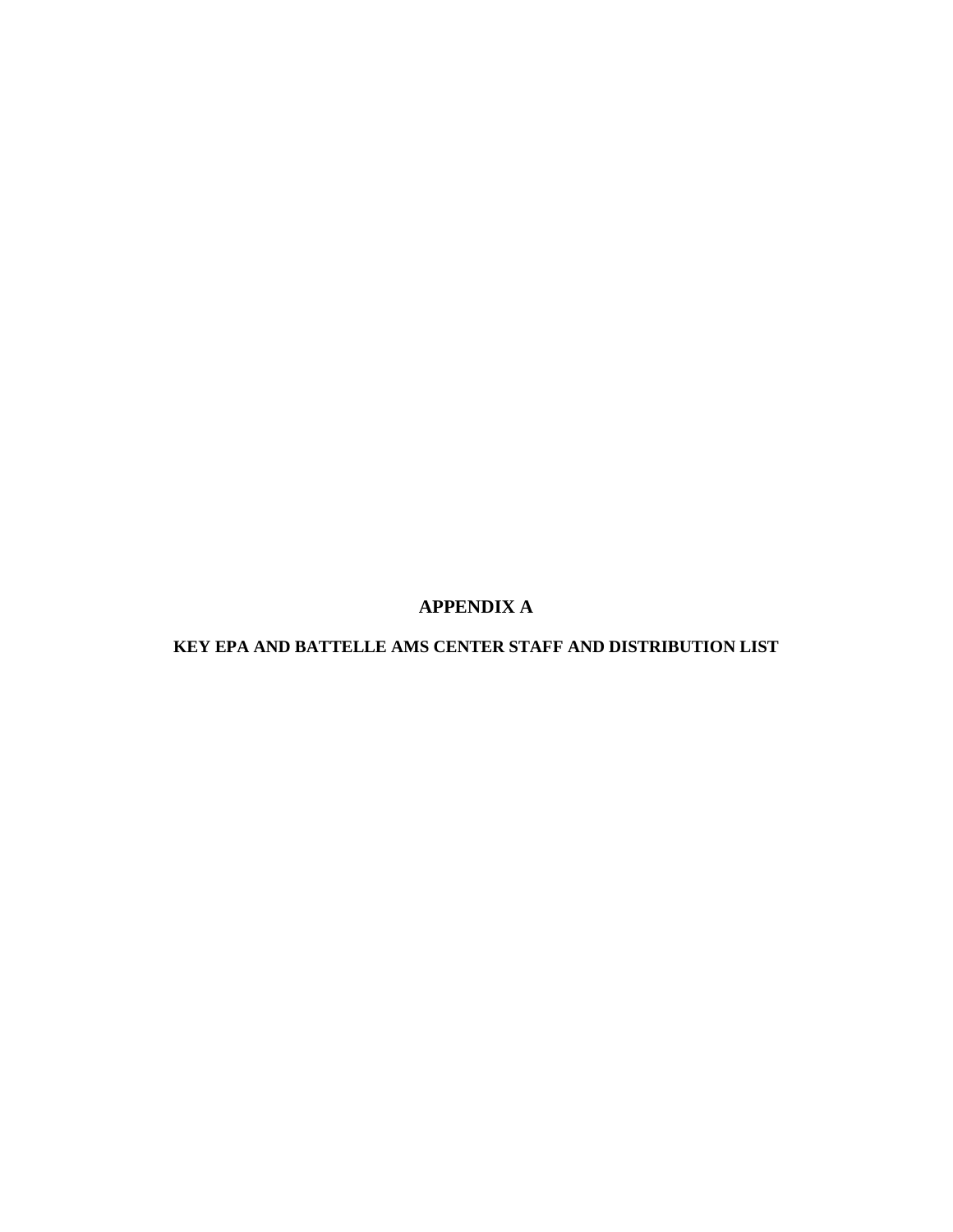# APPENDIX A

## KEY EPA AND BATTELLE AMS CENTER STAFF AND DISTRIBUTION LIST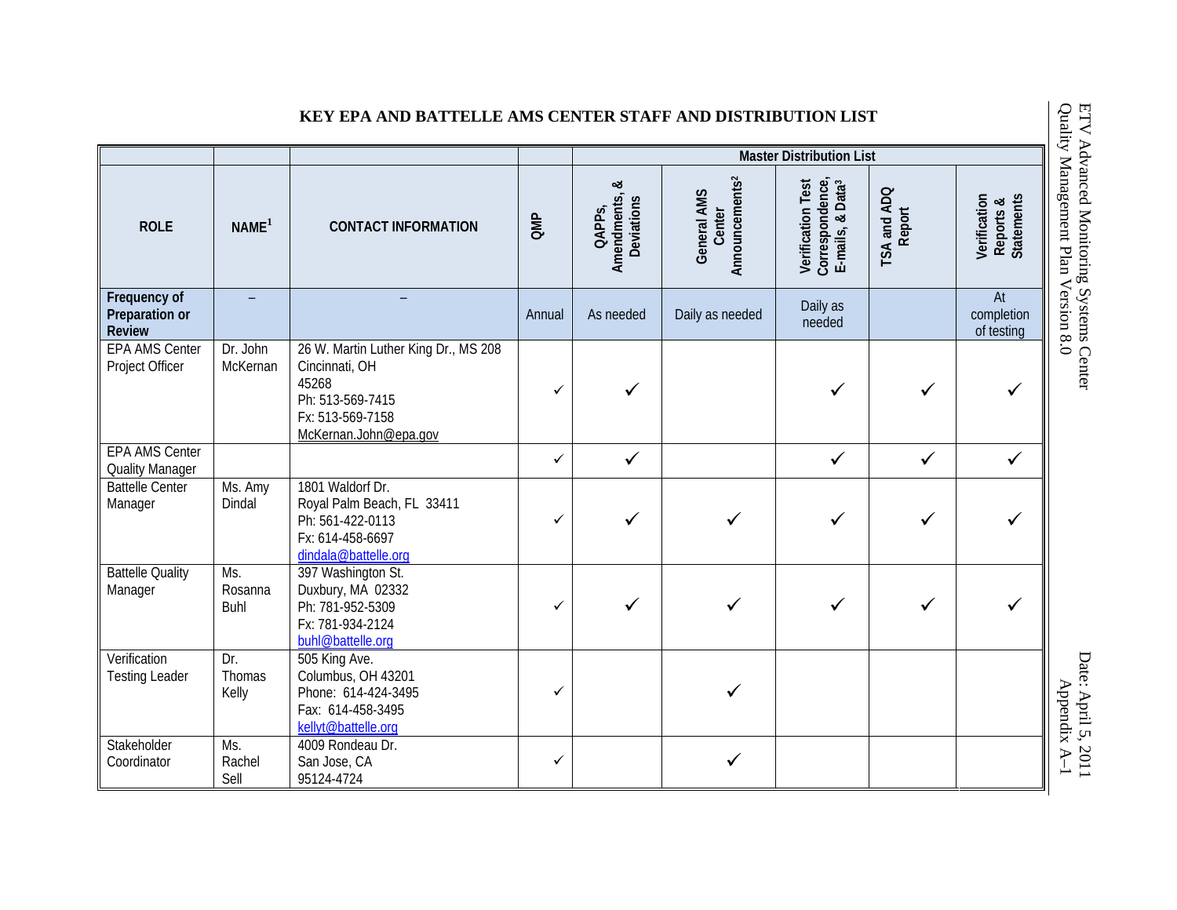# KEY EPA AND BATTELLE AMS CENTER STAFF AND DISTRIBUTION LIST

| | | | | Master Distribution List | | | | |
|---|---|---|---|---|---|---|---|---|
| **ROLE** | **NAME**[1] | **CONTACT INFORMATION** | **QMP** | **QAPPs, Amendments, & Deviations** | **General AMS Center Announcements**[2] | **Verification Test Correspondence, E-mails, & Data**[3] | **TSA and ADQ Report** | **Verification Reports & Statements** |
| **Frequency of Preparation or Review** | – | – | Annual | As needed | Daily as needed | Daily as needed | | At completion of testing |
| EPA AMS Center Project Officer | Dr. John McKernan | 26 W. Martin Luther King Dr., MS 208<br>Cincinnati, OH 45268<br>Ph: 513-569-7415<br>Fx: 513-569-7158<br>McKernan.John@epa.gov | ✓ | ✓ | | ✓ | ✓ | ✓ |
| EPA AMS Center Quality Manager | | | ✓ | ✓ | | ✓ | ✓ | ✓ |
| Battelle Center Manager | Ms. Amy Dindal | 1801 Waldorf Dr.<br>Royal Palm Beach, FL 33411<br>Ph: 561-422-0113<br>Fx: 614-458-6697<br>dindala@battelle.org | ✓ | ✓ | ✓ | ✓ | ✓ | ✓ |
| Battelle Quality Manager | Ms. Rosanna Buhl | 397 Washington St.<br>Duxbury, MA 02332<br>Ph: 781-952-5309<br>Fx: 781-934-2124<br>buhl@battelle.org | ✓ | ✓ | ✓ | ✓ | ✓ | ✓ |
| Verification Testing Leader | Dr. Thomas Kelly | 505 King Ave.<br>Columbus, OH 43201<br>Phone: 614-424-3495<br>Fax: 614-458-3495<br>kellyt@battelle.org | ✓ | | ✓ | | | |
| Stakeholder Coordinator | Ms. Rachel Sell | 4009 Rondeau Dr.<br>San Jose, CA<br>95124-4724 | ✓ | | ✓ | | | |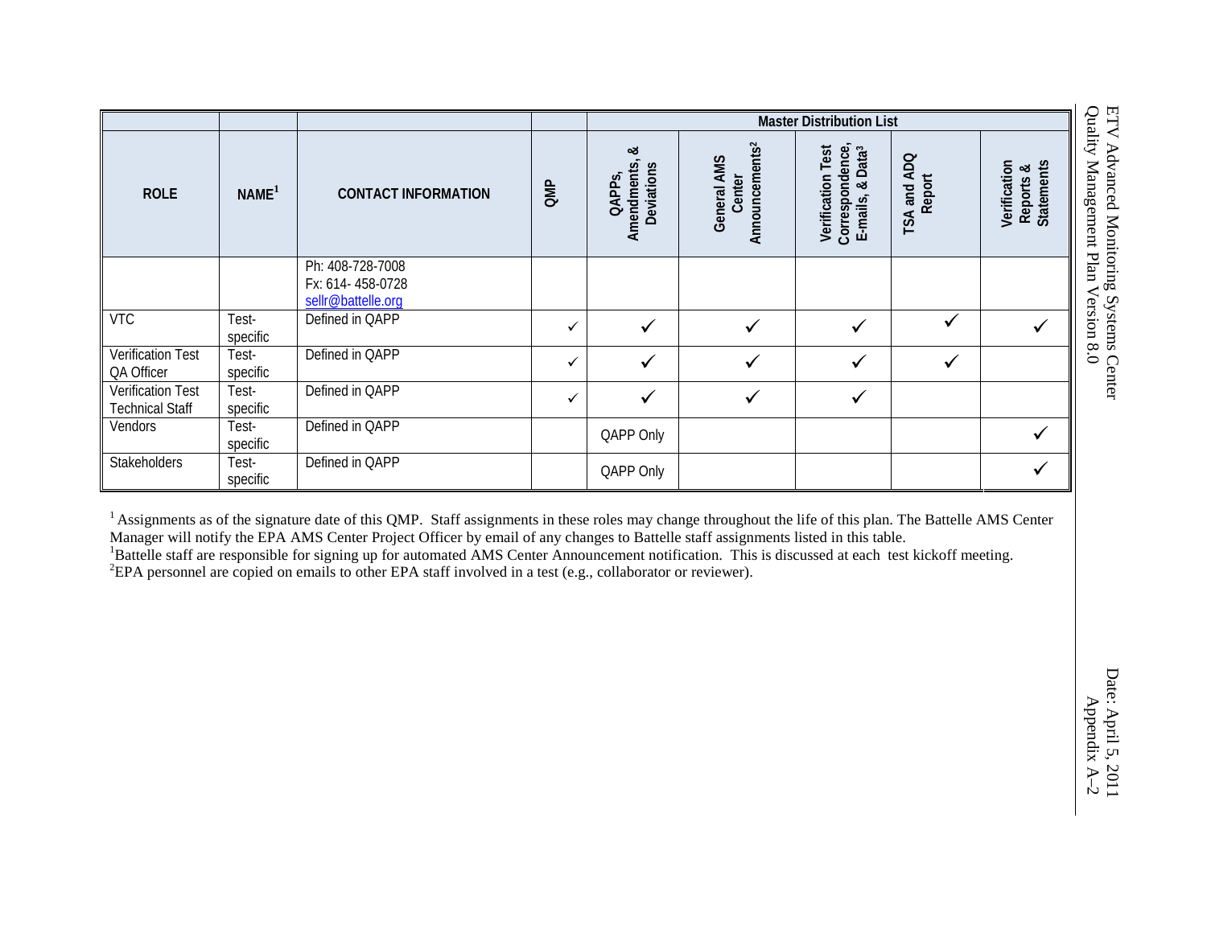| ROLE | NAME[1] | CONTACT INFORMATION | Master Distribution List | | | | | |
|---|---|---|---|---|---|---|---|---|
| | | | QMP | QAPPs, Amendments, & Deviations | General AMS Center Announcements[2] | Verification Test Correspondence, E-mails, & Data[3] | TSA and ADQ Report | Verification Reports & Statements |
| | | Ph: 408-728-7008<br>Fx: 614- 458-0728<br>sellr@battelle.org | | | | | | |
| VTC | Test-specific | Defined in QAPP | ✓ | ✓ | ✓ | ✓ | ✓ | ✓ |
| Verification Test QA Officer | Test-specific | Defined in QAPP | ✓ | ✓ | ✓ | ✓ | ✓ | |
| Verification Test Technical Staff | Test-specific | Defined in QAPP | ✓ | ✓ | ✓ | ✓ | | |
| Vendors | Test-specific | Defined in QAPP | | QAPP Only | | | | ✓ |
| Stakeholders | Test-specific | Defined in QAPP | | QAPP Only | | | | ✓ |

[1] Assignments as of the signature date of this QMP. Staff assignments in these roles may change throughout the life of this plan. The Battelle AMS Center Manager will notify the EPA AMS Center Project Officer by email of any changes to Battelle staff assignments listed in this table.
[1]Battelle staff are responsible for signing up for automated AMS Center Announcement notification. This is discussed at each test kickoff meeting.
[2]EPA personnel are copied on emails to other EPA staff involved in a test (e.g., collaborator or reviewer).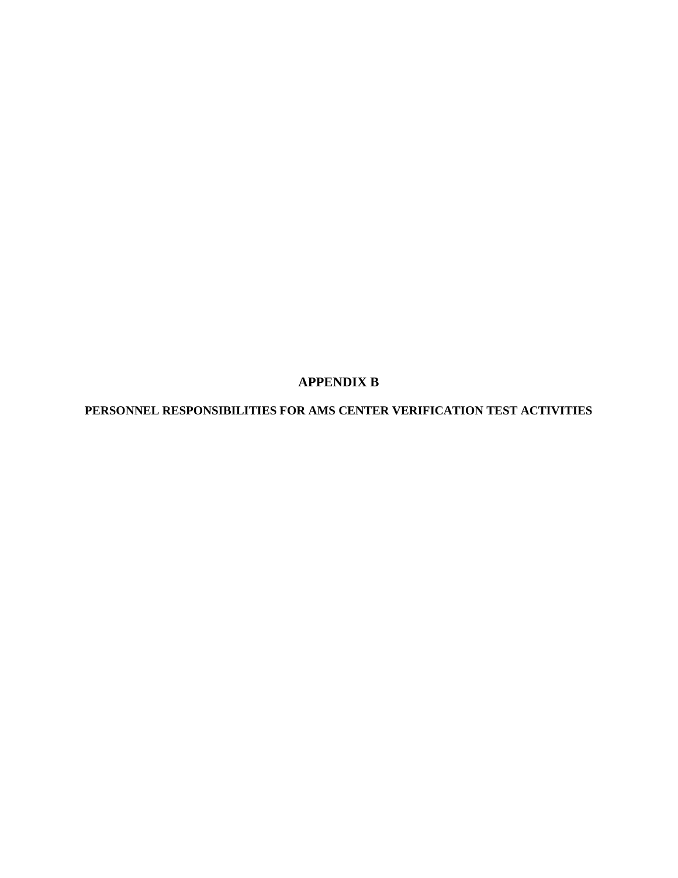# APPENDIX B

## PERSONNEL RESPONSIBILITIES FOR AMS CENTER VERIFICATION TEST ACTIVITIES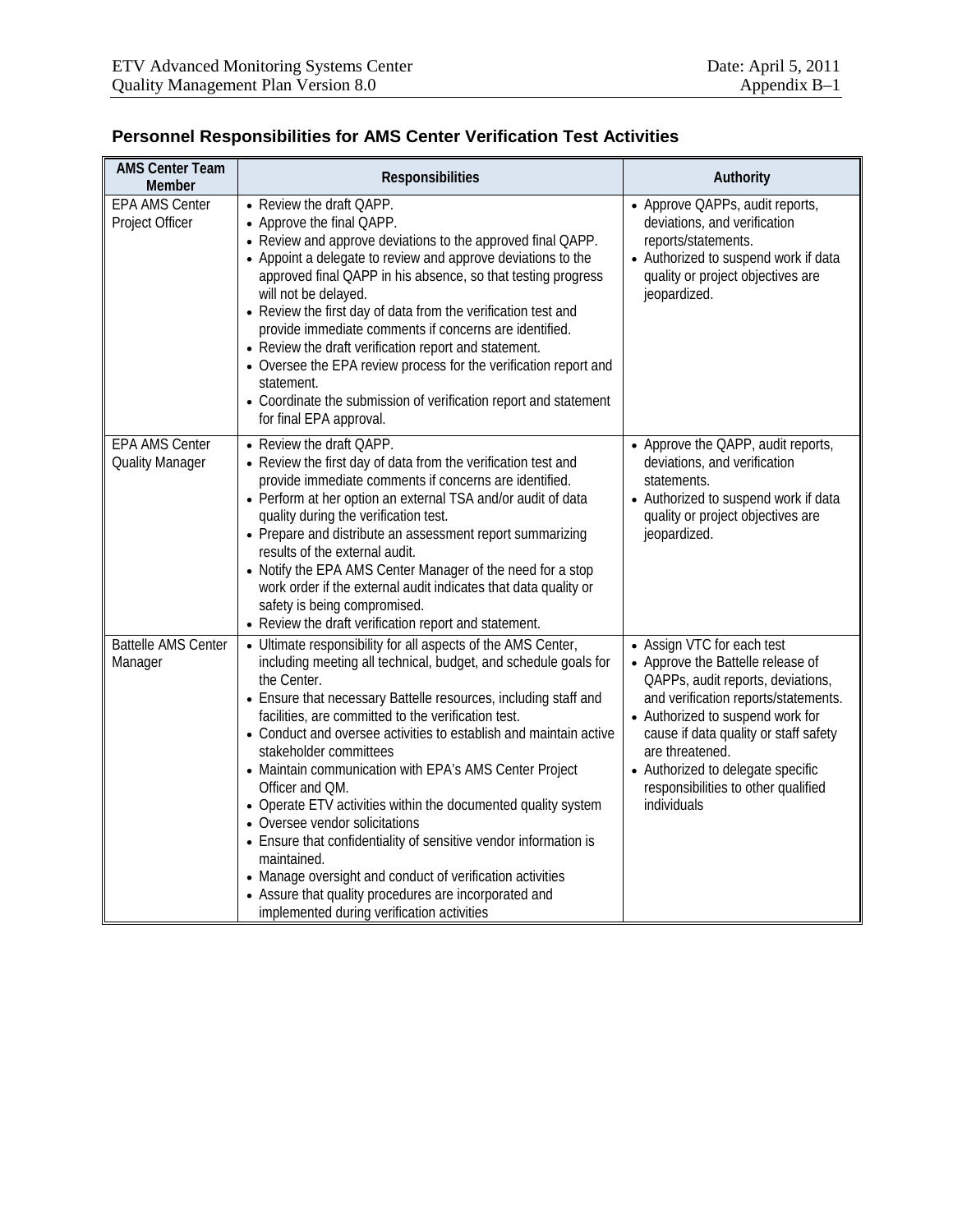## Personnel Responsibilities for AMS Center Verification Test Activities

| AMS Center Team Member | Responsibilities | Authority |
|---|---|---|
| EPA AMS Center Project Officer | • Review the draft QAPP.<br>• Approve the final QAPP.<br>• Review and approve deviations to the approved final QAPP.<br>• Appoint a delegate to review and approve deviations to the approved final QAPP in his absence, so that testing progress will not be delayed.<br>• Review the first day of data from the verification test and provide immediate comments if concerns are identified.<br>• Review the draft verification report and statement.<br>• Oversee the EPA review process for the verification report and statement.<br>• Coordinate the submission of verification report and statement for final EPA approval. | • Approve QAPPs, audit reports, deviations, and verification reports/statements.<br>• Authorized to suspend work if data quality or project objectives are jeopardized. |
| EPA AMS Center Quality Manager | • Review the draft QAPP.<br>• Review the first day of data from the verification test and provide immediate comments if concerns are identified.<br>• Perform at her option an external TSA and/or audit of data quality during the verification test.<br>• Prepare and distribute an assessment report summarizing results of the external audit.<br>• Notify the EPA AMS Center Manager of the need for a stop work order if the external audit indicates that data quality or safety is being compromised.<br>• Review the draft verification report and statement. | • Approve the QAPP, audit reports, deviations, and verification statements.<br>• Authorized to suspend work if data quality or project objectives are jeopardized. |
| Battelle AMS Center Manager | • Ultimate responsibility for all aspects of the AMS Center, including meeting all technical, budget, and schedule goals for the Center.<br>• Ensure that necessary Battelle resources, including staff and facilities, are committed to the verification test.<br>• Conduct and oversee activities to establish and maintain active stakeholder committees<br>• Maintain communication with EPA's AMS Center Project Officer and QM.<br>• Operate ETV activities within the documented quality system<br>• Oversee vendor solicitations<br>• Ensure that confidentiality of sensitive vendor information is maintained.<br>• Manage oversight and conduct of verification activities<br>• Assure that quality procedures are incorporated and implemented during verification activities | • Assign VTC for each test<br>• Approve the Battelle release of QAPPs, audit reports, deviations, and verification reports/statements.<br>• Authorized to suspend work for cause if data quality or staff safety are threatened.<br>• Authorized to delegate specific responsibilities to other qualified individuals |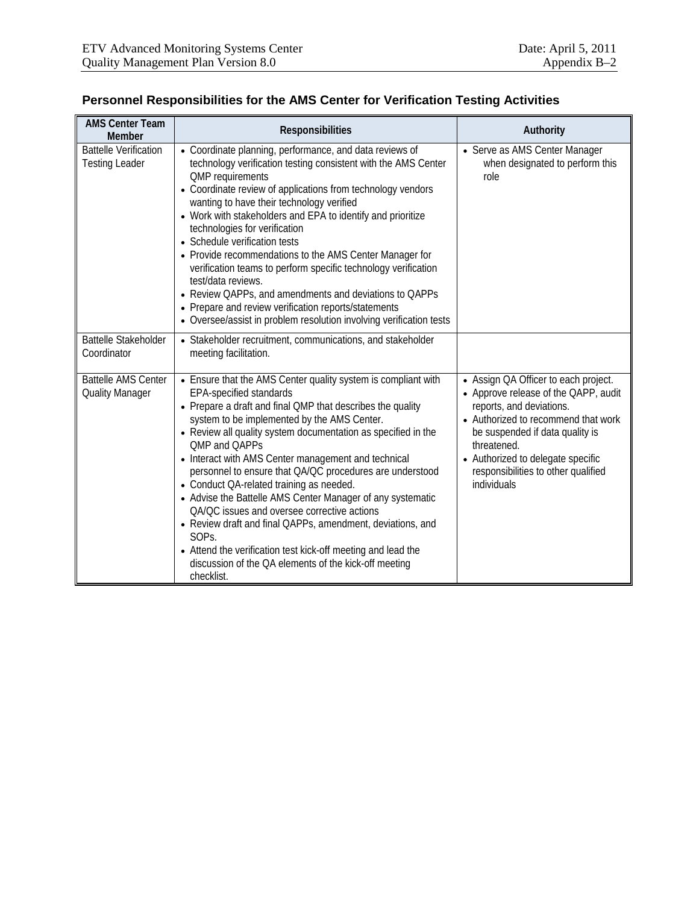## Personnel Responsibilities for the AMS Center for Verification Testing Activities

| AMS Center Team Member | Responsibilities | Authority |
|---|---|---|
| Battelle Verification Testing Leader | • Coordinate planning, performance, and data reviews of technology verification testing consistent with the AMS Center QMP requirements<br>• Coordinate review of applications from technology vendors wanting to have their technology verified<br>• Work with stakeholders and EPA to identify and prioritize technologies for verification<br>• Schedule verification tests<br>• Provide recommendations to the AMS Center Manager for verification teams to perform specific technology verification test/data reviews.<br>• Review QAPPs, and amendments and deviations to QAPPs<br>• Prepare and review verification reports/statements<br>• Oversee/assist in problem resolution involving verification tests | • Serve as AMS Center Manager when designated to perform this role |
| Battelle Stakeholder Coordinator | • Stakeholder recruitment, communications, and stakeholder meeting facilitation. | |
| Battelle AMS Center Quality Manager | • Ensure that the AMS Center quality system is compliant with EPA-specified standards<br>• Prepare a draft and final QMP that describes the quality system to be implemented by the AMS Center.<br>• Review all quality system documentation as specified in the QMP and QAPPs<br>• Interact with AMS Center management and technical personnel to ensure that QA/QC procedures are understood<br>• Conduct QA-related training as needed.<br>• Advise the Battelle AMS Center Manager of any systematic QA/QC issues and oversee corrective actions<br>• Review draft and final QAPPs, amendment, deviations, and SOPs.<br>• Attend the verification test kick-off meeting and lead the discussion of the QA elements of the kick-off meeting checklist. | • Assign QA Officer to each project.<br>• Approve release of the QAPP, audit reports, and deviations.<br>• Authorized to recommend that work be suspended if data quality is threatened.<br>• Authorized to delegate specific responsibilities to other qualified individuals |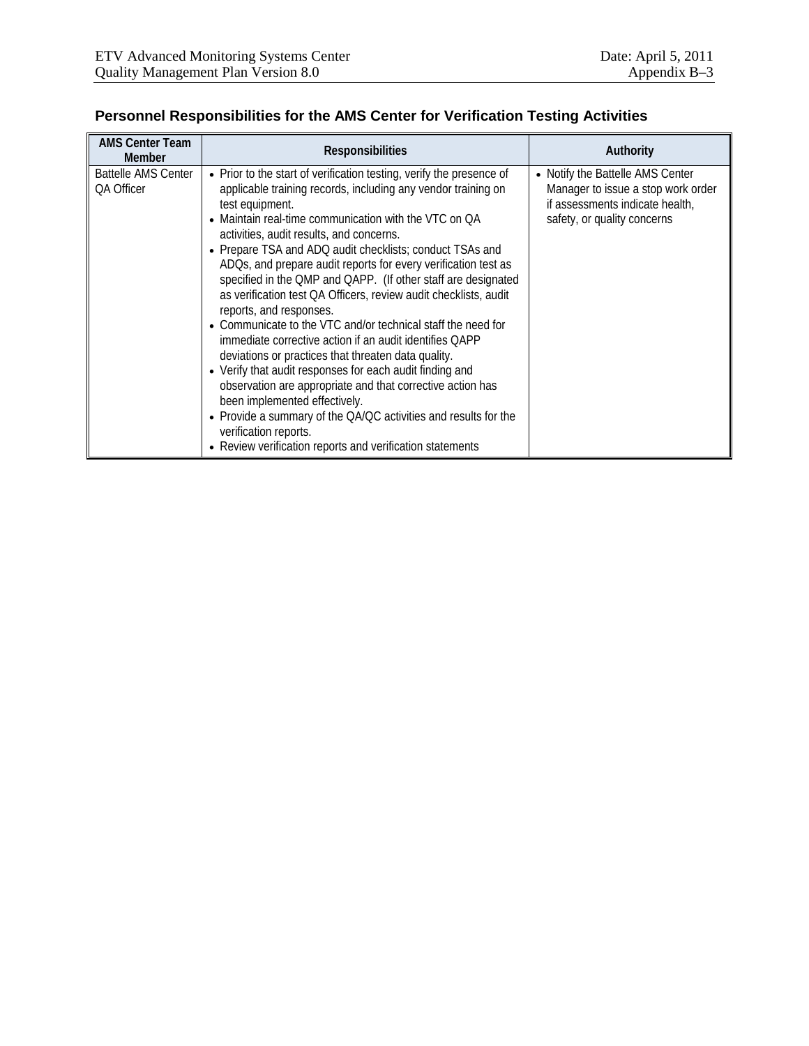## Personnel Responsibilities for the AMS Center for Verification Testing Activities

| AMS Center Team Member | Responsibilities | Authority |
|---|---|---|
| Battelle AMS Center QA Officer | • Prior to the start of verification testing, verify the presence of applicable training records, including any vendor training on test equipment.<br>• Maintain real-time communication with the VTC on QA activities, audit results, and concerns.<br>• Prepare TSA and ADQ audit checklists; conduct TSAs and ADQs, and prepare audit reports for every verification test as specified in the QMP and QAPP. (If other staff are designated as verification test QA Officers, review audit checklists, audit reports, and responses.<br>• Communicate to the VTC and/or technical staff the need for immediate corrective action if an audit identifies QAPP deviations or practices that threaten data quality.<br>• Verify that audit responses for each audit finding and observation are appropriate and that corrective action has been implemented effectively.<br>• Provide a summary of the QA/QC activities and results for the verification reports.<br>• Review verification reports and verification statements | • Notify the Battelle AMS Center Manager to issue a stop work order if assessments indicate health, safety, or quality concerns |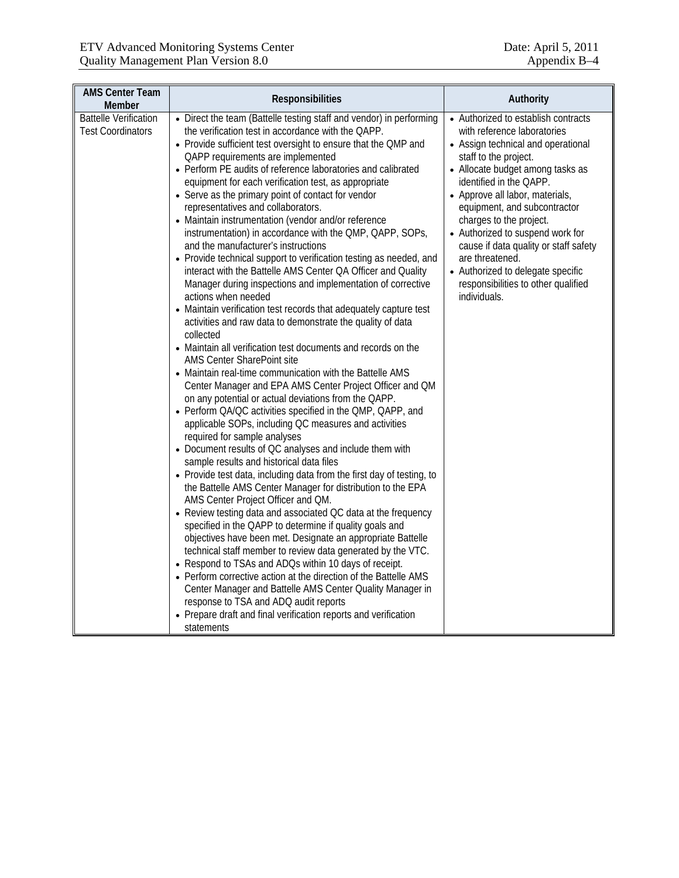| AMS Center Team Member | Responsibilities | Authority |
|---|---|---|
| Battelle Verification Test Coordinators | • Direct the team (Battelle testing staff and vendor) in performing the verification test in accordance with the QAPP.<br>• Provide sufficient test oversight to ensure that the QMP and QAPP requirements are implemented<br>• Perform PE audits of reference laboratories and calibrated equipment for each verification test, as appropriate<br>• Serve as the primary point of contact for vendor representatives and collaborators.<br>• Maintain instrumentation (vendor and/or reference instrumentation) in accordance with the QMP, QAPP, SOPs, and the manufacturer's instructions<br>• Provide technical support to verification testing as needed, and interact with the Battelle AMS Center QA Officer and Quality Manager during inspections and implementation of corrective actions when needed<br>• Maintain verification test records that adequately capture test activities and raw data to demonstrate the quality of data collected<br>• Maintain all verification test documents and records on the AMS Center SharePoint site<br>• Maintain real-time communication with the Battelle AMS Center Manager and EPA AMS Center Project Officer and QM on any potential or actual deviations from the QAPP.<br>• Perform QA/QC activities specified in the QMP, QAPP, and applicable SOPs, including QC measures and activities required for sample analyses<br>• Document results of QC analyses and include them with sample results and historical data files<br>• Provide test data, including data from the first day of testing, to the Battelle AMS Center Manager for distribution to the EPA AMS Center Project Officer and QM.<br>• Review testing data and associated QC data at the frequency specified in the QAPP to determine if quality goals and objectives have been met. Designate an appropriate Battelle technical staff member to review data generated by the VTC.<br>• Respond to TSAs and ADQs within 10 days of receipt.<br>• Perform corrective action at the direction of the Battelle AMS Center Manager and Battelle AMS Center Quality Manager in response to TSA and ADQ audit reports<br>• Prepare draft and final verification reports and verification statements | • Authorized to establish contracts with reference laboratories<br>• Assign technical and operational staff to the project.<br>• Allocate budget among tasks as identified in the QAPP.<br>• Approve all labor, materials, equipment, and subcontractor charges to the project.<br>• Authorized to suspend work for cause if data quality or staff safety are threatened.<br>• Authorized to delegate specific responsibilities to other qualified individuals. |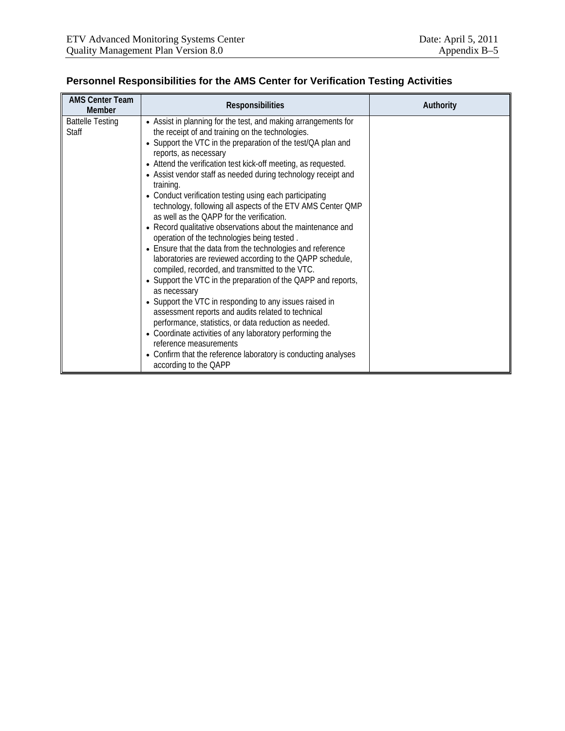## Personnel Responsibilities for the AMS Center for Verification Testing Activities

| AMS Center Team Member | Responsibilities | Authority |
|---|---|---|
| Battelle Testing Staff | • Assist in planning for the test, and making arrangements for the receipt of and training on the technologies.<br>• Support the VTC in the preparation of the test/QA plan and reports, as necessary<br>• Attend the verification test kick-off meeting, as requested.<br>• Assist vendor staff as needed during technology receipt and training.<br>• Conduct verification testing using each participating technology, following all aspects of the ETV AMS Center QMP as well as the QAPP for the verification.<br>• Record qualitative observations about the maintenance and operation of the technologies being tested .<br>• Ensure that the data from the technologies and reference laboratories are reviewed according to the QAPP schedule, compiled, recorded, and transmitted to the VTC.<br>• Support the VTC in the preparation of the QAPP and reports, as necessary<br>• Support the VTC in responding to any issues raised in assessment reports and audits related to technical performance, statistics, or data reduction as needed.<br>• Coordinate activities of any laboratory performing the reference measurements<br>• Confirm that the reference laboratory is conducting analyses according to the QAPP | |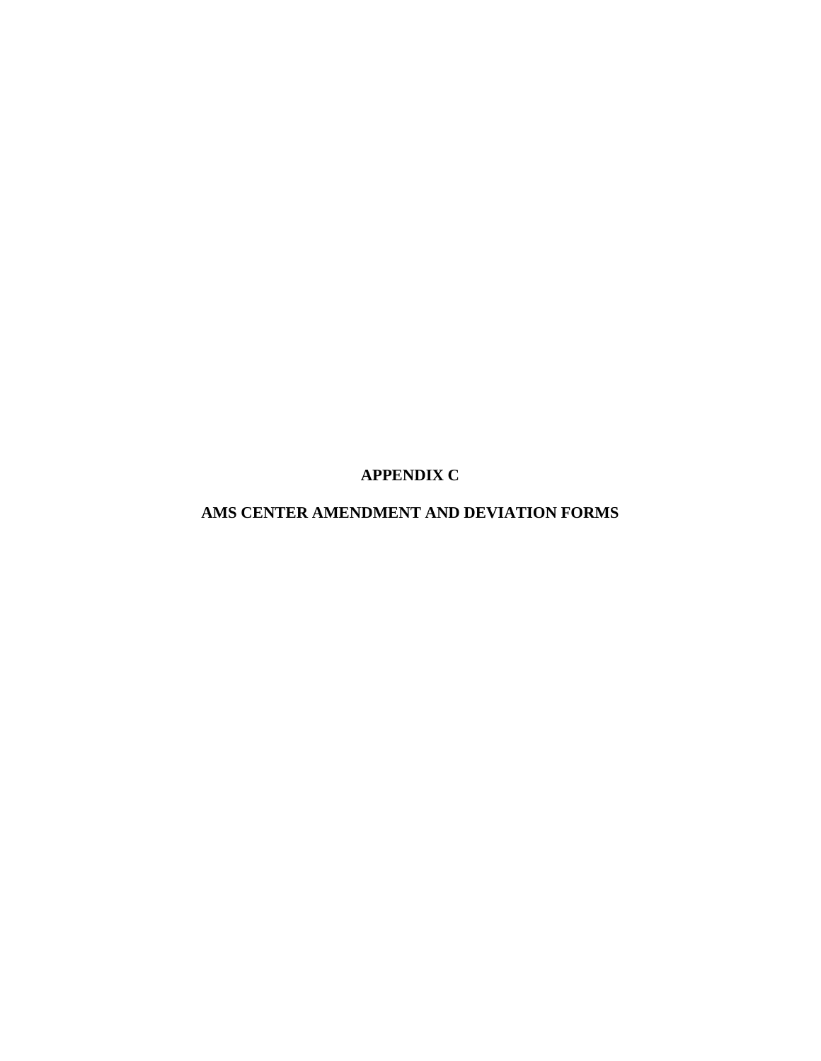# APPENDIX C

# AMS CENTER AMENDMENT AND DEVIATION FORMS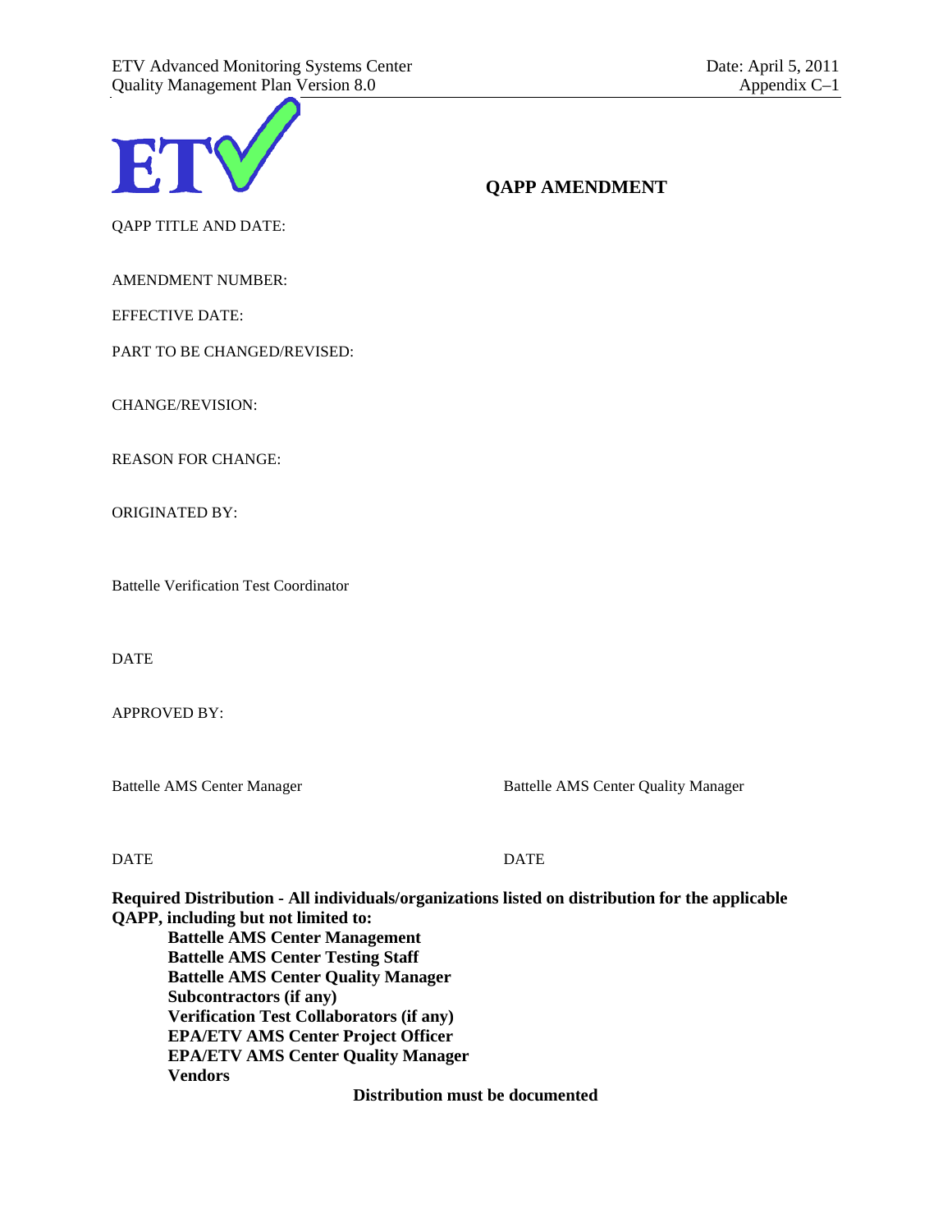## QAPP AMENDMENT

QAPP TITLE AND DATE:

AMENDMENT NUMBER:

EFFECTIVE DATE:

PART TO BE CHANGED/REVISED:

CHANGE/REVISION:

REASON FOR CHANGE:

ORIGINATED BY:

Battelle Verification Test Coordinator

DATE

APPROVED BY:

Battelle AMS Center Manager

DATE

Battelle AMS Center Quality Manager

DATE

**Required Distribution - All individuals/organizations listed on distribution for the applicable QAPP, including but not limited to:**

- **Battelle AMS Center Management**
- **Battelle AMS Center Testing Staff**
- **Battelle AMS Center Quality Manager**
- **Subcontractors (if any)**
- **Verification Test Collaborators (if any)**
- **EPA/ETV AMS Center Project Officer**
- **EPA/ETV AMS Center Quality Manager**
- **Vendors**

**Distribution must be documented**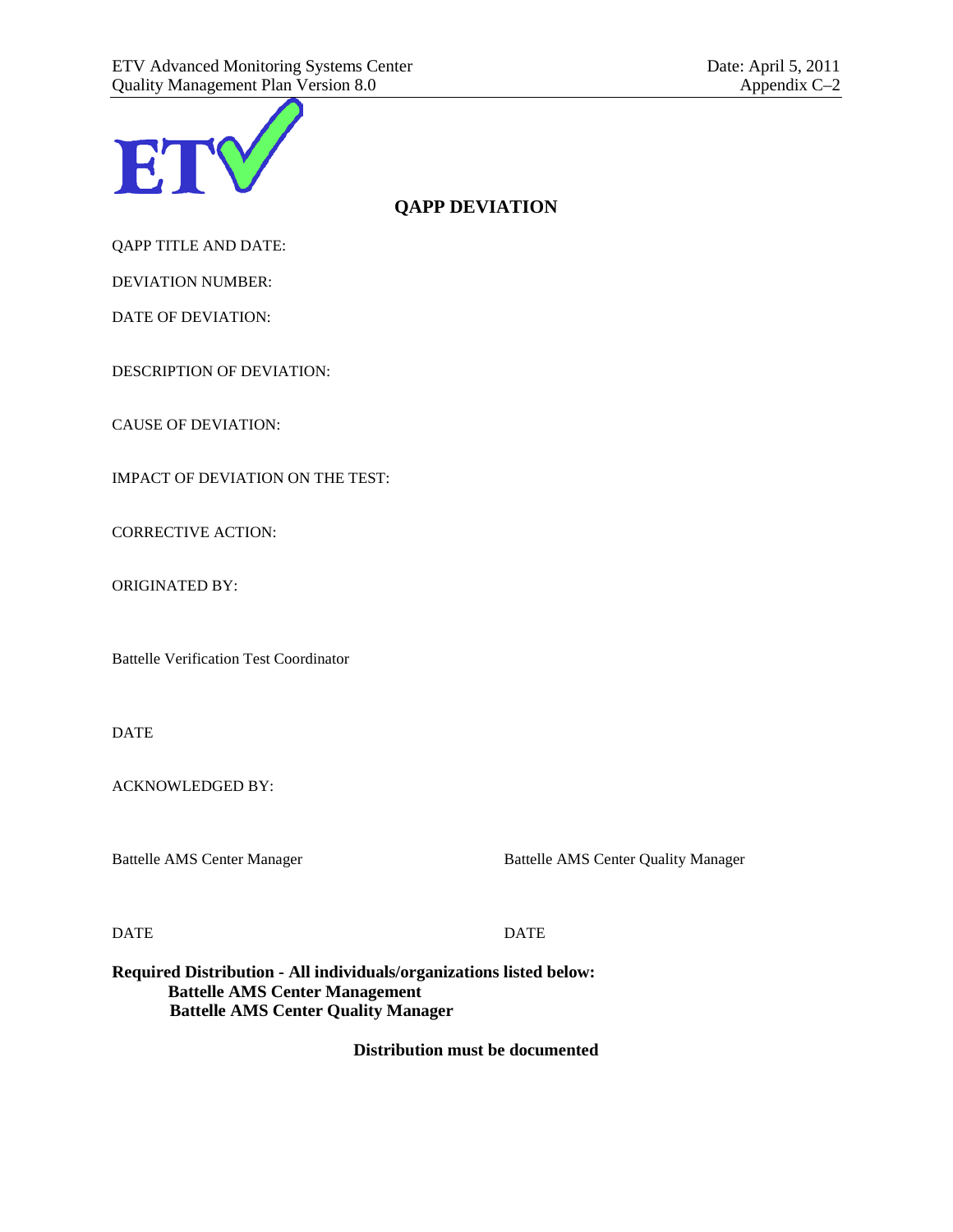# QAPP DEVIATION

QAPP TITLE AND DATE:

DEVIATION NUMBER:

DATE OF DEVIATION:

DESCRIPTION OF DEVIATION:

CAUSE OF DEVIATION:

IMPACT OF DEVIATION ON THE TEST:

CORRECTIVE ACTION:

ORIGINATED BY:

Battelle Verification Test Coordinator

DATE

ACKNOWLEDGED BY:

| Battelle AMS Center Manager | Battelle AMS Center Quality Manager |
|---|---|
| DATE | DATE |

**Required Distribution - All individuals/organizations listed below:**
**Battelle AMS Center Management**
**Battelle AMS Center Quality Manager**

**Distribution must be documented**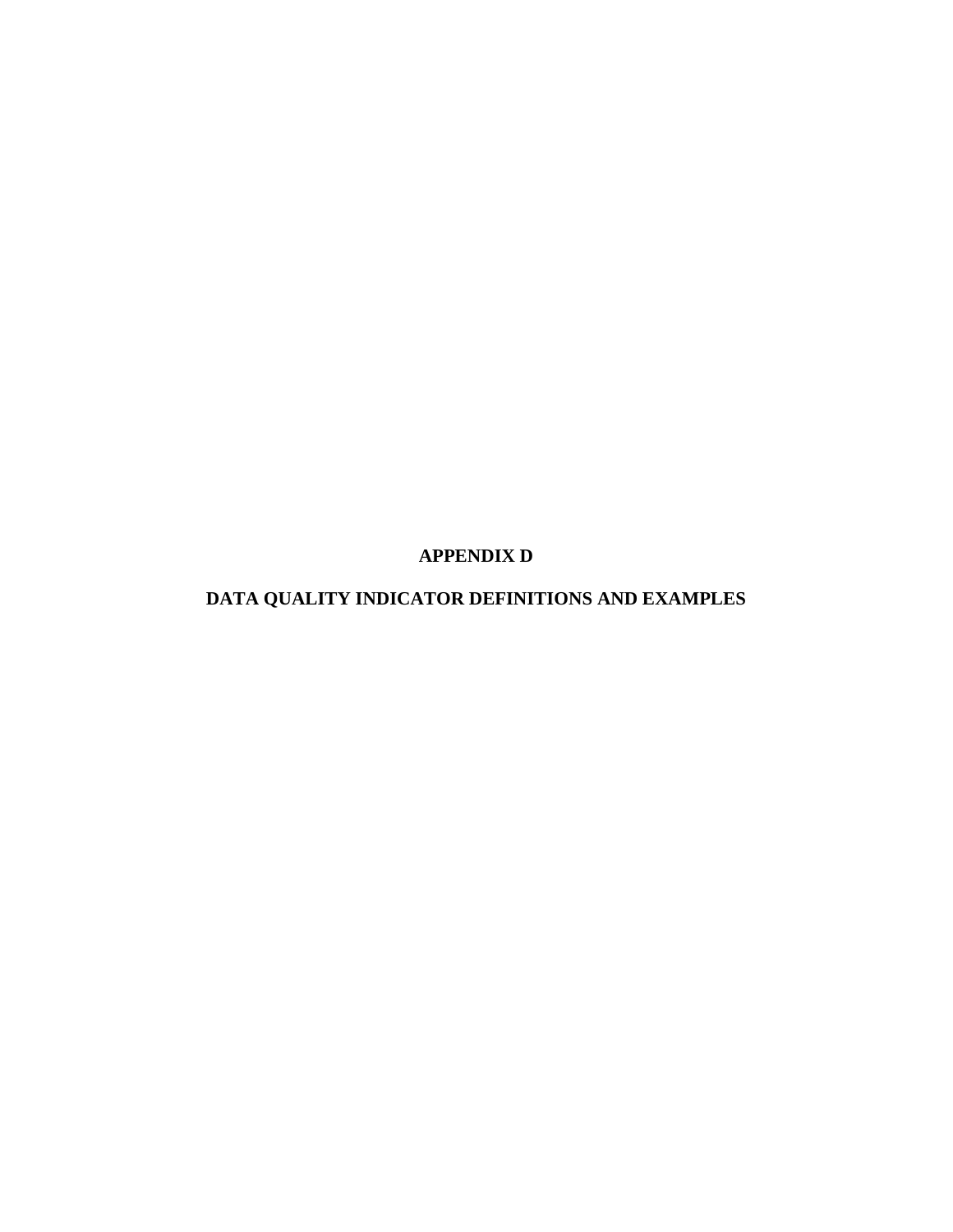# APPENDIX D

# DATA QUALITY INDICATOR DEFINITIONS AND EXAMPLES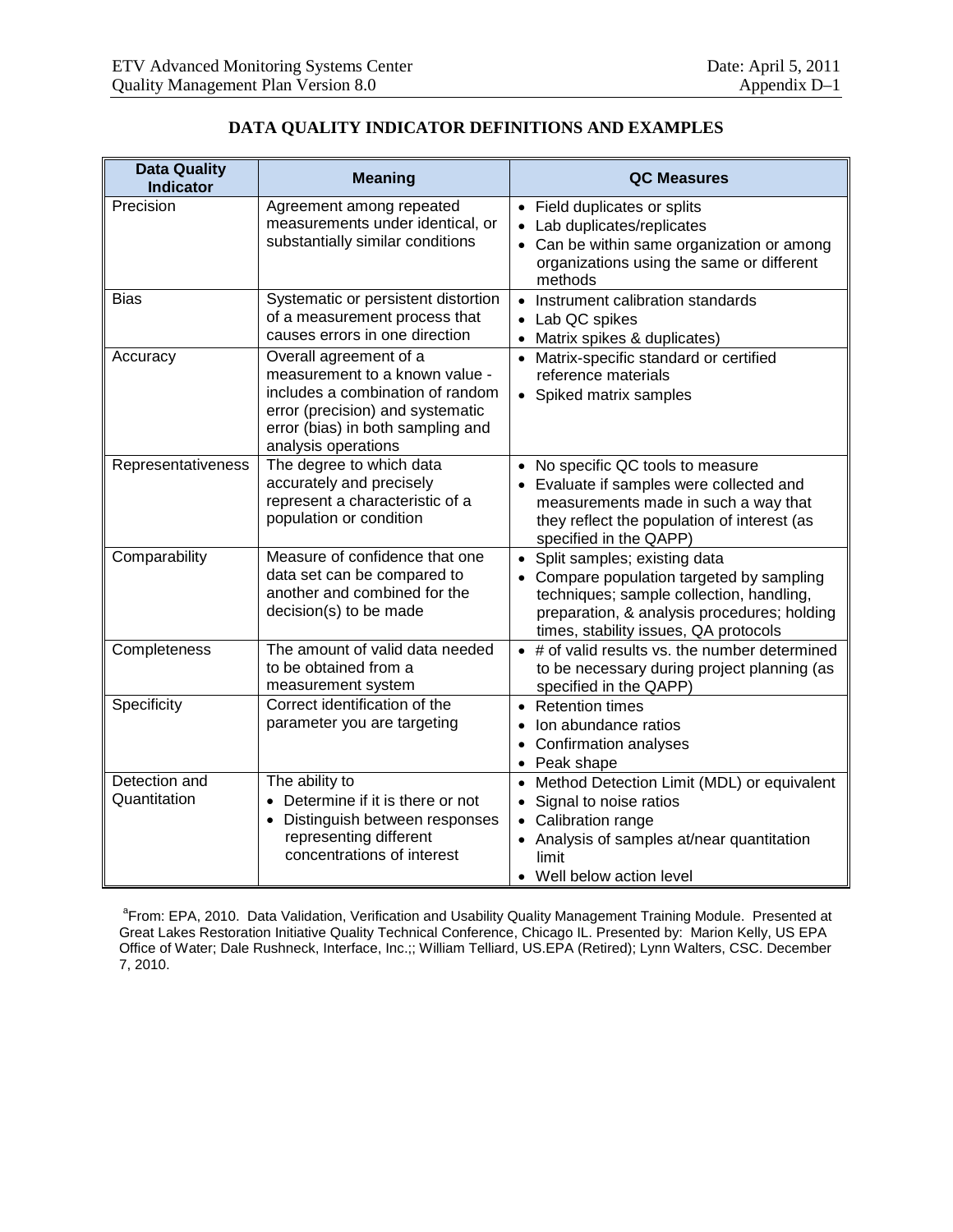## DATA QUALITY INDICATOR DEFINITIONS AND EXAMPLES

| Data Quality Indicator | Meaning | QC Measures |
|---|---|---|
| Precision | Agreement among repeated measurements under identical, or substantially similar conditions | • Field duplicates or splits<br>• Lab duplicates/replicates<br>• Can be within same organization or among organizations using the same or different methods |
| Bias | Systematic or persistent distortion of a measurement process that causes errors in one direction | • Instrument calibration standards<br>• Lab QC spikes<br>• Matrix spikes & duplicates) |
| Accuracy | Overall agreement of a measurement to a known value - includes a combination of random error (precision) and systematic error (bias) in both sampling and analysis operations | • Matrix-specific standard or certified reference materials<br>• Spiked matrix samples |
| Representativeness | The degree to which data accurately and precisely represent a characteristic of a population or condition | • No specific QC tools to measure<br>• Evaluate if samples were collected and measurements made in such a way that they reflect the population of interest (as specified in the QAPP) |
| Comparability | Measure of confidence that one data set can be compared to another and combined for the decision(s) to be made | • Split samples; existing data<br>• Compare population targeted by sampling techniques; sample collection, handling, preparation, & analysis procedures; holding times, stability issues, QA protocols |
| Completeness | The amount of valid data needed to be obtained from a measurement system | • # of valid results vs. the number determined to be necessary during project planning (as specified in the QAPP) |
| Specificity | Correct identification of the parameter you are targeting | • Retention times<br>• Ion abundance ratios<br>• Confirmation analyses<br>• Peak shape |
| Detection and Quantitation | The ability to<br>• Determine if it is there or not<br>• Distinguish between responses representing different concentrations of interest | • Method Detection Limit (MDL) or equivalent<br>• Signal to noise ratios<br>• Calibration range<br>• Analysis of samples at/near quantitation limit<br>• Well below action level |

[a]From: EPA, 2010. Data Validation, Verification and Usability Quality Management Training Module. Presented at Great Lakes Restoration Initiative Quality Technical Conference, Chicago IL. Presented by: Marion Kelly, US EPA Office of Water; Dale Rushneck, Interface, Inc.;; William Telliard, US.EPA (Retired); Lynn Walters, CSC. December 7, 2010.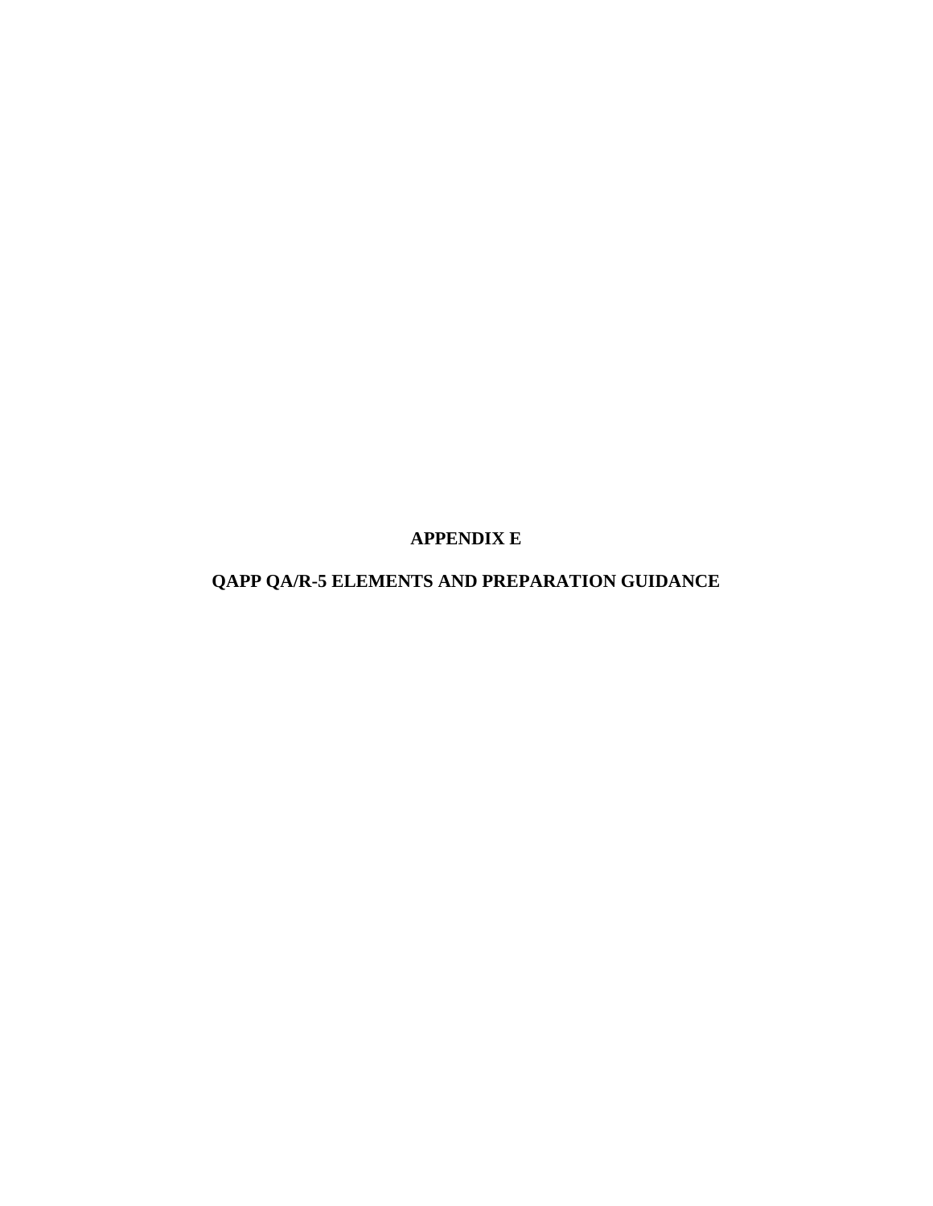# APPENDIX E

## QAPP QA/R-5 ELEMENTS AND PREPARATION GUIDANCE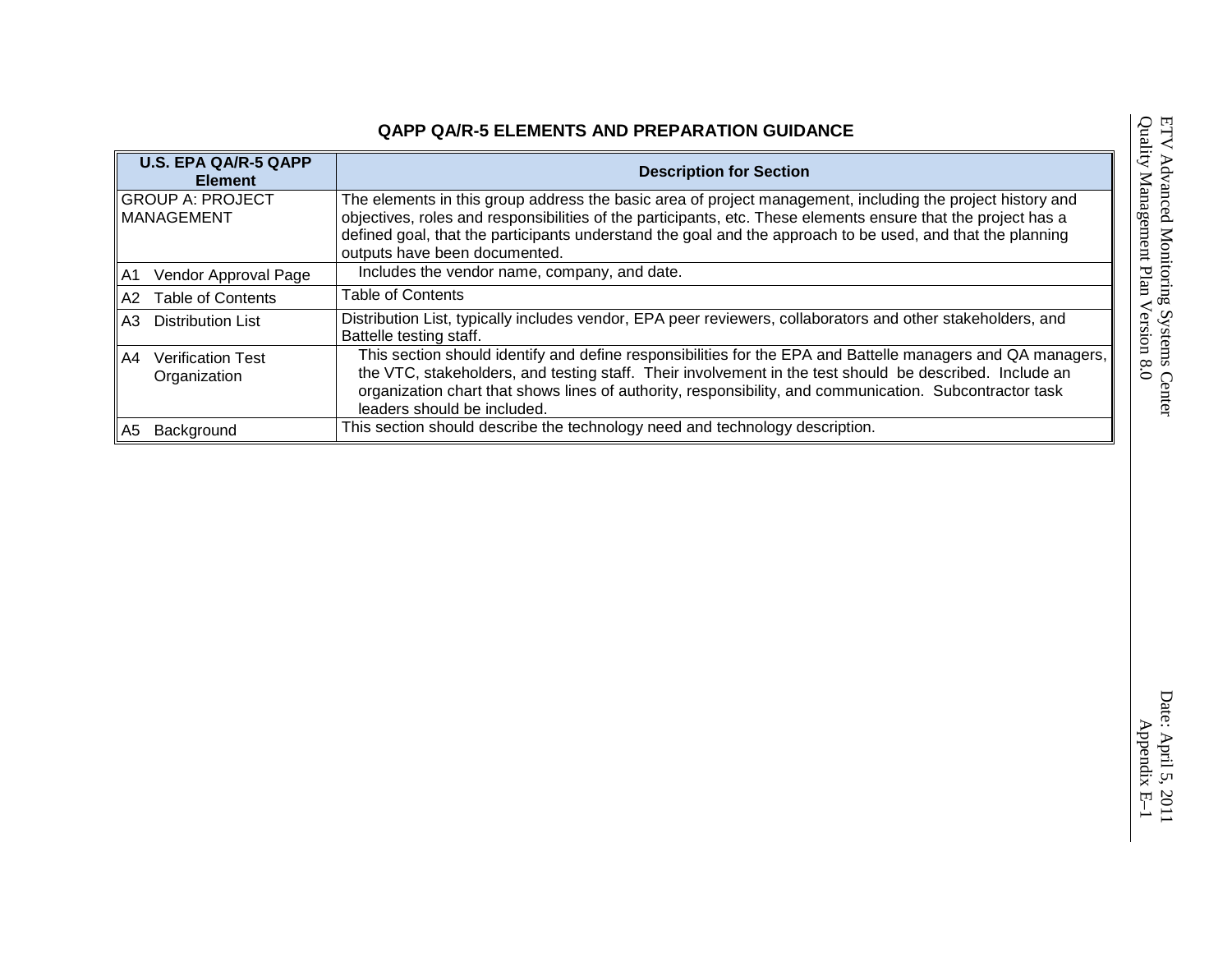## QAPP QA/R-5 ELEMENTS AND PREPARATION GUIDANCE

| U.S. EPA QA/R-5 QAPP Element | Description for Section |
|---|---|
| GROUP A: PROJECT MANAGEMENT | The elements in this group address the basic area of project management, including the project history and objectives, roles and responsibilities of the participants, etc. These elements ensure that the project has a defined goal, that the participants understand the goal and the approach to be used, and that the planning outputs have been documented. |
| A1 Vendor Approval Page | Includes the vendor name, company, and date. |
| A2 Table of Contents | Table of Contents |
| A3 Distribution List | Distribution List, typically includes vendor, EPA peer reviewers, collaborators and other stakeholders, and Battelle testing staff. |
| A4 Verification Test Organization | This section should identify and define responsibilities for the EPA and Battelle managers and QA managers, the VTC, stakeholders, and testing staff. Their involvement in the test should be described. Include an organization chart that shows lines of authority, responsibility, and communication. Subcontractor task leaders should be included. |
| A5 Background | This section should describe the technology need and technology description. |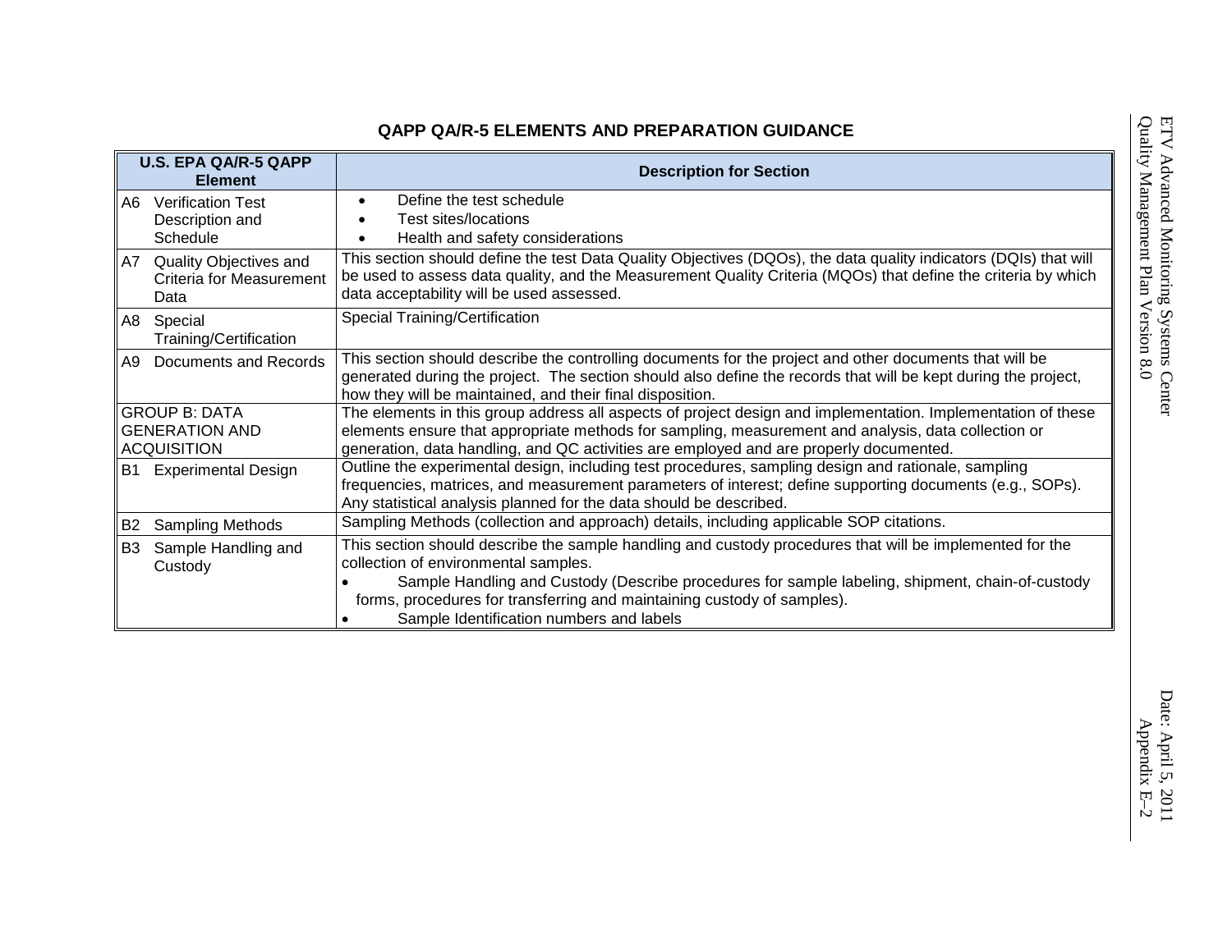**QAPP QA/R-5 ELEMENTS AND PREPARATION GUIDANCE**

| U.S. EPA QA/R-5 QAPP Element | Description for Section |
|---|---|
| A6 Verification Test Description and Schedule | • Define the test schedule<br>• Test sites/locations<br>• Health and safety considerations |
| A7 Quality Objectives and Criteria for Measurement Data | This section should define the test Data Quality Objectives (DQOs), the data quality indicators (DQIs) that will be used to assess data quality, and the Measurement Quality Criteria (MQOs) that define the criteria by which data acceptability will be used assessed. |
| A8 Special Training/Certification | Special Training/Certification |
| A9 Documents and Records | This section should describe the controlling documents for the project and other documents that will be generated during the project. The section should also define the records that will be kept during the project, how they will be maintained, and their final disposition. |
| GROUP B: DATA GENERATION AND ACQUISITION | The elements in this group address all aspects of project design and implementation. Implementation of these elements ensure that appropriate methods for sampling, measurement and analysis, data collection or generation, data handling, and QC activities are employed and are properly documented. |
| B1 Experimental Design | Outline the experimental design, including test procedures, sampling design and rationale, sampling frequencies, matrices, and measurement parameters of interest; define supporting documents (e.g., SOPs). Any statistical analysis planned for the data should be described. |
| B2 Sampling Methods | Sampling Methods (collection and approach) details, including applicable SOP citations. |
| B3 Sample Handling and Custody | This section should describe the sample handling and custody procedures that will be implemented for the collection of environmental samples.<br>• Sample Handling and Custody (Describe procedures for sample labeling, shipment, chain-of-custody forms, procedures for transferring and maintaining custody of samples).<br>• Sample Identification numbers and labels |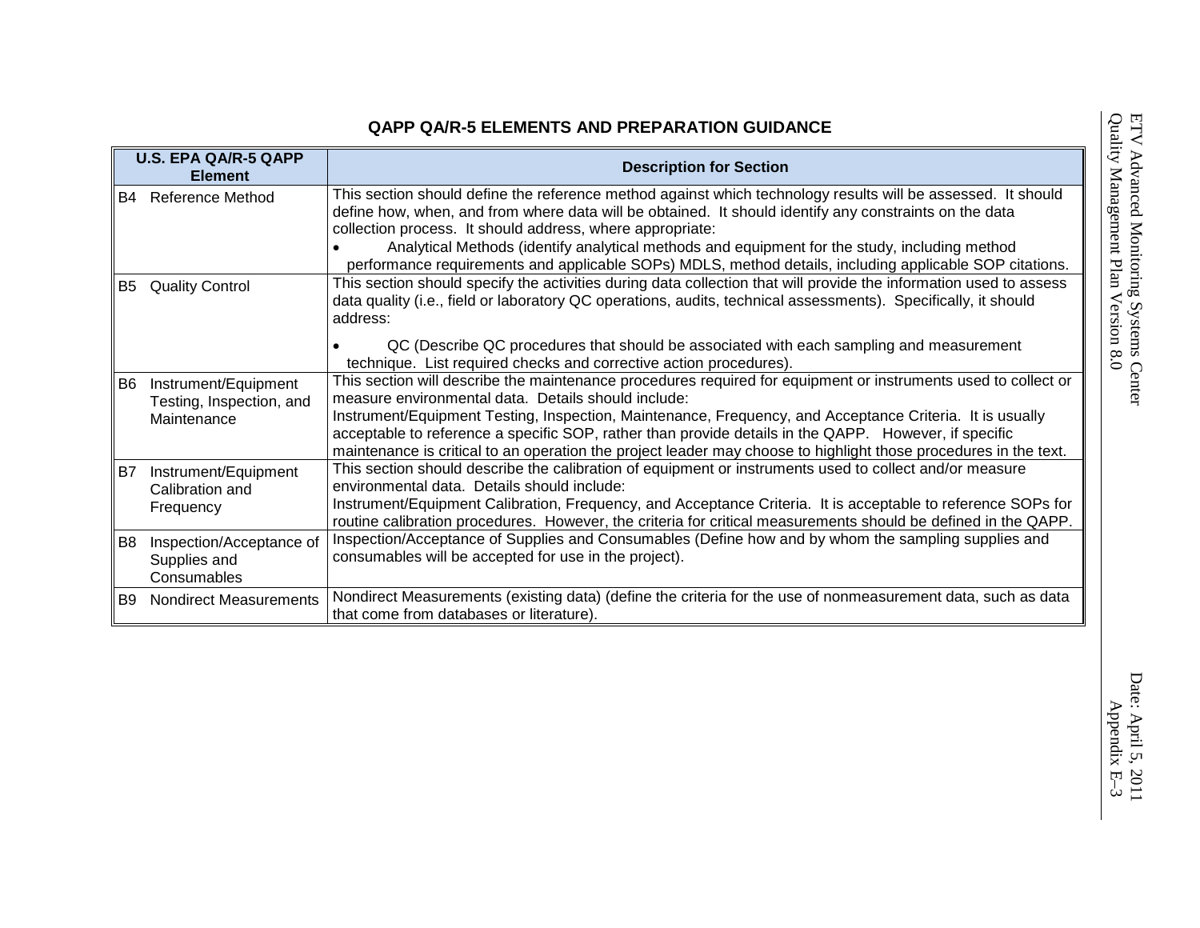**QAPP QA/R-5 ELEMENTS AND PREPARATION GUIDANCE**

| U.S. EPA QA/R-5 QAPP Element | Description for Section |
|---|---|
| B4 Reference Method | This section should define the reference method against which technology results will be assessed. It should define how, when, and from where data will be obtained. It should identify any constraints on the data collection process. It should address, where appropriate:<br>• Analytical Methods (identify analytical methods and equipment for the study, including method performance requirements and applicable SOPs) MDLS, method details, including applicable SOP citations. |
| B5 Quality Control | This section should specify the activities during data collection that will provide the information used to assess data quality (i.e., field or laboratory QC operations, audits, technical assessments). Specifically, it should address:<br>• QC (Describe QC procedures that should be associated with each sampling and measurement technique. List required checks and corrective action procedures). |
| B6 Instrument/Equipment Testing, Inspection, and Maintenance | This section will describe the maintenance procedures required for equipment or instruments used to collect or measure environmental data. Details should include:<br>Instrument/Equipment Testing, Inspection, Maintenance, Frequency, and Acceptance Criteria. It is usually acceptable to reference a specific SOP, rather than provide details in the QAPP. However, if specific maintenance is critical to an operation the project leader may choose to highlight those procedures in the text. |
| B7 Instrument/Equipment Calibration and Frequency | This section should describe the calibration of equipment or instruments used to collect and/or measure environmental data. Details should include:<br>Instrument/Equipment Calibration, Frequency, and Acceptance Criteria. It is acceptable to reference SOPs for routine calibration procedures. However, the criteria for critical measurements should be defined in the QAPP. |
| B8 Inspection/Acceptance of Supplies and Consumables | Inspection/Acceptance of Supplies and Consumables (Define how and by whom the sampling supplies and consumables will be accepted for use in the project). |
| B9 Nondirect Measurements | Nondirect Measurements (existing data) (define the criteria for the use of nonmeasurement data, such as data that come from databases or literature). |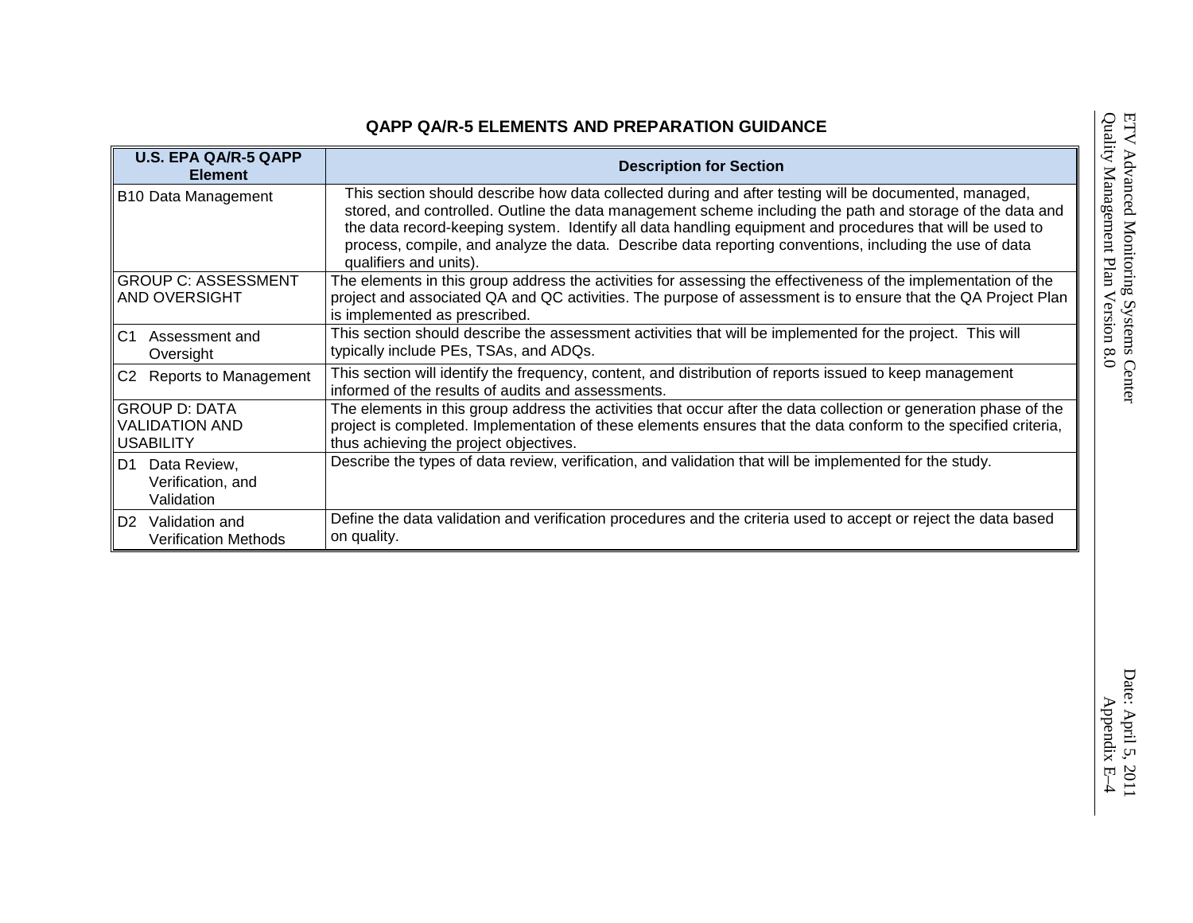**QAPP QA/R-5 ELEMENTS AND PREPARATION GUIDANCE**

| U.S. EPA QA/R-5 QAPP Element | Description for Section |
|---|---|
| B10 Data Management | This section should describe how data collected during and after testing will be documented, managed, stored, and controlled. Outline the data management scheme including the path and storage of the data and the data record-keeping system. Identify all data handling equipment and procedures that will be used to process, compile, and analyze the data. Describe data reporting conventions, including the use of data qualifiers and units). |
| GROUP C: ASSESSMENT AND OVERSIGHT | The elements in this group address the activities for assessing the effectiveness of the implementation of the project and associated QA and QC activities. The purpose of assessment is to ensure that the QA Project Plan is implemented as prescribed. |
| C1 Assessment and Oversight | This section should describe the assessment activities that will be implemented for the project. This will typically include PEs, TSAs, and ADQs. |
| C2 Reports to Management | This section will identify the frequency, content, and distribution of reports issued to keep management informed of the results of audits and assessments. |
| GROUP D: DATA VALIDATION AND USABILITY | The elements in this group address the activities that occur after the data collection or generation phase of the project is completed. Implementation of these elements ensures that the data conform to the specified criteria, thus achieving the project objectives. |
| D1 Data Review, Verification, and Validation | Describe the types of data review, verification, and validation that will be implemented for the study. |
| D2 Validation and Verification Methods | Define the data validation and verification procedures and the criteria used to accept or reject the data based on quality. |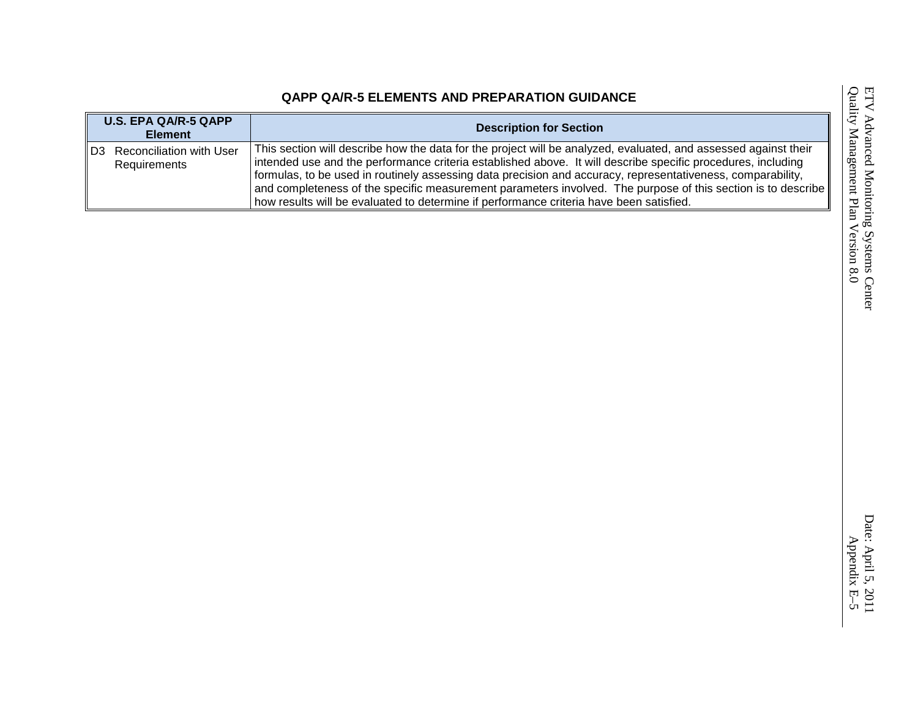**QAPP QA/R-5 ELEMENTS AND PREPARATION GUIDANCE**

| U.S. EPA QA/R-5 QAPP Element | Description for Section |
|---|---|
| D3 Reconciliation with User Requirements | This section will describe how the data for the project will be analyzed, evaluated, and assessed against their intended use and the performance criteria established above. It will describe specific procedures, including formulas, to be used in routinely assessing data precision and accuracy, representativeness, comparability, and completeness of the specific measurement parameters involved. The purpose of this section is to describe how results will be evaluated to determine if performance criteria have been satisfied. |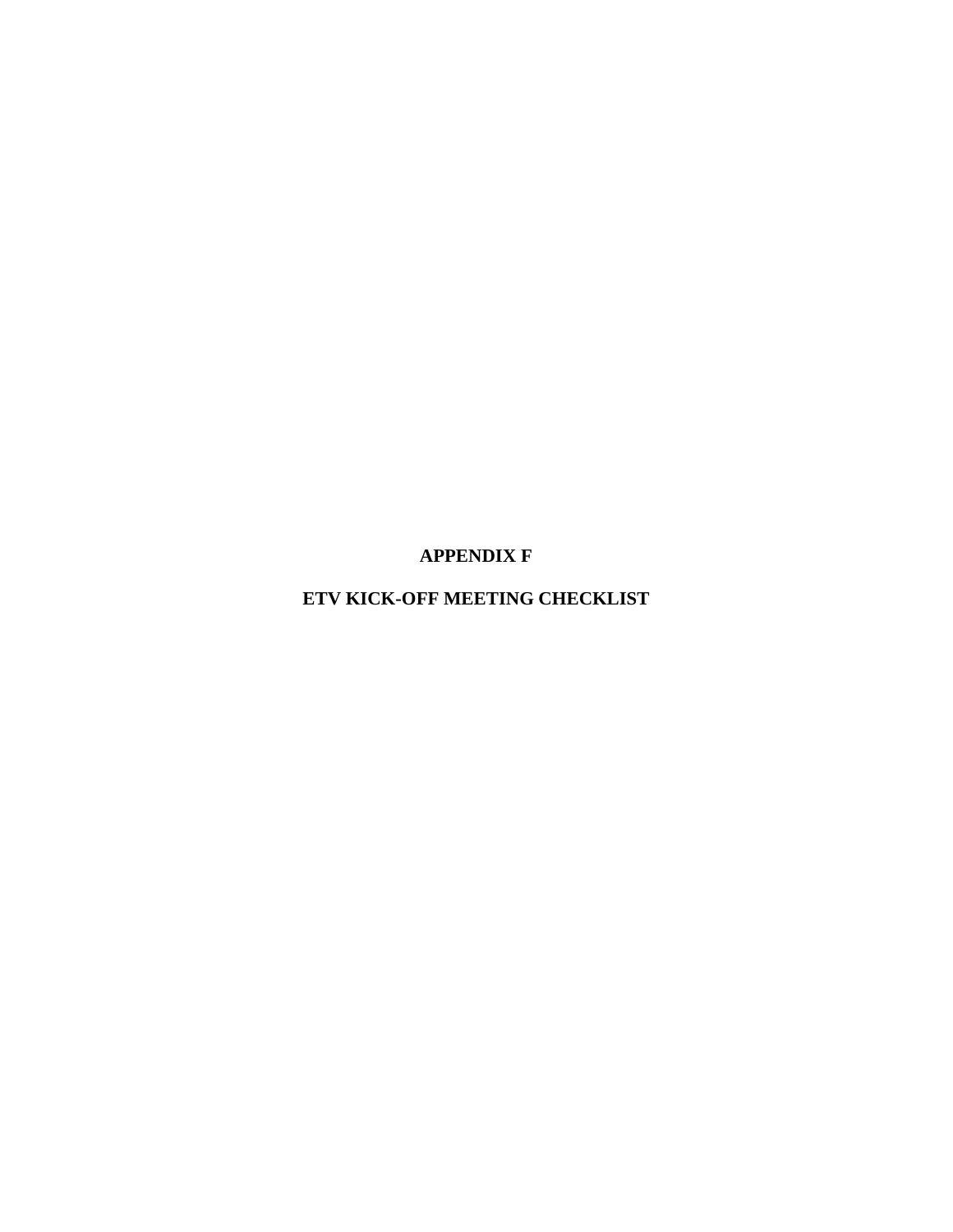# APPENDIX F

# ETV KICK-OFF MEETING CHECKLIST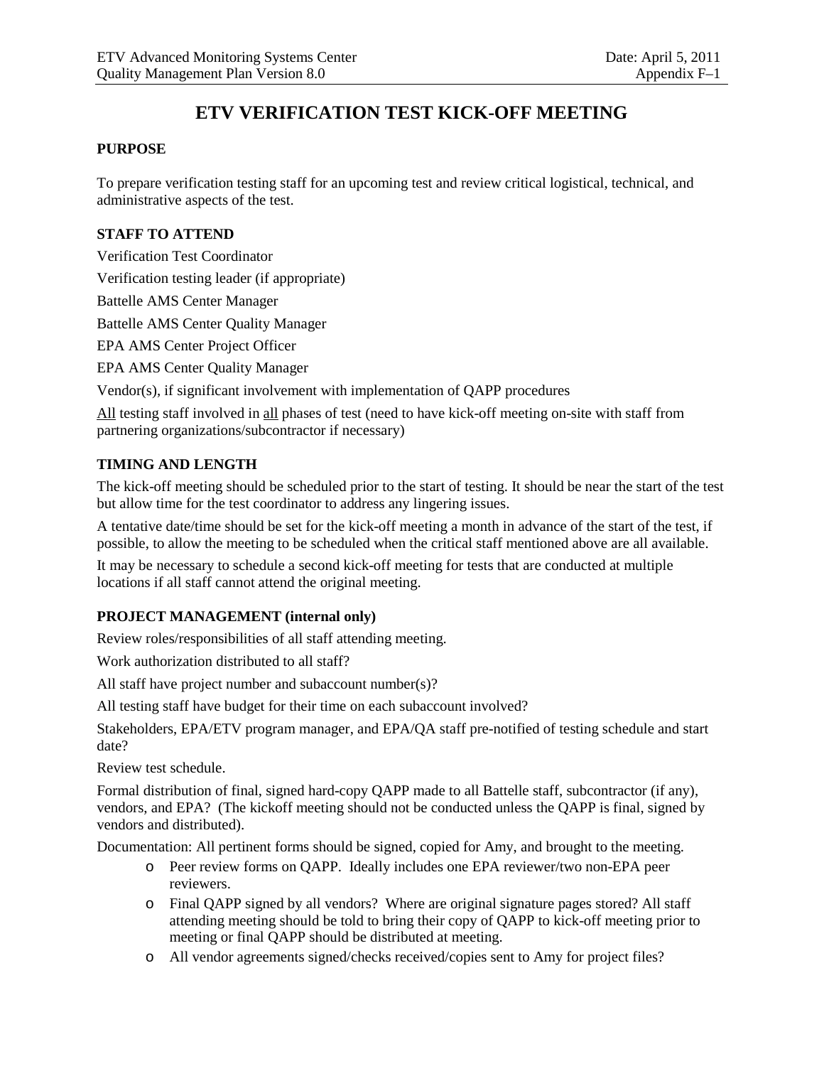# ETV VERIFICATION TEST KICK-OFF MEETING

**PURPOSE**

To prepare verification testing staff for an upcoming test and review critical logistical, technical, and administrative aspects of the test.

**STAFF TO ATTEND**

Verification Test Coordinator

Verification testing leader (if appropriate)

Battelle AMS Center Manager

Battelle AMS Center Quality Manager

EPA AMS Center Project Officer

EPA AMS Center Quality Manager

Vendor(s), if significant involvement with implementation of QAPP procedures

All testing staff involved in all phases of test (need to have kick-off meeting on-site with staff from partnering organizations/subcontractor if necessary)

**TIMING AND LENGTH**

The kick-off meeting should be scheduled prior to the start of testing. It should be near the start of the test but allow time for the test coordinator to address any lingering issues.

A tentative date/time should be set for the kick-off meeting a month in advance of the start of the test, if possible, to allow the meeting to be scheduled when the critical staff mentioned above are all available.

It may be necessary to schedule a second kick-off meeting for tests that are conducted at multiple locations if all staff cannot attend the original meeting.

**PROJECT MANAGEMENT (internal only)**

Review roles/responsibilities of all staff attending meeting.

Work authorization distributed to all staff?

All staff have project number and subaccount number(s)?

All testing staff have budget for their time on each subaccount involved?

Stakeholders, EPA/ETV program manager, and EPA/QA staff pre-notified of testing schedule and start date?

Review test schedule.

Formal distribution of final, signed hard-copy QAPP made to all Battelle staff, subcontractor (if any), vendors, and EPA? (The kickoff meeting should not be conducted unless the QAPP is final, signed by vendors and distributed).

Documentation: All pertinent forms should be signed, copied for Amy, and brought to the meeting.

- Peer review forms on QAPP. Ideally includes one EPA reviewer/two non-EPA peer reviewers.
- Final QAPP signed by all vendors? Where are original signature pages stored? All staff attending meeting should be told to bring their copy of QAPP to kick-off meeting prior to meeting or final QAPP should be distributed at meeting.
- All vendor agreements signed/checks received/copies sent to Amy for project files?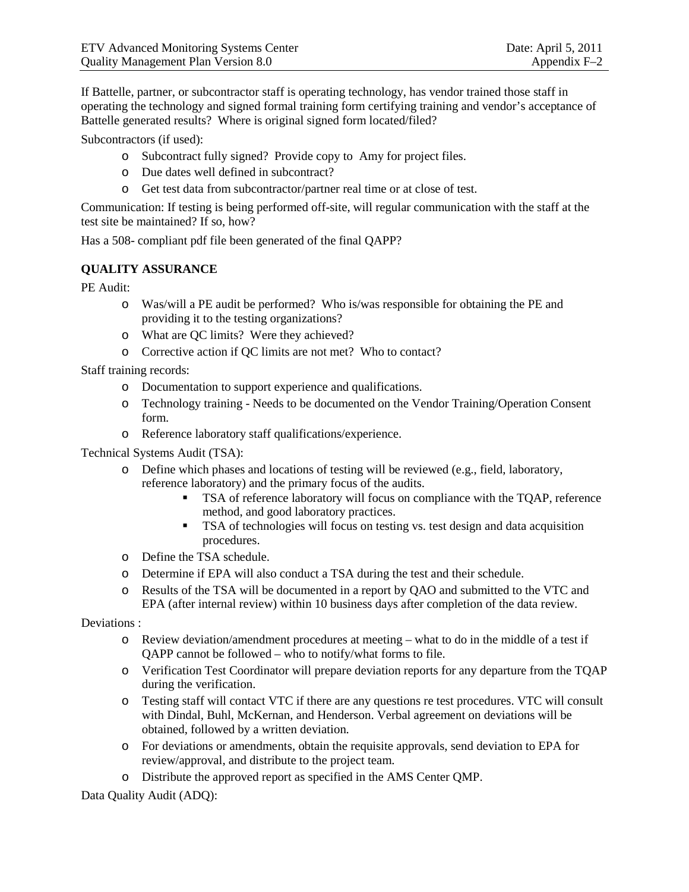If Battelle, partner, or subcontractor staff is operating technology, has vendor trained those staff in operating the technology and signed formal training form certifying training and vendor's acceptance of Battelle generated results? Where is original signed form located/filed?

Subcontractors (if used):

- Subcontract fully signed? Provide copy to Amy for project files.
- Due dates well defined in subcontract?
- Get test data from subcontractor/partner real time or at close of test.

Communication: If testing is being performed off-site, will regular communication with the staff at the test site be maintained? If so, how?

Has a 508- compliant pdf file been generated of the final QAPP?

**QUALITY ASSURANCE**

PE Audit:

- Was/will a PE audit be performed? Who is/was responsible for obtaining the PE and providing it to the testing organizations?
- What are QC limits? Were they achieved?
- Corrective action if QC limits are not met? Who to contact?

Staff training records:

- Documentation to support experience and qualifications.
- Technology training - Needs to be documented on the Vendor Training/Operation Consent form.
- Reference laboratory staff qualifications/experience.

Technical Systems Audit (TSA):

- Define which phases and locations of testing will be reviewed (e.g., field, laboratory, reference laboratory) and the primary focus of the audits.
    - TSA of reference laboratory will focus on compliance with the TQAP, reference method, and good laboratory practices.
    - TSA of technologies will focus on testing vs. test design and data acquisition procedures.
- Define the TSA schedule.
- Determine if EPA will also conduct a TSA during the test and their schedule.
- Results of the TSA will be documented in a report by QAO and submitted to the VTC and EPA (after internal review) within 10 business days after completion of the data review.

Deviations :

- Review deviation/amendment procedures at meeting – what to do in the middle of a test if QAPP cannot be followed – who to notify/what forms to file.
- Verification Test Coordinator will prepare deviation reports for any departure from the TQAP during the verification.
- Testing staff will contact VTC if there are any questions re test procedures. VTC will consult with Dindal, Buhl, McKernan, and Henderson. Verbal agreement on deviations will be obtained, followed by a written deviation.
- For deviations or amendments, obtain the requisite approvals, send deviation to EPA for review/approval, and distribute to the project team.
- Distribute the approved report as specified in the AMS Center QMP.

Data Quality Audit (ADQ):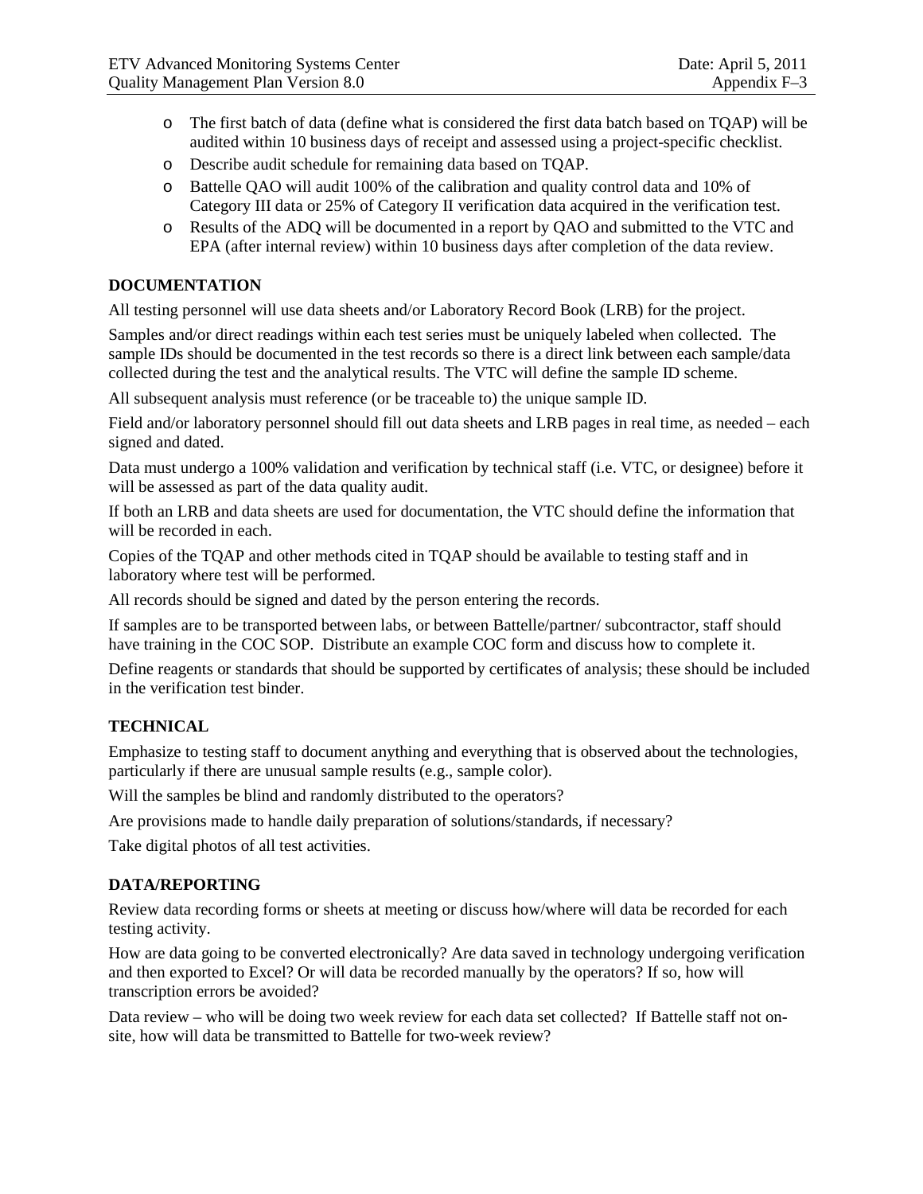- The first batch of data (define what is considered the first data batch based on TQAP) will be audited within 10 business days of receipt and assessed using a project-specific checklist.
- Describe audit schedule for remaining data based on TQAP.
- Battelle QAO will audit 100% of the calibration and quality control data and 10% of Category III data or 25% of Category II verification data acquired in the verification test.
- Results of the ADQ will be documented in a report by QAO and submitted to the VTC and EPA (after internal review) within 10 business days after completion of the data review.

**DOCUMENTATION**

All testing personnel will use data sheets and/or Laboratory Record Book (LRB) for the project.

Samples and/or direct readings within each test series must be uniquely labeled when collected. The sample IDs should be documented in the test records so there is a direct link between each sample/data collected during the test and the analytical results. The VTC will define the sample ID scheme.

All subsequent analysis must reference (or be traceable to) the unique sample ID.

Field and/or laboratory personnel should fill out data sheets and LRB pages in real time, as needed – each signed and dated.

Data must undergo a 100% validation and verification by technical staff (i.e. VTC, or designee) before it will be assessed as part of the data quality audit.

If both an LRB and data sheets are used for documentation, the VTC should define the information that will be recorded in each.

Copies of the TQAP and other methods cited in TQAP should be available to testing staff and in laboratory where test will be performed.

All records should be signed and dated by the person entering the records.

If samples are to be transported between labs, or between Battelle/partner/ subcontractor, staff should have training in the COC SOP. Distribute an example COC form and discuss how to complete it.

Define reagents or standards that should be supported by certificates of analysis; these should be included in the verification test binder.

**TECHNICAL**

Emphasize to testing staff to document anything and everything that is observed about the technologies, particularly if there are unusual sample results (e.g., sample color).

Will the samples be blind and randomly distributed to the operators?

Are provisions made to handle daily preparation of solutions/standards, if necessary?

Take digital photos of all test activities.

**DATA/REPORTING**

Review data recording forms or sheets at meeting or discuss how/where will data be recorded for each testing activity.

How are data going to be converted electronically? Are data saved in technology undergoing verification and then exported to Excel? Or will data be recorded manually by the operators? If so, how will transcription errors be avoided?

Data review – who will be doing two week review for each data set collected? If Battelle staff not on-site, how will data be transmitted to Battelle for two-week review?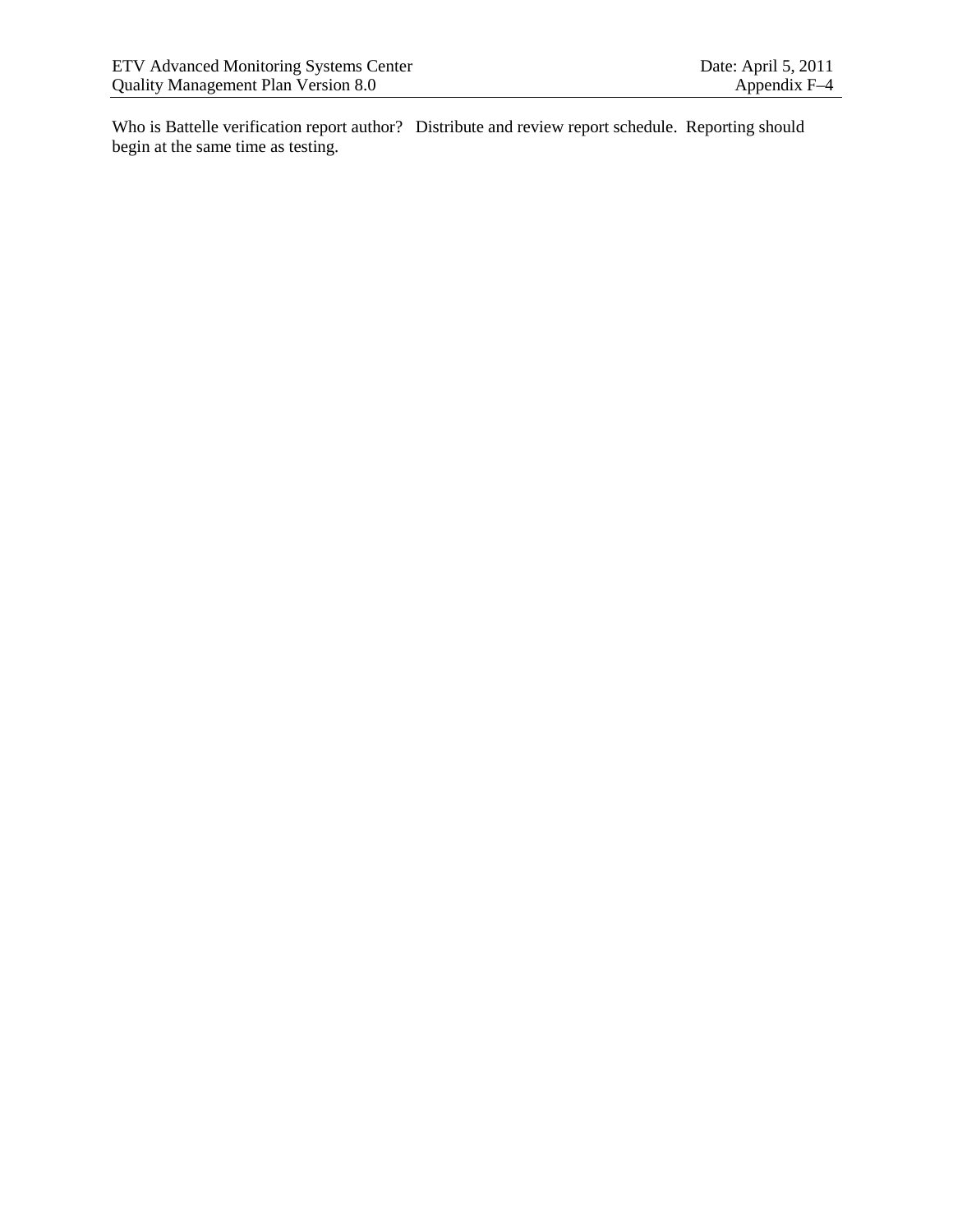Who is Battelle verification report author? Distribute and review report schedule. Reporting should begin at the same time as testing.